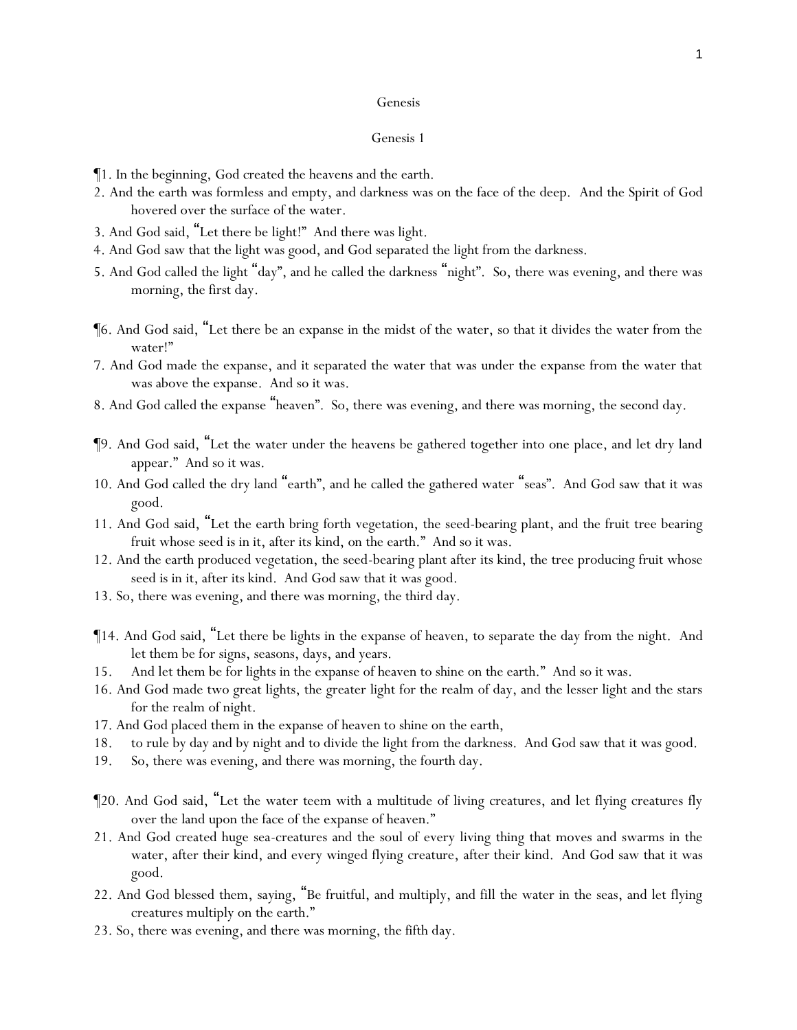# Genesis

## Genesis 1

¶1. In the beginning, God created the heavens and the earth.

2. And the earth was formless and empty, and darkness was on the face of the deep. And the Spirit of God hovered over the surface of the water.

3. And God said, "Let there be light!" And there was light.

4. And God saw that the light was good, and God separated the light from the darkness.

5. And God called the light "day", and he called the darkness "night". So, there was evening, and there was morning, the first day.

¶6. And God said, "Let there be an expanse in the midst of the water, so that it divides the water from the water!"

7. And God made the expanse, and it separated the water that was under the expanse from the water that was above the expanse. And so it was.

8. And God called the expanse "heaven". So, there was evening, and there was morning, the second day.

¶9. And God said, "Let the water under the heavens be gathered together into one place, and let dry land appear." And so it was.

10. And God called the dry land "earth", and he called the gathered water "seas". And God saw that it was good.

11. And God said, "Let the earth bring forth vegetation, the seed-bearing plant, and the fruit tree bearing fruit whose seed is in it, after its kind, on the earth." And so it was.

12. And the earth produced vegetation, the seed-bearing plant after its kind, the tree producing fruit whose seed is in it, after its kind. And God saw that it was good.

13. So, there was evening, and there was morning, the third day.

¶14. And God said, "Let there be lights in the expanse of heaven, to separate the day from the night. And let them be for signs, seasons, days, and years.

15. And let them be for lights in the expanse of heaven to shine on the earth." And so it was.

16. And God made two great lights, the greater light for the realm of day, and the lesser light and the stars for the realm of night.

17. And God placed them in the expanse of heaven to shine on the earth,

18. to rule by day and by night and to divide the light from the darkness. And God saw that it was good.

19. So, there was evening, and there was morning, the fourth day.

¶20. And God said, "Let the water teem with a multitude of living creatures, and let flying creatures fly over the land upon the face of the expanse of heaven."

21. And God created huge sea-creatures and the soul of every living thing that moves and swarms in the water, after their kind, and every winged flying creature, after their kind. And God saw that it was good.

22. And God blessed them, saying, "Be fruitful, and multiply, and fill the water in the seas, and let flying creatures multiply on the earth."

23. So, there was evening, and there was morning, the fifth day.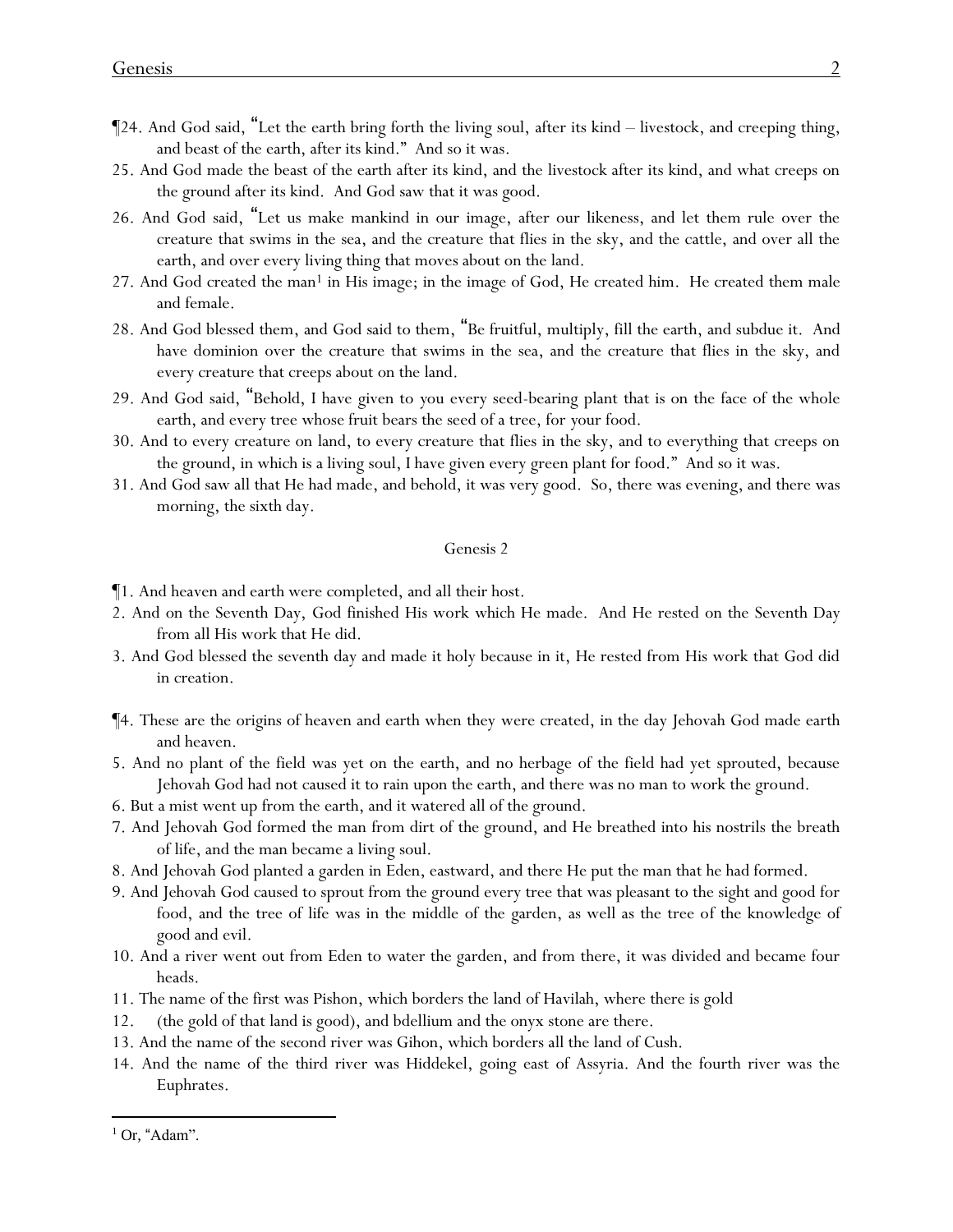¶24. And God said, "Let the earth bring forth the living soul, after its kind – livestock, and creeping thing, and beast of the earth, after its kind." And so it was.

25. And God made the beast of the earth after its kind, and the livestock after its kind, and what creeps on the ground after its kind. And God saw that it was good.

26. And God said, "Let us make mankind in our image, after our likeness, and let them rule over the creature that swims in the sea, and the creature that flies in the sky, and the cattle, and over all the earth, and over every living thing that moves about on the land.

27. And God created the man[1] in His image; in the image of God, He created him. He created them male and female.

28. And God blessed them, and God said to them, "Be fruitful, multiply, fill the earth, and subdue it. And have dominion over the creature that swims in the sea, and the creature that flies in the sky, and every creature that creeps about on the land.

29. And God said, "Behold, I have given to you every seed-bearing plant that is on the face of the whole earth, and every tree whose fruit bears the seed of a tree, for your food.

30. And to every creature on land, to every creature that flies in the sky, and to everything that creeps on the ground, in which is a living soul, I have given every green plant for food." And so it was.

31. And God saw all that He had made, and behold, it was very good. So, there was evening, and there was morning, the sixth day.

## Genesis 2

¶1. And heaven and earth were completed, and all their host.

2. And on the Seventh Day, God finished His work which He made. And He rested on the Seventh Day from all His work that He did.

3. And God blessed the seventh day and made it holy because in it, He rested from His work that God did in creation.

¶4. These are the origins of heaven and earth when they were created, in the day Jehovah God made earth and heaven.

5. And no plant of the field was yet on the earth, and no herbage of the field had yet sprouted, because Jehovah God had not caused it to rain upon the earth, and there was no man to work the ground.

6. But a mist went up from the earth, and it watered all of the ground.

7. And Jehovah God formed the man from dirt of the ground, and He breathed into his nostrils the breath of life, and the man became a living soul.

8. And Jehovah God planted a garden in Eden, eastward, and there He put the man that he had formed.

9. And Jehovah God caused to sprout from the ground every tree that was pleasant to the sight and good for food, and the tree of life was in the middle of the garden, as well as the tree of the knowledge of good and evil.

10. And a river went out from Eden to water the garden, and from there, it was divided and became four heads.

11. The name of the first was Pishon, which borders the land of Havilah, where there is gold

12. (the gold of that land is good), and bdellium and the onyx stone are there.

13. And the name of the second river was Gihon, which borders all the land of Cush.

14. And the name of the third river was Hiddekel, going east of Assyria. And the fourth river was the Euphrates.

---

[1] Or, "Adam".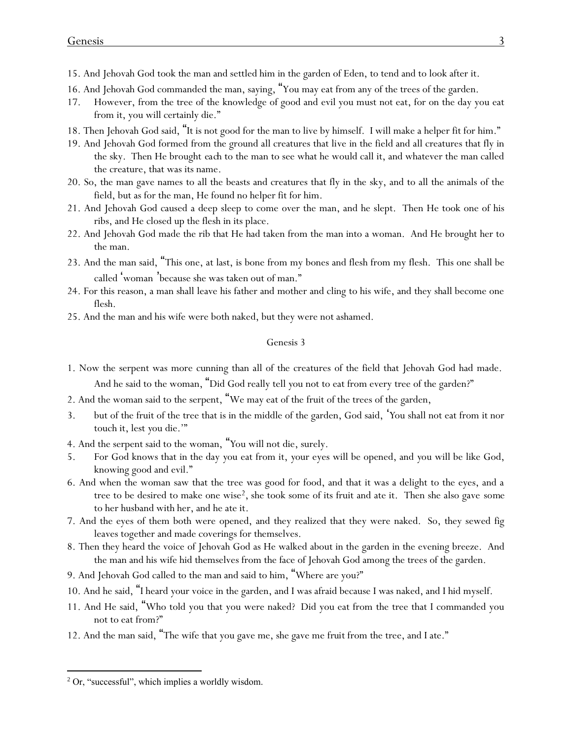15. And Jehovah God took the man and settled him in the garden of Eden, to tend and to look after it.

16. And Jehovah God commanded the man, saying, "You may eat from any of the trees of the garden.

17. However, from the tree of the knowledge of good and evil you must not eat, for on the day you eat from it, you will certainly die."

18. Then Jehovah God said, "It is not good for the man to live by himself. I will make a helper fit for him."

19. And Jehovah God formed from the ground all creatures that live in the field and all creatures that fly in the sky. Then He brought each to the man to see what he would call it, and whatever the man called the creature, that was its name.

20. So, the man gave names to all the beasts and creatures that fly in the sky, and to all the animals of the field, but as for the man, He found no helper fit for him.

21. And Jehovah God caused a deep sleep to come over the man, and he slept. Then He took one of his ribs, and He closed up the flesh in its place.

22. And Jehovah God made the rib that He had taken from the man into a woman. And He brought her to the man.

23. And the man said, "This one, at last, is bone from my bones and flesh from my flesh. This one shall be called 'woman' because she was taken out of man."

24. For this reason, a man shall leave his father and mother and cling to his wife, and they shall become one flesh.

25. And the man and his wife were both naked, but they were not ashamed.

## Genesis 3

1. Now the serpent was more cunning than all of the creatures of the field that Jehovah God had made. And he said to the woman, "Did God really tell you not to eat from every tree of the garden?"

2. And the woman said to the serpent, "We may eat of the fruit of the trees of the garden,

3. but of the fruit of the tree that is in the middle of the garden, God said, 'You shall not eat from it nor touch it, lest you die.'"

4. And the serpent said to the woman, "You will not die, surely.

5. For God knows that in the day you eat from it, your eyes will be opened, and you will be like God, knowing good and evil."

6. And when the woman saw that the tree was good for food, and that it was a delight to the eyes, and a tree to be desired to make one wise[2], she took some of its fruit and ate it. Then she also gave some to her husband with her, and he ate it.

7. And the eyes of them both were opened, and they realized that they were naked. So, they sewed fig leaves together and made coverings for themselves.

8. Then they heard the voice of Jehovah God as He walked about in the garden in the evening breeze. And the man and his wife hid themselves from the face of Jehovah God among the trees of the garden.

9. And Jehovah God called to the man and said to him, "Where are you?"

10. And he said, "I heard your voice in the garden, and I was afraid because I was naked, and I hid myself.

11. And He said, "Who told you that you were naked? Did you eat from the tree that I commanded you not to eat from?"

12. And the man said, "The wife that you gave me, she gave me fruit from the tree, and I ate."

---

[2] Or, "successful", which implies a worldly wisdom.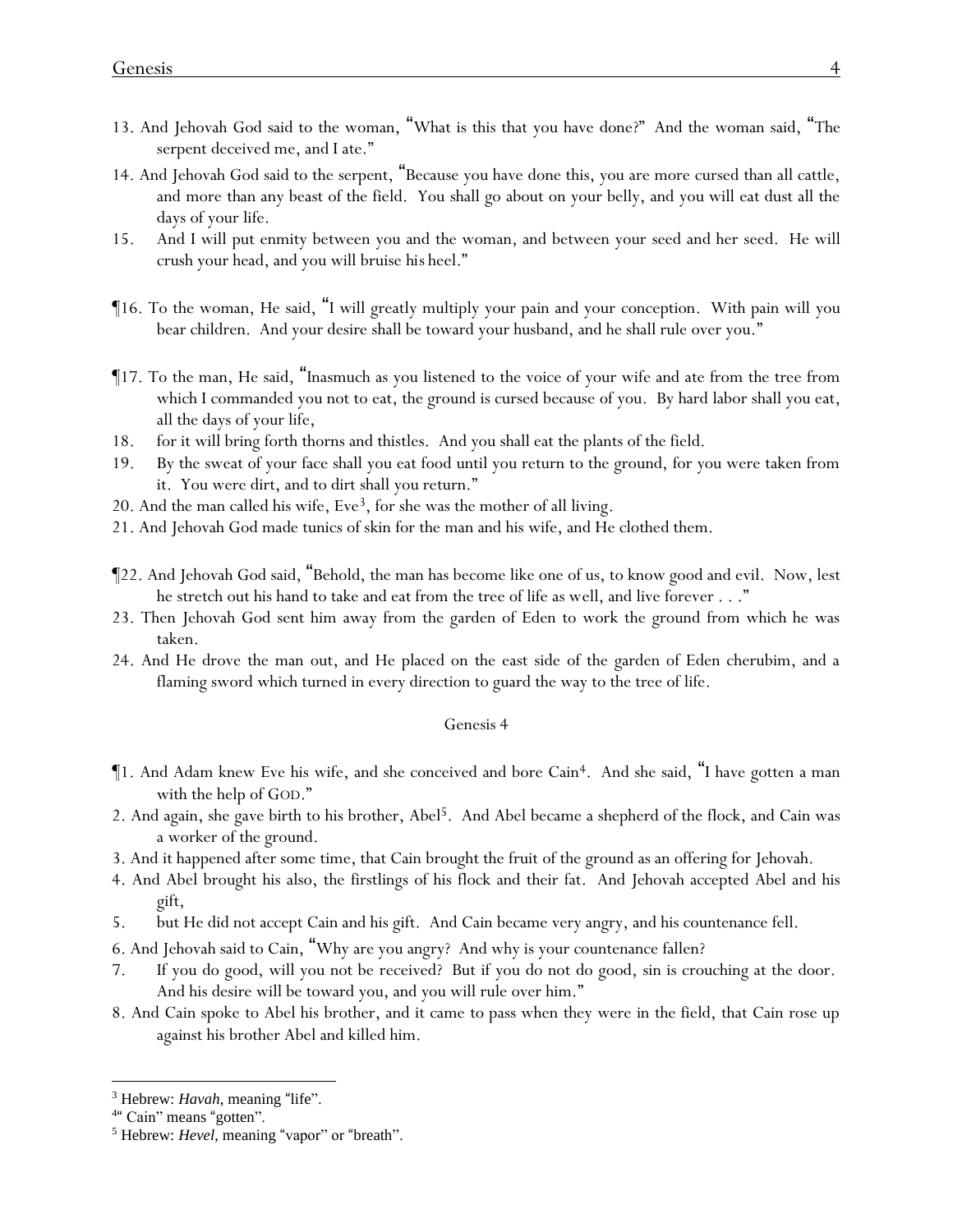13. And Jehovah God said to the woman, "What is this that you have done?" And the woman said, "The serpent deceived me, and I ate."

14. And Jehovah God said to the serpent, "Because you have done this, you are more cursed than all cattle, and more than any beast of the field. You shall go about on your belly, and you will eat dust all the days of your life.

15. And I will put enmity between you and the woman, and between your seed and her seed. He will crush your head, and you will bruise *his* heel."

¶16. To the woman, He said, "I will greatly multiply your pain and your conception. With pain will you bear children. And your desire shall be toward your husband, and he shall rule over you."

¶17. To the man, He said, "Inasmuch as you listened to the voice of your wife and ate from the tree from which I commanded you not to eat, the ground is cursed because of you. By hard labor shall you eat, all the days of your life,

18. for it will bring forth thorns and thistles. And you shall eat the plants of the field.

19. By the sweat of your face shall you eat food until you return to the ground, for you were taken from it. You were dirt, and to dirt shall you return."

20. And the man called his wife, Eve[3], for she was the mother of all living.

21. And Jehovah God made tunics of skin for the man and his wife, and He clothed them.

¶22. And Jehovah God said, "Behold, the man has become like one of us, to know good and evil. Now, lest he stretch out his hand to take and eat from the tree of life as well, and live forever . . ."

23. Then Jehovah God sent him away from the garden of Eden to work the ground from which he was taken.

24. And He drove the man out, and He placed on the east side of the garden of Eden cherubim, and a flaming sword which turned in every direction to guard the way to the tree of life.

## Genesis 4

¶1. And Adam knew Eve his wife, and she conceived and bore Cain[4]. And she said, "I have gotten a man with the help of GOD."

2. And again, she gave birth to his brother, Abel[5]. And Abel became a shepherd of the flock, and Cain was a worker of the ground.

3. And it happened after some time, that Cain brought the fruit of the ground as an offering for Jehovah.

4. And Abel brought his also, the firstlings of his flock and their fat. And Jehovah accepted Abel and his gift,

5. but He did not accept Cain and his gift. And Cain became very angry, and his countenance fell.

6. And Jehovah said to Cain, "Why are you angry? And why is your countenance fallen?

7. If you do good, will you not be received? But if you do not do good, sin is crouching at the door. And his desire will be toward you, and you will rule over him."

8. And Cain spoke to Abel his brother, and it came to pass when they were in the field, that Cain rose up against his brother Abel and killed him.

---

[3] Hebrew: *Havah,* meaning "life".

[4] "Cain" means "gotten".

[5] Hebrew: *Hevel,* meaning "vapor" or "breath".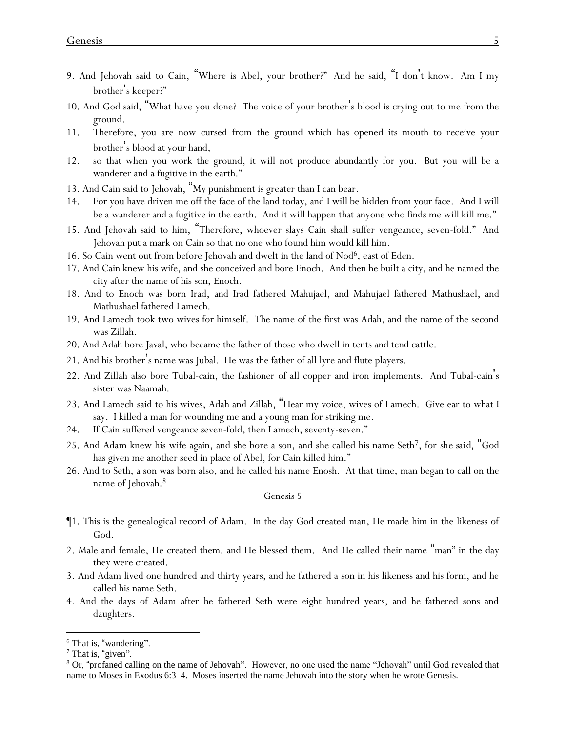9. And Jehovah said to Cain, "Where is Abel, your brother?" And he said, "I don't know. Am I my brother's keeper?"

10. And God said, "What have you done? The voice of your brother's blood is crying out to me from the ground.

11. Therefore, you are now cursed from the ground which has opened its mouth to receive your brother's blood at your hand,

12. so that when you work the ground, it will not produce abundantly for you. But you will be a wanderer and a fugitive in the earth."

13. And Cain said to Jehovah, "My punishment is greater than I can bear.

14. For you have driven me off the face of the land today, and I will be hidden from your face. And I will be a wanderer and a fugitive in the earth. And it will happen that anyone who finds me will kill me."

15. And Jehovah said to him, "Therefore, whoever slays Cain shall suffer vengeance, seven-fold." And Jehovah put a mark on Cain so that no one who found him would kill him.

16. So Cain went out from before Jehovah and dwelt in the land of Nod[6], east of Eden.

17. And Cain knew his wife, and she conceived and bore Enoch. And then he built a city, and he named the city after the name of his son, Enoch.

18. And to Enoch was born Irad, and Irad fathered Mahujael, and Mahujael fathered Mathushael, and Mathushael fathered Lamech.

19. And Lamech took two wives for himself. The name of the first was Adah, and the name of the second was Zillah.

20. And Adah bore Javal, who became the father of those who dwell in tents and tend cattle.

21. And his brother's name was Jubal. He was the father of all lyre and flute players.

22. And Zillah also bore Tubal-cain, the fashioner of all copper and iron implements. And Tubal-cain's sister was Naamah.

23. And Lamech said to his wives, Adah and Zillah, "Hear my voice, wives of Lamech. Give ear to what I say. I killed a man for wounding me and a young man for striking me.

24. If Cain suffered vengeance seven-fold, then Lamech, seventy-seven."

25. And Adam knew his wife again, and she bore a son, and she called his name Seth[7], for she said, "God has given me another seed in place of Abel, for Cain killed him."

26. And to Seth, a son was born also, and he called his name Enosh. At that time, man began to call on the name of Jehovah.[8]

## Genesis 5

¶1. This is the genealogical record of Adam. In the day God created man, He made him in the likeness of God.

2. Male and female, He created them, and He blessed them. And He called their name "man" in the day they were created.

3. And Adam lived one hundred and thirty years, and he fathered a son in his likeness and his form, and he called his name Seth.

4. And the days of Adam after he fathered Seth were eight hundred years, and he fathered sons and daughters.

---

[6] That is, "wandering".

[7] That is, "given".

[8] Or, "profaned calling on the name of Jehovah". However, no one used the name "Jehovah" until God revealed that name to Moses in Exodus 6:3–4. Moses inserted the name Jehovah into the story when he wrote Genesis.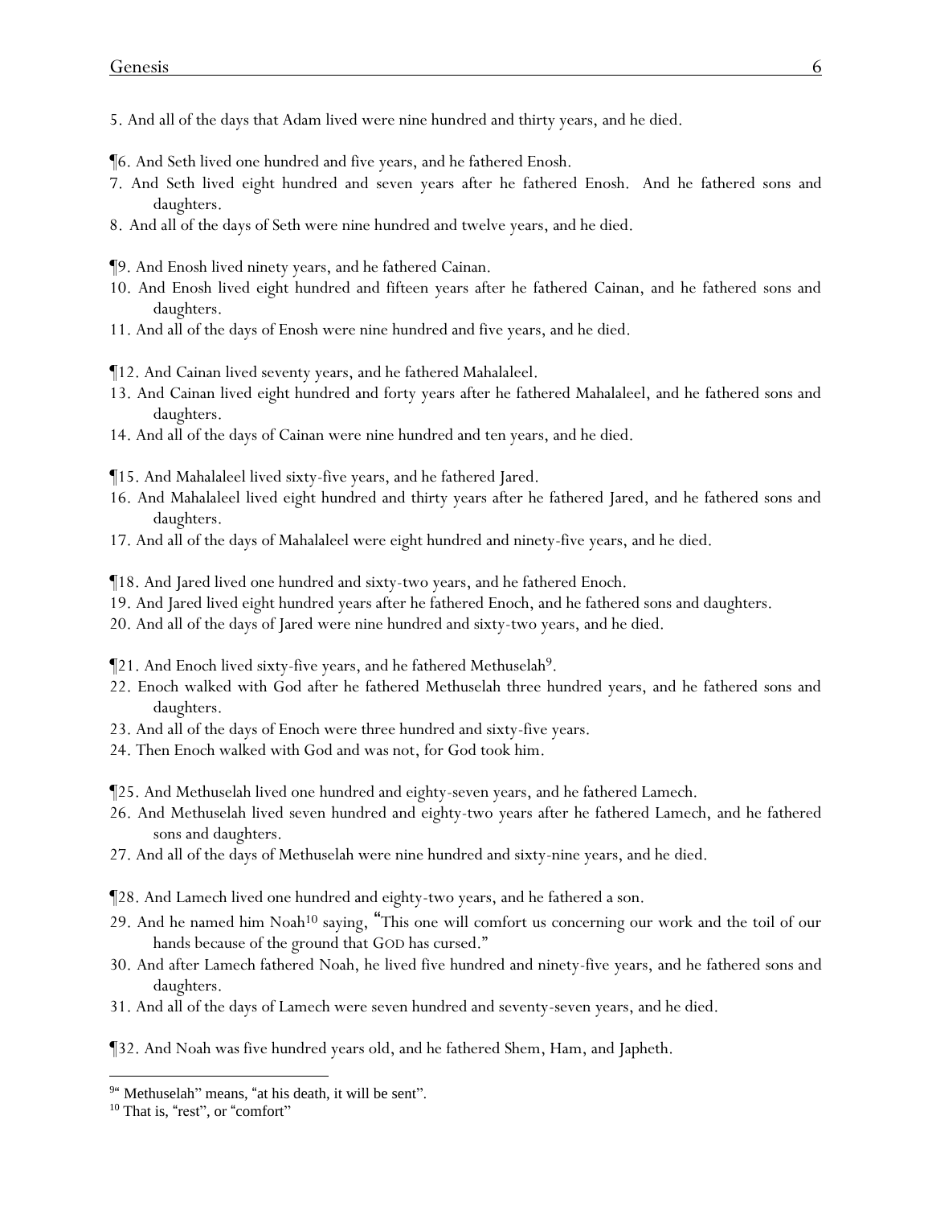5. And all of the days that Adam lived were nine hundred and thirty years, and he died.

¶6. And Seth lived one hundred and five years, and he fathered Enosh.
7. And Seth lived eight hundred and seven years after he fathered Enosh. And he fathered sons and daughters.
8. And all of the days of Seth were nine hundred and twelve years, and he died.

¶9. And Enosh lived ninety years, and he fathered Cainan.
10. And Enosh lived eight hundred and fifteen years after he fathered Cainan, and he fathered sons and daughters.
11. And all of the days of Enosh were nine hundred and five years, and he died.

¶12. And Cainan lived seventy years, and he fathered Mahalaleel.
13. And Cainan lived eight hundred and forty years after he fathered Mahalaleel, and he fathered sons and daughters.
14. And all of the days of Cainan were nine hundred and ten years, and he died.

¶15. And Mahalaleel lived sixty-five years, and he fathered Jared.
16. And Mahalaleel lived eight hundred and thirty years after he fathered Jared, and he fathered sons and daughters.
17. And all of the days of Mahalaleel were eight hundred and ninety-five years, and he died.

¶18. And Jared lived one hundred and sixty-two years, and he fathered Enoch.
19. And Jared lived eight hundred years after he fathered Enoch, and he fathered sons and daughters.
20. And all of the days of Jared were nine hundred and sixty-two years, and he died.

¶21. And Enoch lived sixty-five years, and he fathered Methuselah[9].
22. Enoch walked with God after he fathered Methuselah three hundred years, and he fathered sons and daughters.
23. And all of the days of Enoch were three hundred and sixty-five years.
24. Then Enoch walked with God and was not, for God took him.

¶25. And Methuselah lived one hundred and eighty-seven years, and he fathered Lamech.
26. And Methuselah lived seven hundred and eighty-two years after he fathered Lamech, and he fathered sons and daughters.
27. And all of the days of Methuselah were nine hundred and sixty-nine years, and he died.

¶28. And Lamech lived one hundred and eighty-two years, and he fathered a son.
29. And he named him Noah[10] saying, "This one will comfort us concerning our work and the toil of our hands because of the ground that GOD has cursed."
30. And after Lamech fathered Noah, he lived five hundred and ninety-five years, and he fathered sons and daughters.
31. And all of the days of Lamech were seven hundred and seventy-seven years, and he died.

¶32. And Noah was five hundred years old, and he fathered Shem, Ham, and Japheth.

---

[9] " Methuselah" means, "at his death, it will be sent".

[10] That is, "rest", or "comfort"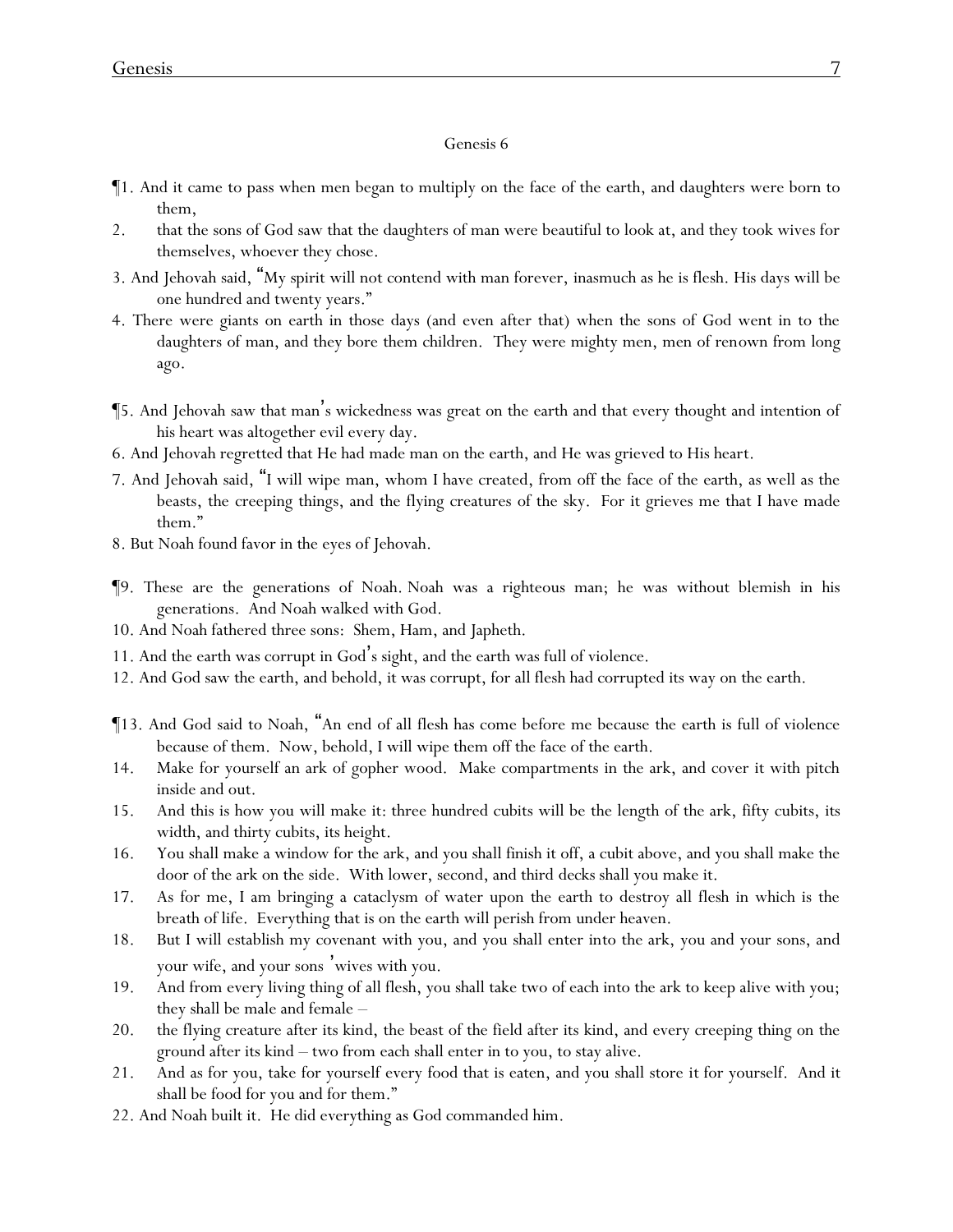## Genesis 6

¶1. And it came to pass when men began to multiply on the face of the earth, and daughters were born to them,

2. that the sons of God saw that the daughters of man were beautiful to look at, and they took wives for themselves, whoever they chose.

3. And Jehovah said, "My spirit will not contend with man forever, inasmuch as he is flesh. His days will be one hundred and twenty years."

4. There were giants on earth in those days (and even after that) when the sons of God went in to the daughters of man, and they bore them children. They were mighty men, men of renown from long ago.

¶5. And Jehovah saw that man's wickedness was great on the earth and that every thought and intention of his heart was altogether evil every day.

6. And Jehovah regretted that He had made man on the earth, and He was grieved to His heart.

7. And Jehovah said, "I will wipe man, whom I have created, from off the face of the earth, as well as the beasts, the creeping things, and the flying creatures of the sky. For it grieves me that I have made them."

8. But Noah found favor in the eyes of Jehovah.

¶9. These are the generations of Noah. Noah was a righteous man; he was without blemish in his generations. And Noah walked with God.

10. And Noah fathered three sons: Shem, Ham, and Japheth.

11. And the earth was corrupt in God's sight, and the earth was full of violence.

12. And God saw the earth, and behold, it was corrupt, for all flesh had corrupted its way on the earth.

¶13. And God said to Noah, "An end of all flesh has come before me because the earth is full of violence because of them. Now, behold, I will wipe them off the face of the earth.

14. Make for yourself an ark of gopher wood. Make compartments in the ark, and cover it with pitch inside and out.

15. And this is how you will make it: three hundred cubits will be the length of the ark, fifty cubits, its width, and thirty cubits, its height.

16. You shall make a window for the ark, and you shall finish it off, a cubit above, and you shall make the door of the ark on the side. With lower, second, and third decks shall you make it.

17. As for me, I am bringing a cataclysm of water upon the earth to destroy all flesh in which is the breath of life. Everything that is on the earth will perish from under heaven.

18. But I will establish my covenant with you, and you shall enter into the ark, you and your sons, and your wife, and your sons' wives with you.

19. And from every living thing of all flesh, you shall take two of each into the ark to keep alive with you; they shall be male and female –

20. the flying creature after its kind, the beast of the field after its kind, and every creeping thing on the ground after its kind – two from each shall enter in to you, to stay alive.

21. And as for you, take for yourself every food that is eaten, and you shall store it for yourself. And it shall be food for you and for them."

22. And Noah built it. He did everything as God commanded him.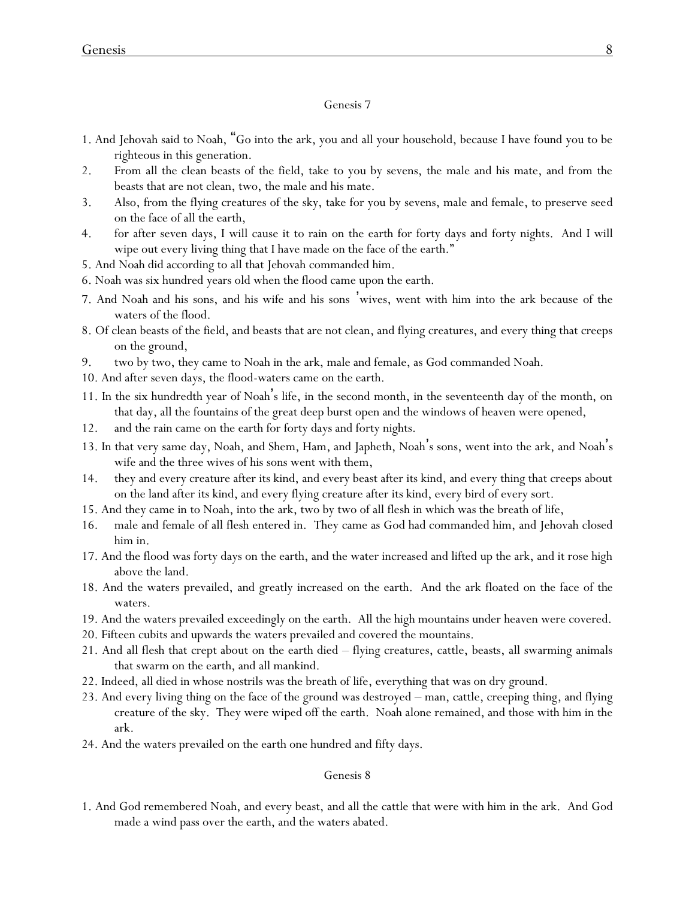## Genesis 7

1. And Jehovah said to Noah, "Go into the ark, you and all your household, because I have found you to be righteous in this generation.
2. From all the clean beasts of the field, take to you by sevens, the male and his mate, and from the beasts that are not clean, two, the male and his mate.
3. Also, from the flying creatures of the sky, take for you by sevens, male and female, to preserve seed on the face of all the earth,
4. for after seven days, I will cause it to rain on the earth for forty days and forty nights. And I will wipe out every living thing that I have made on the face of the earth."
5. And Noah did according to all that Jehovah commanded him.
6. Noah was six hundred years old when the flood came upon the earth.
7. And Noah and his sons, and his wife and his sons 'wives, went with him into the ark because of the waters of the flood.
8. Of clean beasts of the field, and beasts that are not clean, and flying creatures, and every thing that creeps on the ground,
9. two by two, they came to Noah in the ark, male and female, as God commanded Noah.
10. And after seven days, the flood-waters came on the earth.
11. In the six hundredth year of Noah's life, in the second month, in the seventeenth day of the month, on that day, all the fountains of the great deep burst open and the windows of heaven were opened,
12. and the rain came on the earth for forty days and forty nights.
13. In that very same day, Noah, and Shem, Ham, and Japheth, Noah's sons, went into the ark, and Noah's wife and the three wives of his sons went with them,
14. they and every creature after its kind, and every beast after its kind, and every thing that creeps about on the land after its kind, and every flying creature after its kind, every bird of every sort.
15. And they came in to Noah, into the ark, two by two of all flesh in which was the breath of life,
16. male and female of all flesh entered in. They came as God had commanded him, and Jehovah closed him in.
17. And the flood was forty days on the earth, and the water increased and lifted up the ark, and it rose high above the land.
18. And the waters prevailed, and greatly increased on the earth. And the ark floated on the face of the waters.
19. And the waters prevailed exceedingly on the earth. All the high mountains under heaven were covered.
20. Fifteen cubits and upwards the waters prevailed and covered the mountains.
21. And all flesh that crept about on the earth died – flying creatures, cattle, beasts, all swarming animals that swarm on the earth, and all mankind.
22. Indeed, all died in whose nostrils was the breath of life, everything that was on dry ground.
23. And every living thing on the face of the ground was destroyed – man, cattle, creeping thing, and flying creature of the sky. They were wiped off the earth. Noah alone remained, and those with him in the ark.
24. And the waters prevailed on the earth one hundred and fifty days.

## Genesis 8

1. And God remembered Noah, and every beast, and all the cattle that were with him in the ark. And God made a wind pass over the earth, and the waters abated.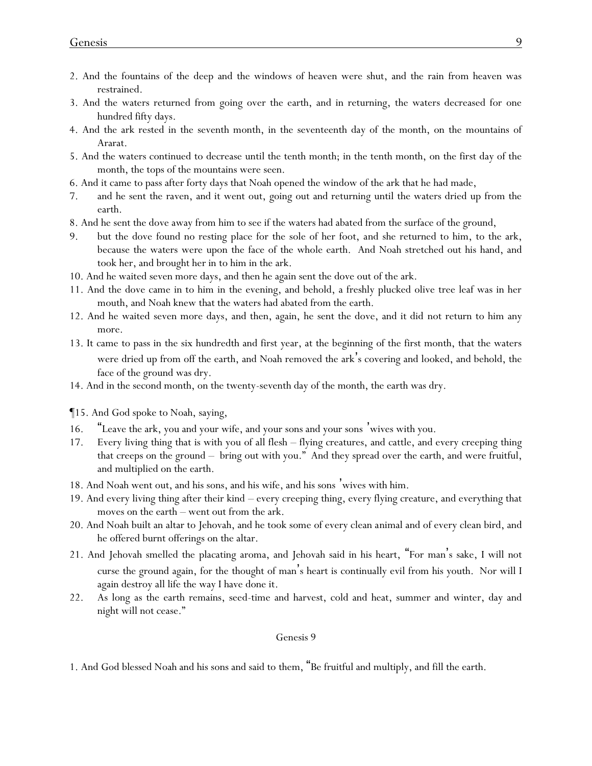2. And the fountains of the deep and the windows of heaven were shut, and the rain from heaven was restrained.
3. And the waters returned from going over the earth, and in returning, the waters decreased for one hundred fifty days.
4. And the ark rested in the seventh month, in the seventeenth day of the month, on the mountains of Ararat.
5. And the waters continued to decrease until the tenth month; in the tenth month, on the first day of the month, the tops of the mountains were seen.
6. And it came to pass after forty days that Noah opened the window of the ark that he had made,
7. and he sent the raven, and it went out, going out and returning until the waters dried up from the earth.
8. And he sent the dove away from him to see if the waters had abated from the surface of the ground,
9. but the dove found no resting place for the sole of her foot, and she returned to him, to the ark, because the waters were upon the face of the whole earth. And Noah stretched out his hand, and took her, and brought her in to him in the ark.
10. And he waited seven more days, and then he again sent the dove out of the ark.
11. And the dove came in to him in the evening, and behold, a freshly plucked olive tree leaf was in her mouth, and Noah knew that the waters had abated from the earth.
12. And he waited seven more days, and then, again, he sent the dove, and it did not return to him any more.
13. It came to pass in the six hundredth and first year, at the beginning of the first month, that the waters were dried up from off the earth, and Noah removed the ark's covering and looked, and behold, the face of the ground was dry.
14. And in the second month, on the twenty-seventh day of the month, the earth was dry.

¶15. And God spoke to Noah, saying,
16. "Leave the ark, you and your wife, and your sons and your sons' wives with you.
17. Every living thing that is with you of all flesh – flying creatures, and cattle, and every creeping thing that creeps on the ground – bring out with you." And they spread over the earth, and were fruitful, and multiplied on the earth.
18. And Noah went out, and his sons, and his wife, and his sons' wives with him.
19. And every living thing after their kind – every creeping thing, every flying creature, and everything that moves on the earth – went out from the ark.
20. And Noah built an altar to Jehovah, and he took some of every clean animal and of every clean bird, and he offered burnt offerings on the altar.
21. And Jehovah smelled the placating aroma, and Jehovah said in his heart, "For man's sake, I will not curse the ground again, for the thought of man's heart is continually evil from his youth. Nor will I again destroy all life the way I have done it.
22. As long as the earth remains, seed-time and harvest, cold and heat, summer and winter, day and night will not cease."

## Genesis 9

1. And God blessed Noah and his sons and said to them, "Be fruitful and multiply, and fill the earth.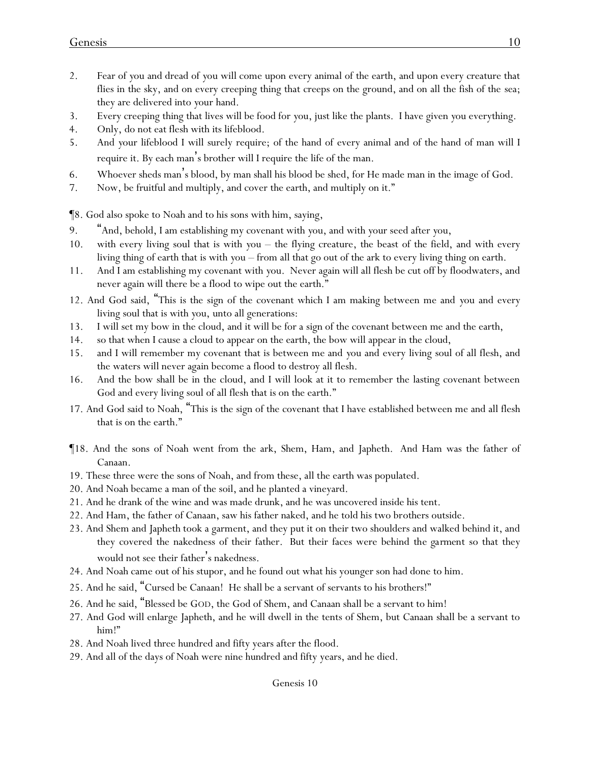2. Fear of you and dread of you will come upon every animal of the earth, and upon every creature that flies in the sky, and on every creeping thing that creeps on the ground, and on all the fish of the sea; they are delivered into your hand.
3. Every creeping thing that lives will be food for you, just like the plants. I have given you everything.
4. Only, do not eat flesh with its lifeblood.
5. And your lifeblood I will surely require; of the hand of every animal and of the hand of man will I require it. By each man's brother will I require the life of the man.
6. Whoever sheds man's blood, by man shall his blood be shed, for He made man in the image of God.
7. Now, be fruitful and multiply, and cover the earth, and multiply on it."

¶8. God also spoke to Noah and to his sons with him, saying,
9. "And, behold, I am establishing my covenant with you, and with your seed after you,
10. with every living soul that is with you – the flying creature, the beast of the field, and with every living thing of earth that is with you – from all that go out of the ark to every living thing on earth.
11. And I am establishing my covenant with you. Never again will all flesh be cut off by floodwaters, and never again will there be a flood to wipe out the earth."
12. And God said, "This is the sign of the covenant which I am making between me and you and every living soul that is with you, unto all generations:
13. I will set my bow in the cloud, and it will be for a sign of the covenant between me and the earth,
14. so that when I cause a cloud to appear on the earth, the bow will appear in the cloud,
15. and I will remember my covenant that is between me and you and every living soul of all flesh, and the waters will never again become a flood to destroy all flesh.
16. And the bow shall be in the cloud, and I will look at it to remember the lasting covenant between God and every living soul of all flesh that is on the earth."
17. And God said to Noah, "This is the sign of the covenant that I have established between me and all flesh that is on the earth."

¶18. And the sons of Noah went from the ark, Shem, Ham, and Japheth. And Ham was the father of Canaan.
19. These three were the sons of Noah, and from these, all the earth was populated.
20. And Noah became a man of the soil, and he planted a vineyard.
21. And he drank of the wine and was made drunk, and he was uncovered inside his tent.
22. And Ham, the father of Canaan, saw his father naked, and he told his two brothers outside.
23. And Shem and Japheth took a garment, and they put it on their two shoulders and walked behind it, and they covered the nakedness of their father. But their faces were behind the garment so that they would not see their father's nakedness.
24. And Noah came out of his stupor, and he found out what his younger son had done to him.
25. And he said, "Cursed be Canaan! He shall be a servant of servants to his brothers!"
26. And he said, "Blessed be GOD, the God of Shem, and Canaan shall be a servant to him!
27. And God will enlarge Japheth, and he will dwell in the tents of Shem, but Canaan shall be a servant to him!"
28. And Noah lived three hundred and fifty years after the flood.
29. And all of the days of Noah were nine hundred and fifty years, and he died.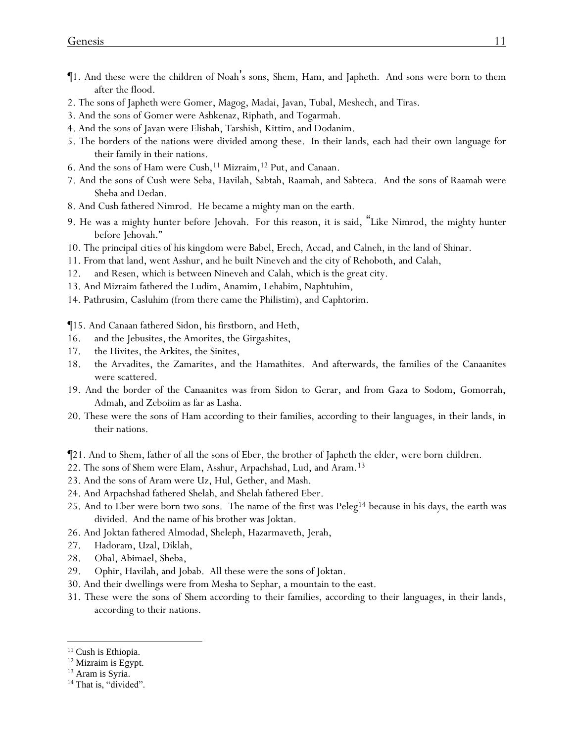¶1. And these were the children of Noah's sons, Shem, Ham, and Japheth. And sons were born to them after the flood.

2. The sons of Japheth were Gomer, Magog, Madai, Javan, Tubal, Meshech, and Tiras.

3. And the sons of Gomer were Ashkenaz, Riphath, and Togarmah.

4. And the sons of Javan were Elishah, Tarshish, Kittim, and Dodanim.

5. The borders of the nations were divided among these. In their lands, each had their own language for their family in their nations.

6. And the sons of Ham were Cush,[11] Mizraim,[12] Put, and Canaan.

7. And the sons of Cush were Seba, Havilah, Sabtah, Raamah, and Sabteca. And the sons of Raamah were Sheba and Dedan.

8. And Cush fathered Nimrod. He became a mighty man on the earth.

9. He was a mighty hunter before Jehovah. For this reason, it is said, "Like Nimrod, the mighty hunter before Jehovah."

10. The principal *cities* of his kingdom were Babel, Erech, Accad, and Calneh, in the land of Shinar.

11. From that land, went Asshur, and he built Nineveh and the city of Rehoboth, and Calah,

12. and Resen, which is between Nineveh and Calah, which is the great city.

13. And Mizraim fathered the Ludim, Anamim, Lehabim, Naphtuhim,

14. Pathrusim, Casluhim (from there came the Philistim), and Caphtorim.

¶15. And Canaan fathered Sidon, his firstborn, and Heth,

16. and the Jebusites, the Amorites, the Girgashites,

17. the Hivites, the Arkites, the Sinites,

18. the Arvadites, the Zamarites, and the Hamathites. And afterwards, the families of the Canaanites were scattered.

19. And the border of the Canaanites was from Sidon to Gerar, and from Gaza to Sodom, Gomorrah, Admah, and Zeboiim as far as Lasha.

20. These were the sons of Ham according to their families, according to their languages, in their lands, in their nations.

¶21. And to Shem, father of all the sons of Eber, the brother of Japheth the elder, were born *children*.

22. The sons of Shem were Elam, Asshur, Arpachshad, Lud, and Aram.[13]

23. And the sons of Aram were Uz, Hul, Gether, and Mash.

24. And Arpachshad fathered Shelah, and Shelah fathered Eber.

25. And to Eber were born two sons. The name of the first was Peleg[14] because in his days, the earth was divided. And the name of his brother was Joktan.

26. And Joktan fathered Almodad, Sheleph, Hazarmaveth, Jerah,

27. Hadoram, Uzal, Diklah,

28. Obal, Abimael, Sheba,

29. Ophir, Havilah, and Jobab. All these were the sons of Joktan.

30. And their dwellings were from Mesha to Sephar, a mountain to the east.

31. These were the sons of Shem according to their families, according to their languages, in their lands, according to their nations.

---

[11] Cush is Ethiopia.

[12] Mizraim is Egypt.

[13] Aram is Syria.

[14] That is, "divided".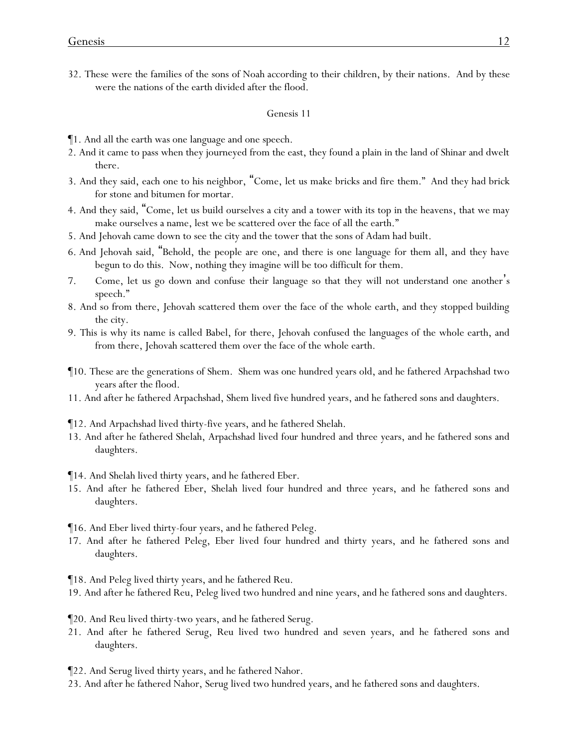32. These were the families of the sons of Noah according to their children, by their nations. And by these were the nations of the earth divided after the flood.

## Genesis 11

¶1. And all the earth was one language and one speech.

2. And it came to pass when they journeyed from the east, they found a plain in the land of Shinar and dwelt there.

3. And they said, each one to his neighbor, "Come, let us make bricks and fire them." And they had brick for stone and bitumen for mortar.

4. And they said, "Come, let us build ourselves a city and a tower with its top in the heavens, that we may make ourselves a name, lest we be scattered over the face of all the earth."

5. And Jehovah came down to see the city and the tower that the sons of Adam had built.

6. And Jehovah said, "Behold, the people are one, and there is one language for them all, and they have begun to do this. Now, nothing they imagine will be too difficult for them.

7. Come, let us go down and confuse their language so that they will not understand one another's speech."

8. And so from there, Jehovah scattered them over the face of the whole earth, and they stopped building the city.

9. This is why its name is called Babel, for there, Jehovah confused the languages of the whole earth, and from there, Jehovah scattered them over the face of the whole earth.

¶10. These are the generations of Shem. Shem was one hundred years old, and he fathered Arpachshad two years after the flood.

11. And after he fathered Arpachshad, Shem lived five hundred years, and he fathered sons and daughters.

¶12. And Arpachshad lived thirty-five years, and he fathered Shelah.

13. And after he fathered Shelah, Arpachshad lived four hundred and three years, and he fathered sons and daughters.

¶14. And Shelah lived thirty years, and he fathered Eber.

15. And after he fathered Eber, Shelah lived four hundred and three years, and he fathered sons and daughters.

¶16. And Eber lived thirty-four years, and he fathered Peleg.

17. And after he fathered Peleg, Eber lived four hundred and thirty years, and he fathered sons and daughters.

¶18. And Peleg lived thirty years, and he fathered Reu.

19. And after he fathered Reu, Peleg lived two hundred and nine years, and he fathered sons and daughters.

¶20. And Reu lived thirty-two years, and he fathered Serug.

21. And after he fathered Serug, Reu lived two hundred and seven years, and he fathered sons and daughters.

¶22. And Serug lived thirty years, and he fathered Nahor.

23. And after he fathered Nahor, Serug lived two hundred years, and he fathered sons and daughters.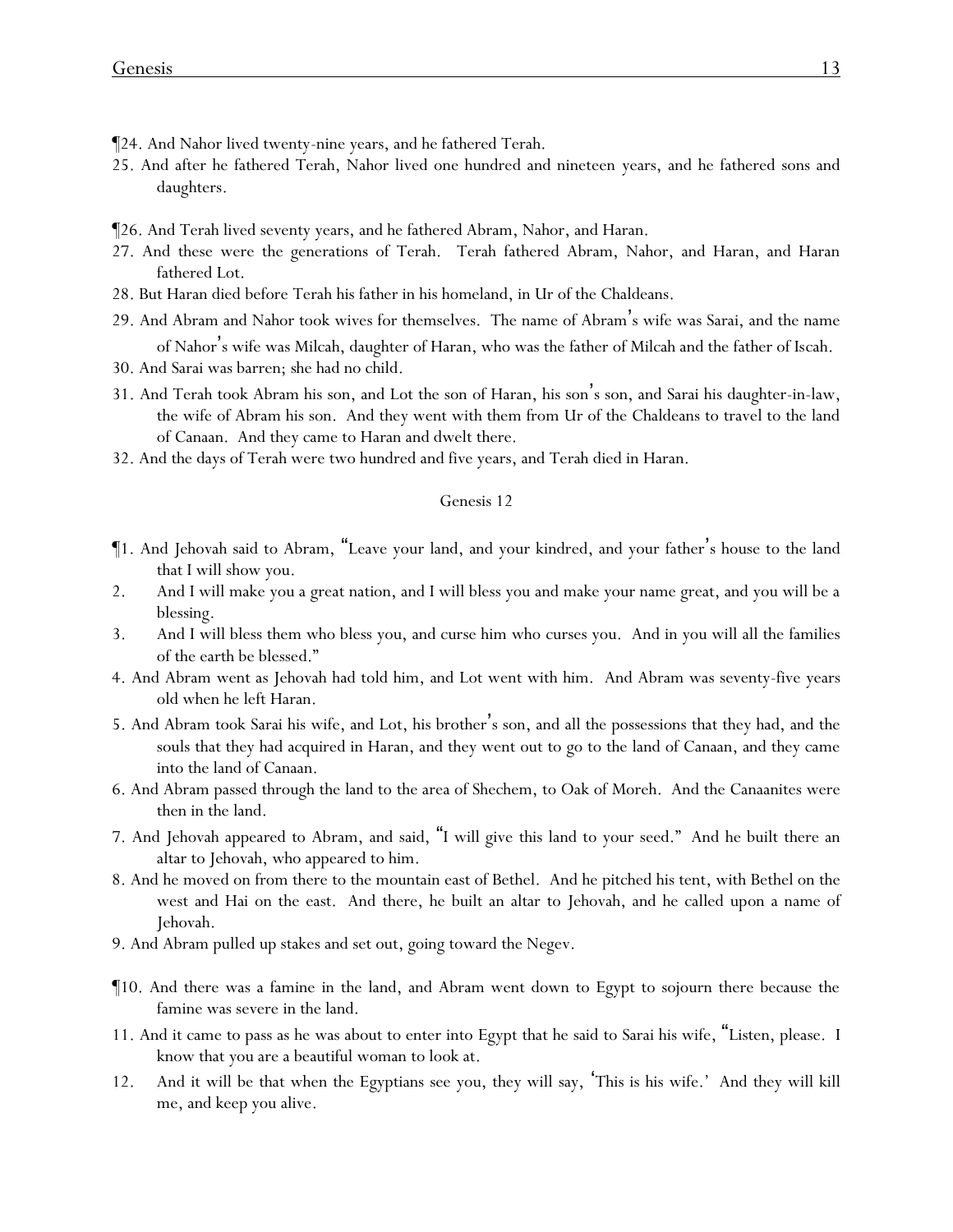¶24. And Nahor lived twenty-nine years, and he fathered Terah.

25. And after he fathered Terah, Nahor lived one hundred and nineteen years, and he fathered sons and daughters.

¶26. And Terah lived seventy years, and he fathered Abram, Nahor, and Haran.

27. And these were the generations of Terah. Terah fathered Abram, Nahor, and Haran, and Haran fathered Lot.

28. But Haran died before Terah his father in his homeland, in Ur of the Chaldeans.

29. And Abram and Nahor took wives for themselves. The name of Abram's wife was Sarai, and the name of Nahor's wife was Milcah, daughter of Haran, who was the father of Milcah and the father of Iscah.

30. And Sarai was barren; she had no child.

31. And Terah took Abram his son, and Lot the son of Haran, his son's son, and Sarai his daughter-in-law, the wife of Abram his son. And they went with them from Ur of the Chaldeans to travel to the land of Canaan. And they came to Haran and dwelt there.

32. And the days of Terah were two hundred and five years, and Terah died in Haran.

## Genesis 12

¶1. And Jehovah said to Abram, "Leave your land, and your kindred, and your father's house to the land that I will show you.

2. And I will make you a great nation, and I will bless you and make your name great, and you will be a blessing.

3. And I will bless them who bless you, and curse him who curses you. And in you will all the families of the earth be blessed."

4. And Abram went as Jehovah had told him, and Lot went with him. And Abram was seventy-five years old when he left Haran.

5. And Abram took Sarai his wife, and Lot, his brother's son, and all the possessions that they had, and the souls that they had acquired in Haran, and they went out to go to the land of Canaan, and they came into the land of Canaan.

6. And Abram passed through the land to the area of Shechem, to Oak of Moreh. And the Canaanites were then in the land.

7. And Jehovah appeared to Abram, and said, "I will give this land to your seed." And he built there an altar to Jehovah, who appeared to him.

8. And he moved on from there to the mountain east of Bethel. And he pitched his tent, with Bethel on the west and Hai on the east. And there, he built an altar to Jehovah, and he called upon a name of Jehovah.

9. And Abram pulled up stakes and set out, going toward the Negev.

¶10. And there was a famine in the land, and Abram went down to Egypt to sojourn there because the famine was severe in the land.

11. And it came to pass as he was about to enter into Egypt that he said to Sarai his wife, "Listen, please. I know that you are a beautiful woman to look at.

12. And it will be that when the Egyptians see you, they will say, 'This is his wife.' And they will kill me, and keep you alive.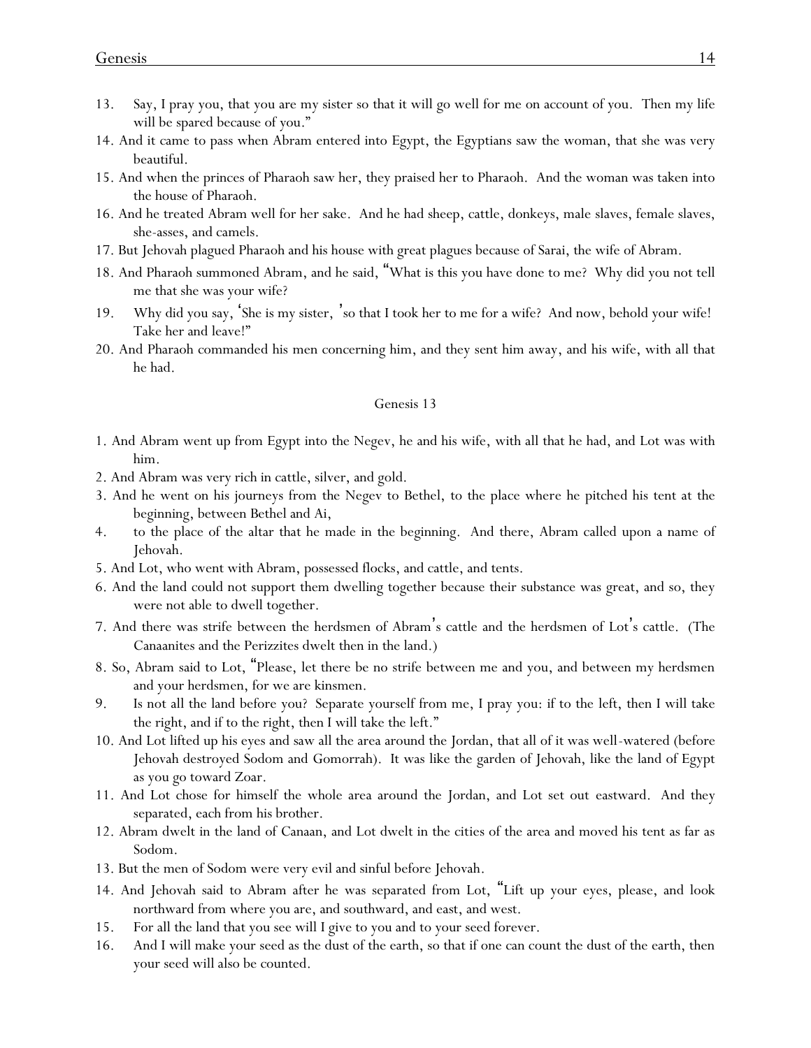13. Say, I pray you, that you are my sister so that it will go well for me on account of you. Then my life will be spared because of you."

14. And it came to pass when Abram entered into Egypt, the Egyptians saw the woman, that she was very beautiful.

15. And when the princes of Pharaoh saw her, they praised her to Pharaoh. And the woman was taken into the house of Pharaoh.

16. And he treated Abram well for her sake. And he had sheep, cattle, donkeys, male slaves, female slaves, she-asses, and camels.

17. But Jehovah plagued Pharaoh and his house with great plagues because of Sarai, the wife of Abram.

18. And Pharaoh summoned Abram, and he said, "What is this you have done to me? Why did you not tell me that she was your wife?

19. Why did you say, 'She is my sister, 'so that I took her to me for a wife? And now, behold your wife! Take her and leave!"

20. And Pharaoh commanded his men concerning him, and they sent him away, and his wife, with all that he had.

Genesis 13

1. And Abram went up from Egypt into the Negev, he and his wife, with all that he had, and Lot was with him.

2. And Abram was very rich in cattle, silver, and gold.

3. And he went on his journeys from the Negev to Bethel, to the place where he pitched his tent at the beginning, between Bethel and Ai,

4. to the place of the altar that he made in the beginning. And there, Abram called upon a name of Jehovah.

5. And Lot, who went with Abram, possessed flocks, and cattle, and tents.

6. And the land could not support them dwelling together because their substance was great, and so, they were not able to dwell together.

7. And there was strife between the herdsmen of Abram's cattle and the herdsmen of Lot's cattle. (The Canaanites and the Perizzites dwelt then in the land.)

8. So, Abram said to Lot, "Please, let there be no strife between me and you, and between my herdsmen and your herdsmen, for we are kinsmen.

9. Is not all the land before you? Separate yourself from me, I pray you: if to the left, then I will take the right, and if to the right, then I will take the left."

10. And Lot lifted up his eyes and saw all the area around the Jordan, that all of it was well-watered (before Jehovah destroyed Sodom and Gomorrah). It was like the garden of Jehovah, like the land of Egypt as you go toward Zoar.

11. And Lot chose for himself the whole area around the Jordan, and Lot set out eastward. And they separated, each from his brother.

12. Abram dwelt in the land of Canaan, and Lot dwelt in the cities of the area and moved his tent as far as Sodom.

13. But the men of Sodom were very evil and sinful before Jehovah.

14. And Jehovah said to Abram after he was separated from Lot, "Lift up your eyes, please, and look northward from where you are, and southward, and east, and west.

15. For all the land that you see will I give to you and to your seed forever.

16. And I will make your seed as the dust of the earth, so that if one can count the dust of the earth, then your seed will also be counted.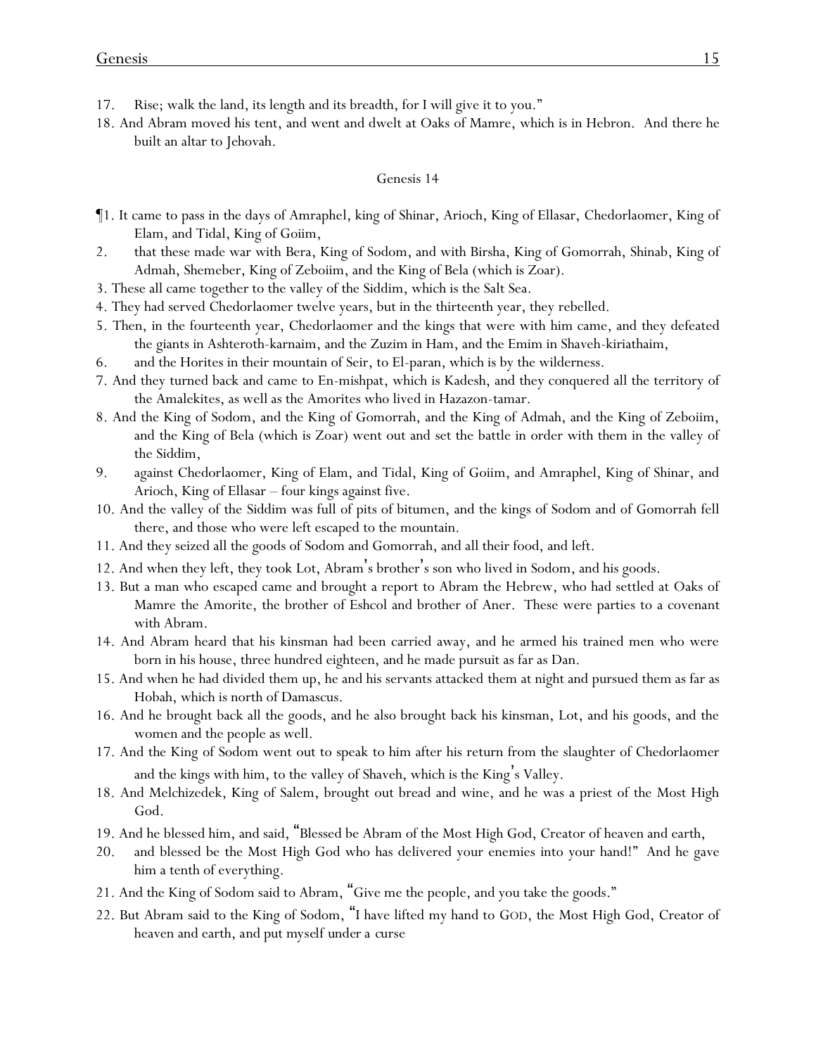17. Rise; walk the land, its length and its breadth, for I will give it to you."

18. And Abram moved his tent, and went and dwelt at Oaks of Mamre, which is in Hebron. And there he built an altar to Jehovah.

## Genesis 14

¶1. It came to pass in the days of Amraphel, king of Shinar, Arioch, King of Ellasar, Chedorlaomer, King of Elam, and Tidal, King of Goiim,

2. that these made war with Bera, King of Sodom, and with Birsha, King of Gomorrah, Shinab, King of Admah, Shemeber, King of Zeboiim, and the King of Bela (which is Zoar).

3. These all came together to the valley of the Siddim, which is the Salt Sea.

4. They had served Chedorlaomer twelve years, but in the thirteenth year, they rebelled.

5. Then, in the fourteenth year, Chedorlaomer and the kings that were with him came, and they defeated the giants in Ashteroth-karnaim, and the Zuzim in Ham, and the Emim in Shaveh-kiriathaim,

6. and the Horites in their mountain of Seir, to El-paran, which is by the wilderness.

7. And they turned back and came to En-mishpat, which is Kadesh, and they conquered all the territory of the Amalekites, as well as the Amorites who lived in Hazazon-tamar.

8. And the King of Sodom, and the King of Gomorrah, and the King of Admah, and the King of Zeboiim, and the King of Bela (which is Zoar) went out and set the battle in order with them in the valley of the Siddim,

9. against Chedorlaomer, King of Elam, and Tidal, King of Goiim, and Amraphel, King of Shinar, and Arioch, King of Ellasar – four kings against five.

10. And the valley of the Siddim was full of pits of bitumen, and the kings of Sodom and of Gomorrah fell there, and those who were left escaped to the mountain.

11. And they seized all the goods of Sodom and Gomorrah, and all their food, and left.

12. And when they left, they took Lot, Abram's brother's son who lived in Sodom, and his goods.

13. But a man who escaped came and brought a report to Abram the Hebrew, who had settled at Oaks of Mamre the Amorite, the brother of Eshcol and brother of Aner. These were parties to a covenant with Abram.

14. And Abram heard that his kinsman had been carried away, and he armed his trained men who were born in his house, three hundred eighteen, and he made pursuit as far as Dan.

15. And when he had divided them up, he and his servants attacked them at night and pursued them as far as Hobah, which is north of Damascus.

16. And he brought back all the goods, and he also brought back his kinsman, Lot, and his goods, and the women and the people as well.

17. And the King of Sodom went out to speak to him after his return from the slaughter of Chedorlaomer and the kings with him, to the valley of Shaveh, which is the King's Valley.

18. And Melchizedek, King of Salem, brought out bread and wine, and he was a priest of the Most High God.

19. And he blessed him, and said, "Blessed be Abram of the Most High God, Creator of heaven and earth,

20. and blessed be the Most High God who has delivered your enemies into your hand!" And he gave him a tenth of everything.

21. And the King of Sodom said to Abram, "Give me the people, and you take the goods."

22. But Abram said to the King of Sodom, "I have lifted my hand to GOD, the Most High God, Creator of heaven and earth, and put myself under a curse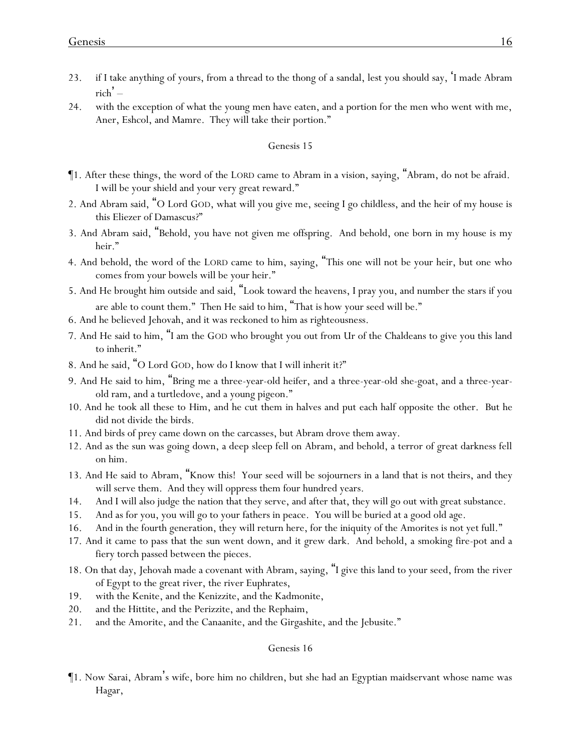23. if I take anything of yours, from a thread to the thong of a sandal, lest you should say, 'I made Abram rich' –

24. with the exception of what the young men have eaten, and a portion for the men who went with me, Aner, Eshcol, and Mamre. They will take their portion."

## Genesis 15

¶1. After these things, the word of the LORD came to Abram in a vision, saying, "Abram, do not be afraid. I will be your shield and your very great reward."

2. And Abram said, "O Lord GOD, what will you give me, seeing I go childless, and the heir of my house is this Eliezer of Damascus?"

3. And Abram said, "Behold, you have not given me offspring. And behold, one born in my house is my heir."

4. And behold, the word of the LORD came to him, saying, "This one will not be your heir, but one who comes from your bowels will be your heir."

5. And He brought him outside and said, "Look toward the heavens, I pray you, and number the stars if you are able to count them." Then He said to him, "That is how your seed will be."

6. And he believed Jehovah, and it was reckoned to him as righteousness.

7. And He said to him, "I am the GOD who brought you out from Ur of the Chaldeans to give you this land to inherit."

8. And he said, "O Lord GOD, how do I know that I will inherit it?"

9. And He said to him, "Bring me a three-year-old heifer, and a three-year-old she-goat, and a three-year-old ram, and a turtledove, and a young pigeon."

10. And he took all these to Him, and he cut them in halves and put each half opposite the other. But he did not divide the birds.

11. And birds of prey came down on the carcasses, but Abram drove them away.

12. And as the sun was going down, a deep sleep fell on Abram, and behold, a terror of great darkness fell on him.

13. And He said to Abram, "Know this! Your seed will be sojourners in a land that is not theirs, and they will serve them. And they will oppress them four hundred years.

14. And I will also judge the nation that they serve, and after that, they will go out with great substance.

15. And as for you, you will go to your fathers in peace. You will be buried at a good old age.

16. And in the fourth generation, they will return here, for the iniquity of the Amorites is not yet full."

17. And it came to pass that the sun went down, and it grew dark. And behold, a smoking fire-pot and a fiery torch passed between the pieces.

18. On that day, Jehovah made a covenant with Abram, saying, "I give this land to your seed, from the river of Egypt to the great river, the river Euphrates,

19. with the Kenite, and the Kenizzite, and the Kadmonite,

20. and the Hittite, and the Perizzite, and the Rephaim,

21. and the Amorite, and the Canaanite, and the Girgashite, and the Jebusite."

## Genesis 16

¶1. Now Sarai, Abram's wife, bore him no children, but she had an Egyptian maidservant whose name was Hagar,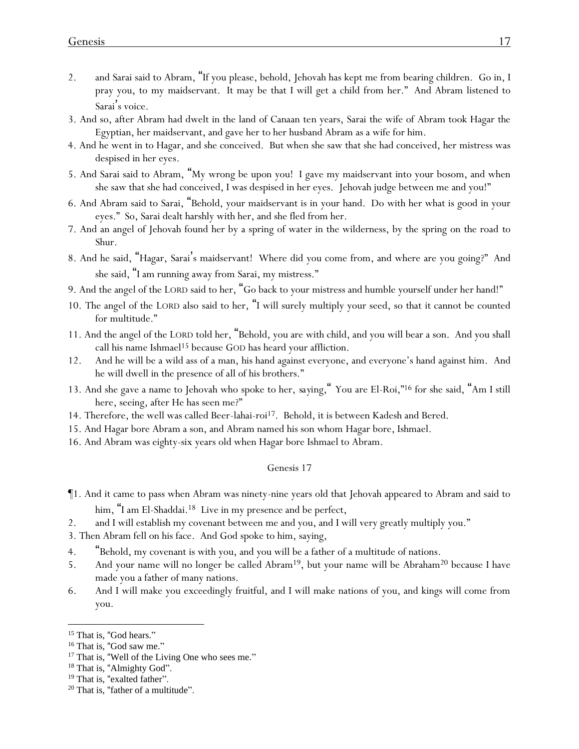2. and Sarai said to Abram, "If you please, behold, Jehovah has kept me from bearing children. Go in, I pray you, to my maidservant. It may be that I will get a child from her." And Abram listened to Sarai's voice.

3. And so, after Abram had dwelt in the land of Canaan ten years, Sarai the wife of Abram took Hagar the Egyptian, her maidservant, and gave her to her husband Abram as a wife for him.

4. And he went in to Hagar, and she conceived. But when she saw that she had conceived, her mistress was despised in her eyes.

5. And Sarai said to Abram, "My wrong be upon you! I gave my maidservant into your bosom, and when she saw that she had conceived, I was despised in her eyes. Jehovah judge between me and you!"

6. And Abram said to Sarai, "Behold, your maidservant is in your hand. Do with her what is good in your eyes." So, Sarai dealt harshly with her, and she fled from her.

7. And an angel of Jehovah found her by a spring of water in the wilderness, by the spring on the road to Shur.

8. And he said, "Hagar, Sarai's maidservant! Where did you come from, and where are you going?" And she said, "I am running away from Sarai, my mistress."

9. And the angel of the LORD said to her, "Go back to your mistress and humble yourself under her hand!"

10. The angel of the LORD also said to her, "I will surely multiply your seed, so that it cannot be counted for multitude."

11. And the angel of the LORD told her, "Behold, you are with child, and you will bear a son. And you shall call his name Ishmael[15] because GOD has heard your affliction.

12. And he will be a wild ass of a man, his hand against everyone, and everyone's hand against him. And he will dwell in the presence of all of his brothers."

13. And she gave a name to Jehovah who spoke to her, saying," You are El-Roi,"[16] for she said, "Am I still here, seeing, after He has seen me?"

14. Therefore, the well was called Beer-lahai-roi[17]. Behold, it is between Kadesh and Bered.

15. And Hagar bore Abram a son, and Abram named his son whom Hagar bore, Ishmael.

16. And Abram was eighty-six years old when Hagar bore Ishmael to Abram.

## Genesis 17

¶1. And it came to pass when Abram was ninety-nine years old that Jehovah appeared to Abram and said to him, "I am El-Shaddai.[18] Live in my presence and be perfect,

2. and I will establish my covenant between me and you, and I will very greatly multiply you."

3. Then Abram fell on his face. And God spoke to him, saying,

4. "Behold, my covenant is with you, and you will be a father of a multitude of nations.

5. And your name will no longer be called Abram[19], but your name will be Abraham[20] because I have made you a father of many nations.

6. And I will make you exceedingly fruitful, and I will make nations of you, and kings will come from you.

---

[15] That is, "God hears."

[16] That is, "God saw me."

[17] That is, "Well of the Living One who sees me."

[18] That is, "Almighty God".

[19] That is, "exalted father".

[20] That is, "father of a multitude".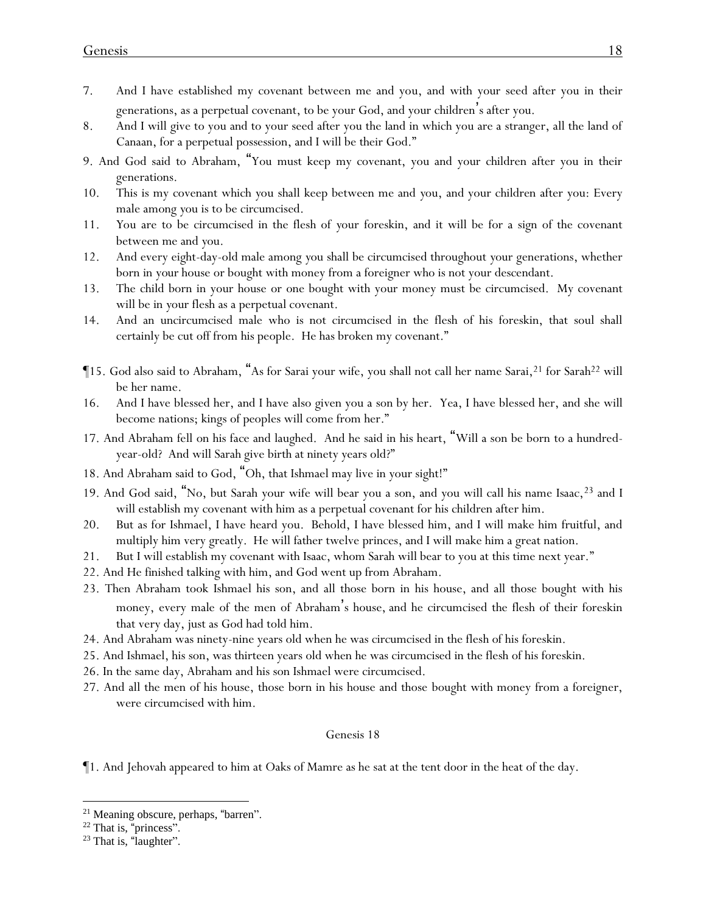7. And I have established my covenant between me and you, and with your seed after you in their generations, as a perpetual covenant, to be your God, and your children's after you.

8. And I will give to you and to your seed after you the land in which you are a stranger, all the land of Canaan, for a perpetual possession, and I will be their God."

9. And God said to Abraham, "You must keep my covenant, you and your children after you in their generations.

10. This is my covenant which you shall keep between me and you, and your children after you: Every male among you is to be circumcised.

11. You are to be circumcised in the flesh of your foreskin, and it will be for a sign of the covenant between me and you.

12. And every eight-day-old male among you shall be circumcised throughout your generations, whether born in your house or bought with money from a foreigner who is not your descendant.

13. The child born in your house or one bought with your money must be circumcised. My covenant will be in your flesh as a perpetual covenant.

14. And an uncircumcised male who is not circumcised in the flesh of his foreskin, that soul shall certainly be cut off from his people. He has broken my covenant."

¶15. God also said to Abraham, "As for Sarai your wife, you shall not call her name Sarai,[21] for Sarah[22] will be her name.

16. And I have blessed her, and I have also given you a son by her. Yea, I have blessed her, and she will become nations; kings of peoples will come from her."

17. And Abraham fell on his face and laughed. And he said in his heart, "Will a son be born to a hundred-year-old? And will Sarah give birth at ninety years old?"

18. And Abraham said to God, "Oh, that Ishmael may live in your sight!"

19. And God said, "No, but Sarah your wife will bear you a son, and you will call his name Isaac,[23] and I will establish my covenant with him as a perpetual covenant for his children after him.

20. But as for Ishmael, I have heard you. Behold, I have blessed him, and I will make him fruitful, and multiply him very greatly. He will father twelve princes, and I will make him a great nation.

21. But I will establish my covenant with Isaac, whom Sarah will bear to you at this time next year."

22. And He finished talking with him, and God went up from Abraham.

23. Then Abraham took Ishmael his son, and all those born in his house, and all those bought with his money, every male of the men of Abraham's house, and he circumcised the flesh of their foreskin that very day, just as God had told him.

24. And Abraham was ninety-nine years old when he was circumcised in the flesh of his foreskin.

25. And Ishmael, his son, was thirteen years old when he was circumcised in the flesh of his foreskin.

26. In the same day, Abraham and his son Ishmael were circumcised.

27. And all the men of his house, those born in his house and those bought with money from a foreigner, were circumcised with him.

## Genesis 18

¶1. And Jehovah appeared to him at Oaks of Mamre as he sat at the tent door in the heat of the day.

---

[21] Meaning obscure, perhaps, "barren".

[22] That is, "princess".

[23] That is, "laughter".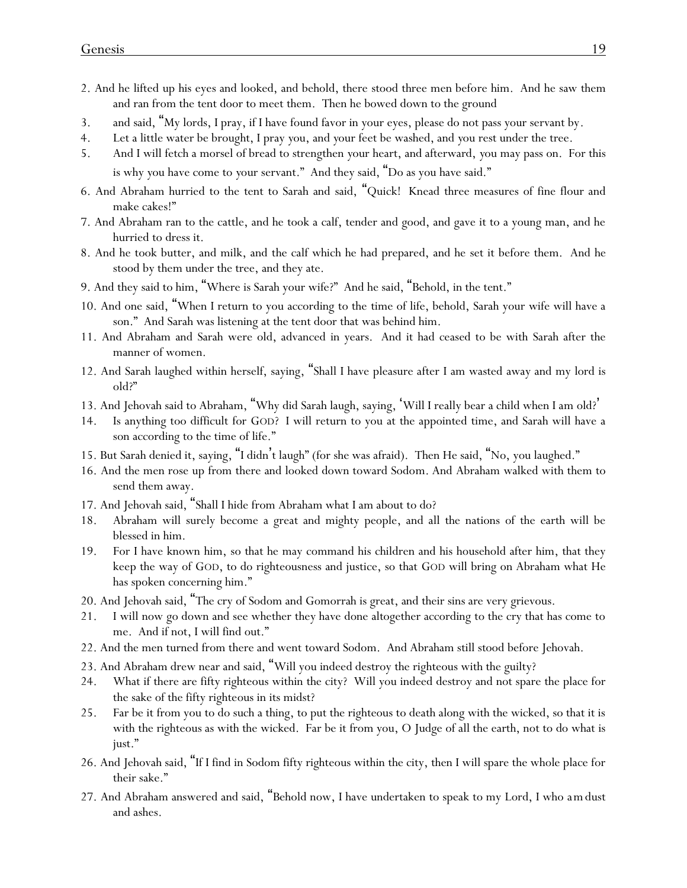2. And he lifted up his eyes and looked, and behold, there stood three men before him. And he saw them and ran from the tent door to meet them. Then he bowed down to the ground

3. and said, "My lords, I pray, if I have found favor in your eyes, please do not pass your servant by.

4. Let a little water be brought, I pray you, and your feet be washed, and you rest under the tree.

5. And I will fetch a morsel of bread to strengthen your heart, and afterward, you may pass on. For this is why you have come to your servant." And they said, "Do as you have said."

6. And Abraham hurried to the tent to Sarah and said, "Quick! Knead three measures of fine flour and make cakes!"

7. And Abraham ran to the cattle, and he took a calf, tender and good, and gave it to a young man, and he hurried to dress it.

8. And he took butter, and milk, and the calf which he had prepared, and he set it before them. And he stood by them under the tree, and they ate.

9. And they said to him, "Where is Sarah your wife?" And he said, "Behold, in the tent."

10. And one said, "When I return to you according to the time of life, behold, Sarah your wife will have a son." And Sarah was listening at the tent door that was behind him.

11. And Abraham and Sarah were old, advanced in years. And it had ceased to be with Sarah after the manner of women.

12. And Sarah laughed within herself, saying, "Shall I have pleasure after I am wasted away and my lord is old?"

13. And Jehovah said to Abraham, "Why did Sarah laugh, saying, 'Will I really bear a child when I am old?'

14. Is anything too difficult for GOD? I will return to you at the appointed time, and Sarah will have a son according to the time of life."

15. But Sarah denied it, saying, "I didn't laugh" (for she was afraid). Then He said, "No, you laughed."

16. And the men rose up from there and looked down toward Sodom. And Abraham walked with them to send them away.

17. And Jehovah said, "Shall I hide from Abraham what I am about to do?

18. Abraham will surely become a great and mighty people, and all the nations of the earth will be blessed in him.

19. For I have known him, so that he may command his children and his household after him, that they keep the way of GOD, to do righteousness and justice, so that GOD will bring on Abraham what He has spoken concerning him."

20. And Jehovah said, "The cry of Sodom and Gomorrah is great, and their sins are very grievous.

21. I will now go down and see whether they have done altogether according to the cry that has come to me. And if not, I will find out."

22. And the men turned from there and went toward Sodom. And Abraham still stood before Jehovah.

23. And Abraham drew near and said, "Will you indeed destroy the righteous with the guilty?

24. What if there are fifty righteous within the city? Will you indeed destroy and not spare the place for the sake of the fifty righteous in its midst?

25. Far be it from you to do such a thing, to put the righteous to death along with the wicked, so that it is with the righteous as with the wicked. Far be it from you, O Judge of all the earth, not to do what is just."

26. And Jehovah said, "If I find in Sodom fifty righteous within the city, then I will spare the whole place for their sake."

27. And Abraham answered and said, "Behold now, I have undertaken to speak to my Lord, I who am dust and ashes.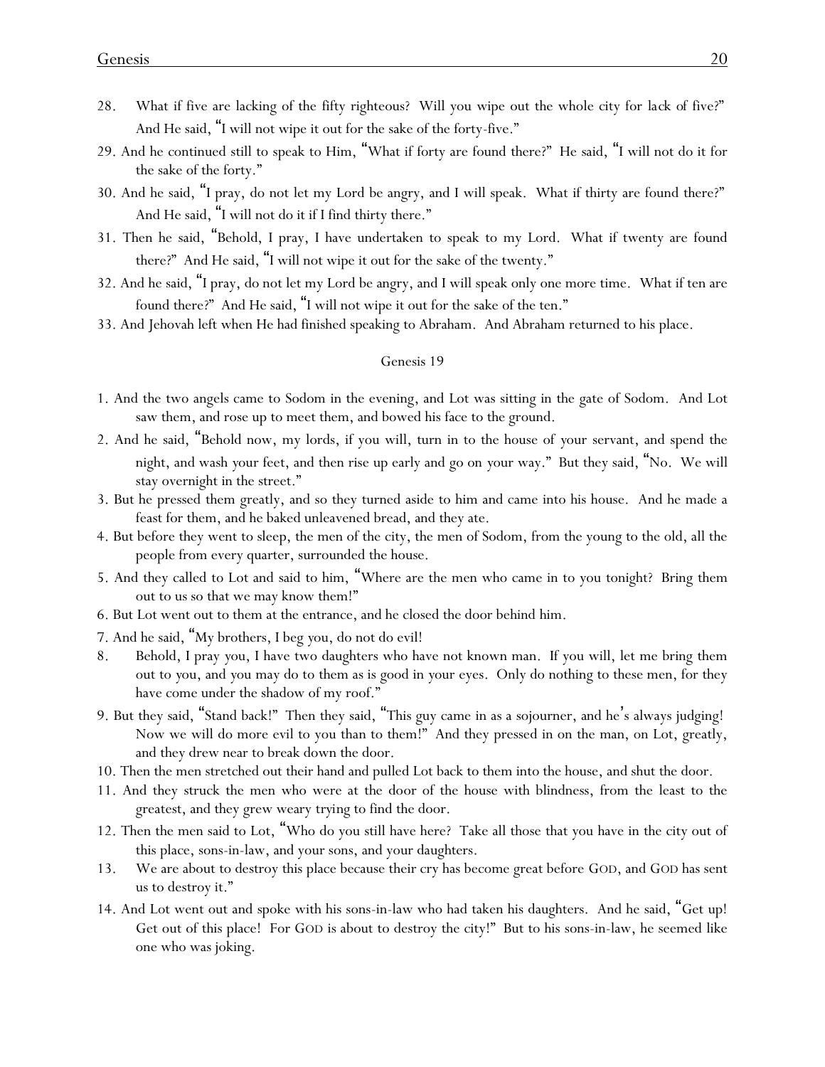28. What if five are lacking of the fifty righteous? Will you wipe out the whole city for lack of five?" And He said, "I will not wipe it out for the sake of the forty-five."

29. And he continued still to speak to Him, "What if forty are found there?" He said, "I will not do it for the sake of the forty."

30. And he said, "I pray, do not let my Lord be angry, and I will speak. What if thirty are found there?" And He said, "I will not do it if I find thirty there."

31. Then he said, "Behold, I pray, I have undertaken to speak to my Lord. What if twenty are found there?" And He said, "I will not wipe it out for the sake of the twenty."

32. And he said, "I pray, do not let my Lord be angry, and I will speak only one more time. What if ten are found there?" And He said, "I will not wipe it out for the sake of the ten."

33. And Jehovah left when He had finished speaking to Abraham. And Abraham returned to his place.

## Genesis 19

1. And the two angels came to Sodom in the evening, and Lot was sitting in the gate of Sodom. And Lot saw them, and rose up to meet them, and bowed his face to the ground.

2. And he said, "Behold now, my lords, if you will, turn in to the house of your servant, and spend the night, and wash your feet, and then rise up early and go on your way." But they said, "No. We will stay overnight in the street."

3. But he pressed them greatly, and so they turned aside to him and came into his house. And he made a feast for them, and he baked unleavened bread, and they ate.

4. But before they went to sleep, the men of the city, the men of Sodom, from the young to the old, all the people from every quarter, surrounded the house.

5. And they called to Lot and said to him, "Where are the men who came in to you tonight? Bring them out to us so that we may know them!"

6. But Lot went out to them at the entrance, and he closed the door behind him.

7. And he said, "My brothers, I beg you, do not do evil!

8. Behold, I pray you, I have two daughters who have not known man. If you will, let me bring them out to you, and you may do to them as is good in your eyes. Only do nothing to these men, for they have come under the shadow of my roof."

9. But they said, "Stand back!" Then they said, "This guy came in as a sojourner, and he's always judging! Now we will do more evil to you than to them!" And they pressed in on the man, on Lot, greatly, and they drew near to break down the door.

10. Then the men stretched out their hand and pulled Lot back to them into the house, and shut the door.

11. And they struck the men who were at the door of the house with blindness, from the least to the greatest, and they grew weary trying to find the door.

12. Then the men said to Lot, "Who do you still have here? Take all those that you have in the city out of this place, sons-in-law, and your sons, and your daughters.

13. We are about to destroy this place because their cry has become great before GOD, and GOD has sent us to destroy it."

14. And Lot went out and spoke with his sons-in-law who had taken his daughters. And he said, "Get up! Get out of this place! For GOD is about to destroy the city!" But to his sons-in-law, he seemed like one who was joking.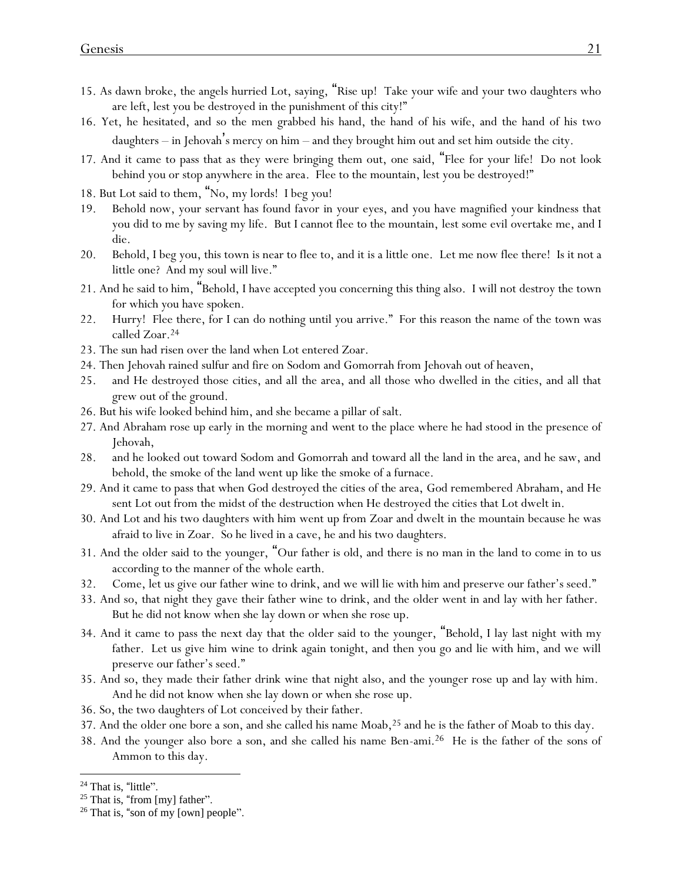15. As dawn broke, the angels hurried Lot, saying, "Rise up! Take your wife and your two daughters who are left, lest you be destroyed in the punishment of this city!"
16. Yet, he hesitated, and so the men grabbed his hand, the hand of his wife, and the hand of his two daughters – in Jehovah's mercy on him – and they brought him out and set him outside the city.
17. And it came to pass that as they were bringing them out, one said, "Flee for your life! Do not look behind you or stop anywhere in the area. Flee to the mountain, lest you be destroyed!"
18. But Lot said to them, "No, my lords! I beg you!
19. Behold now, your servant has found favor in your eyes, and you have magnified your kindness that you did to me by saving my life. But I cannot flee to the mountain, lest some evil overtake me, and I die.
20. Behold, I beg you, this town is near to flee to, and it is a little one. Let me now flee there! Is it not a little one? And my soul will live."
21. And he said to him, "Behold, I have accepted you concerning this thing also. I will not destroy the town for which you have spoken.
22. Hurry! Flee there, for I can do nothing until you arrive." For this reason the name of the town was called Zoar.[24]
23. The sun had risen over the land when Lot entered Zoar.
24. Then Jehovah rained sulfur and fire on Sodom and Gomorrah from Jehovah out of heaven,
25. and He destroyed those cities, and all the area, and all those who dwelled in the cities, and all that grew out of the ground.
26. But his wife looked behind him, and she became a pillar of salt.
27. And Abraham rose up early in the morning and went to the place where he had stood in the presence of Jehovah,
28. and he looked out toward Sodom and Gomorrah and toward all the land in the area, and he saw, and behold, the smoke of the land went up like the smoke of a furnace.
29. And it came to pass that when God destroyed the cities of the area, God remembered Abraham, and He sent Lot out from the midst of the destruction when He destroyed the cities that Lot dwelt in.
30. And Lot and his two daughters with him went up from Zoar and dwelt in the mountain because he was afraid to live in Zoar. So he lived in a cave, he and his two daughters.
31. And the older said to the younger, "Our father is old, and there is no man in the land to come in to us according to the manner of the whole earth.
32. Come, let us give our father wine to drink, and we will lie with him and preserve our father's seed."
33. And so, that night they gave their father wine to drink, and the older went in and lay with her father. But he did not know when she lay down or when she rose up.
34. And it came to pass the next day that the older said to the younger, "Behold, I lay last night with my father. Let us give him wine to drink again tonight, and then you go and lie with him, and we will preserve our father's seed."
35. And so, they made their father drink wine that night also, and the younger rose up and lay with him. And he did not know when she lay down or when she rose up.
36. So, the two daughters of Lot conceived by their father.
37. And the older one bore a son, and she called his name Moab,[25] and he is the father of Moab to this day.
38. And the younger also bore a son, and she called his name Ben-ami.[26] He is the father of the sons of Ammon to this day.

---

[24] That is, "little".

[25] That is, "from [my] father".

[26] That is, "son of my [own] people".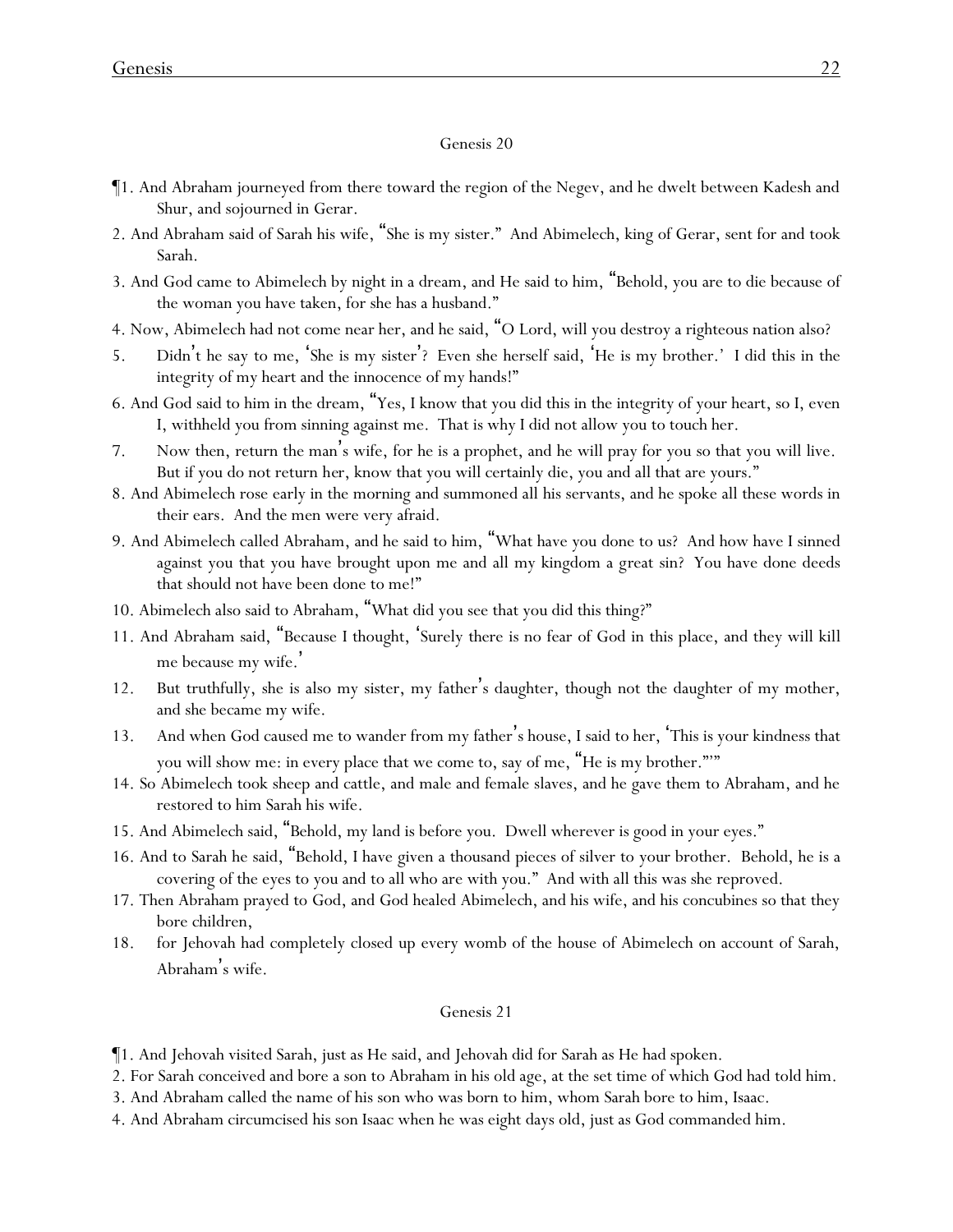## Genesis 20

¶1. And Abraham journeyed from there toward the region of the Negev, and he dwelt between Kadesh and Shur, and sojourned in Gerar.

2. And Abraham said of Sarah his wife, "She is my sister." And Abimelech, king of Gerar, sent for and took Sarah.

3. And God came to Abimelech by night in a dream, and He said to him, "Behold, you are to die because of the woman you have taken, for she has a husband."

4. Now, Abimelech had not come near her, and he said, "O Lord, will you destroy a righteous nation also?

5. Didn't he say to me, 'She is my sister'? Even she herself said, 'He is my brother.' I did this in the integrity of my heart and the innocence of my hands!"

6. And God said to him in the dream, "Yes, I know that you did this in the integrity of your heart, so I, even I, withheld you from sinning against me. That is why I did not allow you to touch her.

7. Now then, return the man's wife, for he is a prophet, and he will pray for you so that you will live. But if you do not return her, know that you will certainly die, you and all that are yours."

8. And Abimelech rose early in the morning and summoned all his servants, and he spoke all these words in their ears. And the men were very afraid.

9. And Abimelech called Abraham, and he said to him, "What have you done to us? And how have I sinned against you that you have brought upon me and all my kingdom a great sin? You have done deeds that should not have been done to me!"

10. Abimelech also said to Abraham, "What did you see that you did this thing?"

11. And Abraham said, "Because I thought, 'Surely there is no fear of God in this place, and they will kill me because my wife.'

12. But truthfully, she is also my sister, my father's daughter, though not the daughter of my mother, and she became my wife.

13. And when God caused me to wander from my father's house, I said to her, 'This is your kindness that you will show me: in every place that we come to, say of me, "He is my brother."'"

14. So Abimelech took sheep and cattle, and male and female slaves, and he gave them to Abraham, and he restored to him Sarah his wife.

15. And Abimelech said, "Behold, my land is before you. Dwell wherever is good in your eyes."

16. And to Sarah he said, "Behold, I have given a thousand pieces of silver to your brother. Behold, he is a covering of the eyes to you and to all who are with you." And with all this was she reproved.

17. Then Abraham prayed to God, and God healed Abimelech, and his wife, and his concubines so that they bore children,

18. for Jehovah had completely closed up every womb of the house of Abimelech on account of Sarah, Abraham's wife.

## Genesis 21

¶1. And Jehovah visited Sarah, just as He said, and Jehovah did for Sarah as He had spoken.

2. For Sarah conceived and bore a son to Abraham in his old age, at the set time of which God had told him.

3. And Abraham called the name of his son who was born to him, whom Sarah bore to him, Isaac.

4. And Abraham circumcised his son Isaac when he was eight days old, just as God commanded him.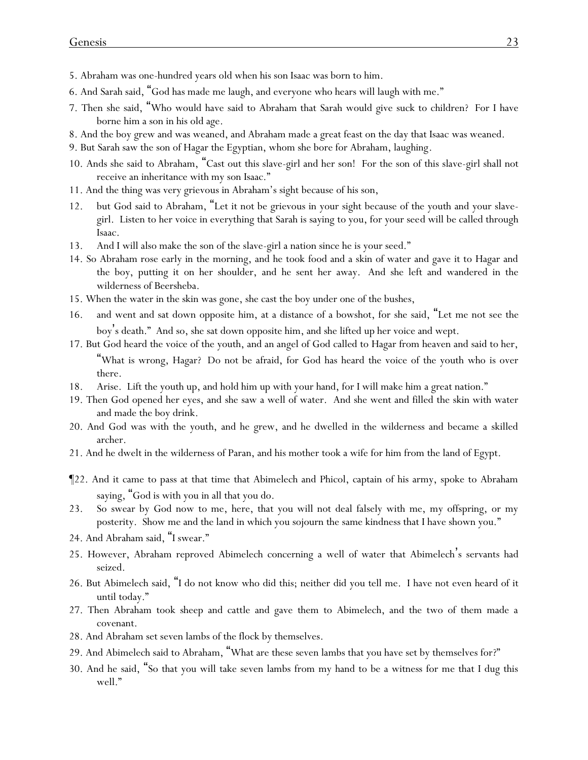5. Abraham was one-hundred years old when his son Isaac was born to him.

6. And Sarah said, "God has made me laugh, and everyone who hears will laugh with me."

7. Then she said, "Who would have said to Abraham that Sarah would give suck to children? For I have borne him a son in his old age.

8. And the boy grew and was weaned, and Abraham made a great feast on the day that Isaac was weaned.

9. But Sarah saw the son of Hagar the Egyptian, whom she bore for Abraham, laughing.

10. Ands she said to Abraham, "Cast out this slave-girl and her son! For the son of this slave-girl shall not receive an inheritance with my son Isaac."

11. And the thing was very grievous in Abraham's sight because of his son,

12. but God said to Abraham, "Let it not be grievous in your sight because of the youth and your slave-girl. Listen to her voice in everything that Sarah is saying to you, for your seed will be called through Isaac.

13. And I will also make the son of the slave-girl a nation since he is your seed."

14. So Abraham rose early in the morning, and he took food and a skin of water and gave it to Hagar and the boy, putting it on her shoulder, and he sent her away. And she left and wandered in the wilderness of Beersheba.

15. When the water in the skin was gone, she cast the boy under one of the bushes,

16. and went and sat down opposite him, at a distance of a bowshot, for she said, "Let me not see the boy's death." And so, she sat down opposite him, and she lifted up her voice and wept.

17. But God heard the voice of the youth, and an angel of God called to Hagar from heaven and said to her, "What is wrong, Hagar? Do not be afraid, for God has heard the voice of the youth who is over there.

18. Arise. Lift the youth up, and hold him up with your hand, for I will make him a great nation."

19. Then God opened her eyes, and she saw a well of water. And she went and filled the skin with water and made the boy drink.

20. And God was with the youth, and he grew, and he dwelled in the wilderness and became a skilled archer.

21. And he dwelt in the wilderness of Paran, and his mother took a wife for him from the land of Egypt.

¶22. And it came to pass at that time that Abimelech and Phicol, captain of his army, spoke to Abraham saying, "God is with you in all that you do.

23. So swear by God now to me, here, that you will not deal falsely with me, my offspring, or my posterity. Show me and the land in which you sojourn the same kindness that I have shown you."

24. And Abraham said, "I swear."

25. However, Abraham reproved Abimelech concerning a well of water that Abimelech's servants had seized.

26. But Abimelech said, "I do not know who did this; neither did you tell me. I have not even heard of it until today."

27. Then Abraham took sheep and cattle and gave them to Abimelech, and the two of them made a covenant.

28. And Abraham set seven lambs of the flock by themselves.

29. And Abimelech said to Abraham, "What are these seven lambs that you have set by themselves for?"

30. And he said, "So that you will take seven lambs from my hand to be a witness for me that I dug this well."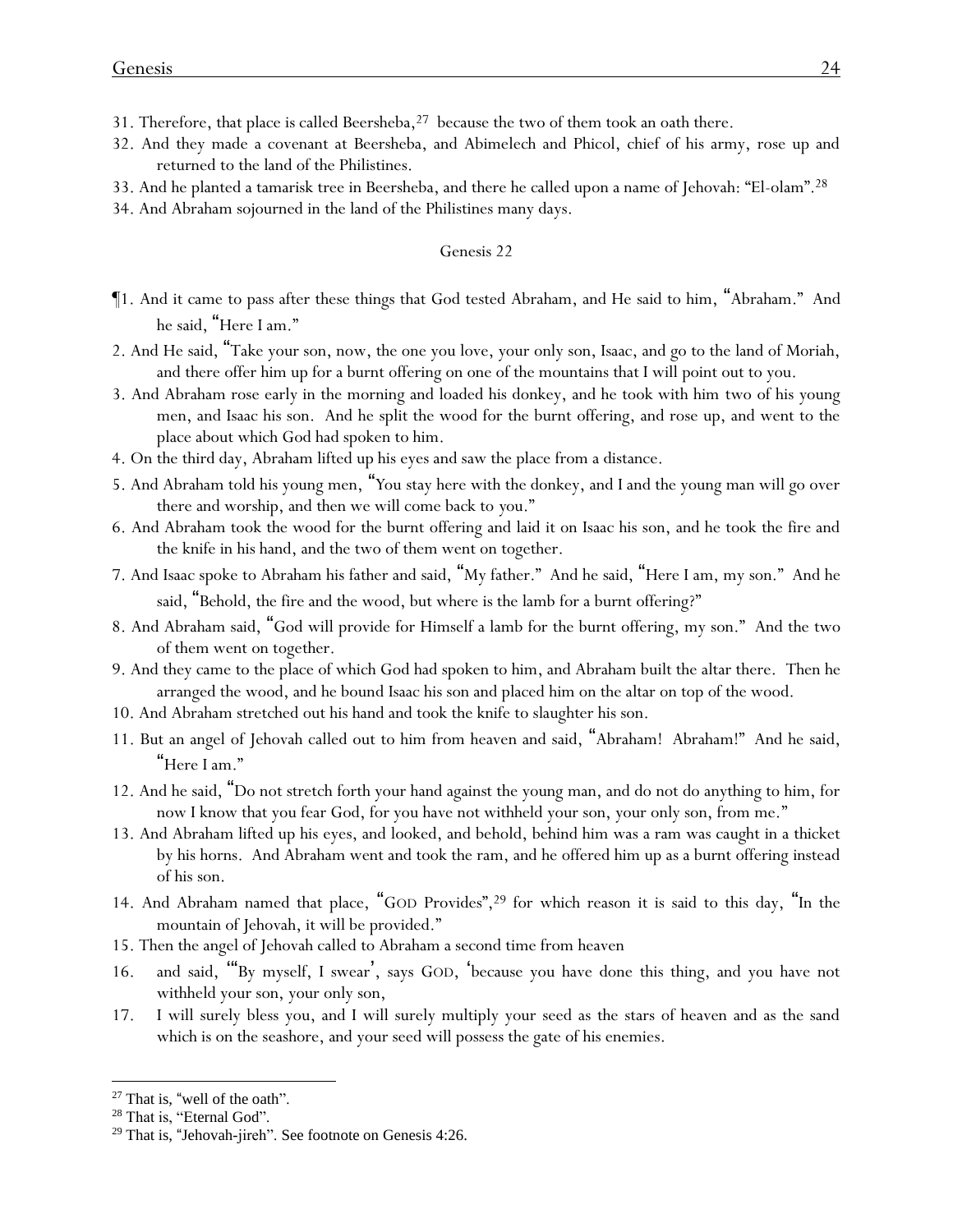31. Therefore, that place is called Beersheba,[27] because the two of them took an oath there.

32. And they made a covenant at Beersheba, and Abimelech and Phicol, chief of his army, rose up and returned to the land of the Philistines.

33. And he planted a tamarisk tree in Beersheba, and there he called upon a name of Jehovah: "El-olam".[28]

34. And Abraham sojourned in the land of the Philistines many days.

## Genesis 22

¶1. And it came to pass after these things that God tested Abraham, and He said to him, "Abraham." And he said, "Here I am."

2. And He said, "Take your son, now, the one you love, your only son, Isaac, and go to the land of Moriah, and there offer him up for a burnt offering on one of the mountains that I will point out to you.

3. And Abraham rose early in the morning and loaded his donkey, and he took with him two of his young men, and Isaac his son. And he split the wood for the burnt offering, and rose up, and went to the place about which God had spoken to him.

4. On the third day, Abraham lifted up his eyes and saw the place from a distance.

5. And Abraham told his young men, "You stay here with the donkey, and I and the young man will go over there and worship, and then we will come back to you."

6. And Abraham took the wood for the burnt offering and laid it on Isaac his son, and he took the fire and the knife in his hand, and the two of them went on together.

7. And Isaac spoke to Abraham his father and said, "My father." And he said, "Here I am, my son." And he said, "Behold, the fire and the wood, but where is the lamb for a burnt offering?"

8. And Abraham said, "God will provide for Himself a lamb for the burnt offering, my son." And the two of them went on together.

9. And they came to the place of which God had spoken to him, and Abraham built the altar there. Then he arranged the wood, and he bound Isaac his son and placed him on the altar on top of the wood.

10. And Abraham stretched out his hand and took the knife to slaughter his son.

11. But an angel of Jehovah called out to him from heaven and said, "Abraham! Abraham!" And he said, "Here I am."

12. And he said, "Do not stretch forth your hand against the young man, and do not do anything to him, for now I know that you fear God, for you have not withheld your son, your only son, from me."

13. And Abraham lifted up his eyes, and looked, and behold, behind him was a ram was caught in a thicket by his horns. And Abraham went and took the ram, and he offered him up as a burnt offering instead of his son.

14. And Abraham named that place, "GOD Provides",[29] for which reason it is said to this day, "In the mountain of Jehovah, it will be provided."

15. Then the angel of Jehovah called to Abraham a second time from heaven

16. and said, "'By myself, I swear', says GOD, 'because you have done this thing, and you have not withheld your son, your only son,

17. I will surely bless you, and I will surely multiply your seed as the stars of heaven and as the sand which is on the seashore, and your seed will possess the gate of his enemies.

---

[27] That is, "well of the oath".

[28] That is, "Eternal God".

[29] That is, "Jehovah-jireh". See footnote on Genesis 4:26.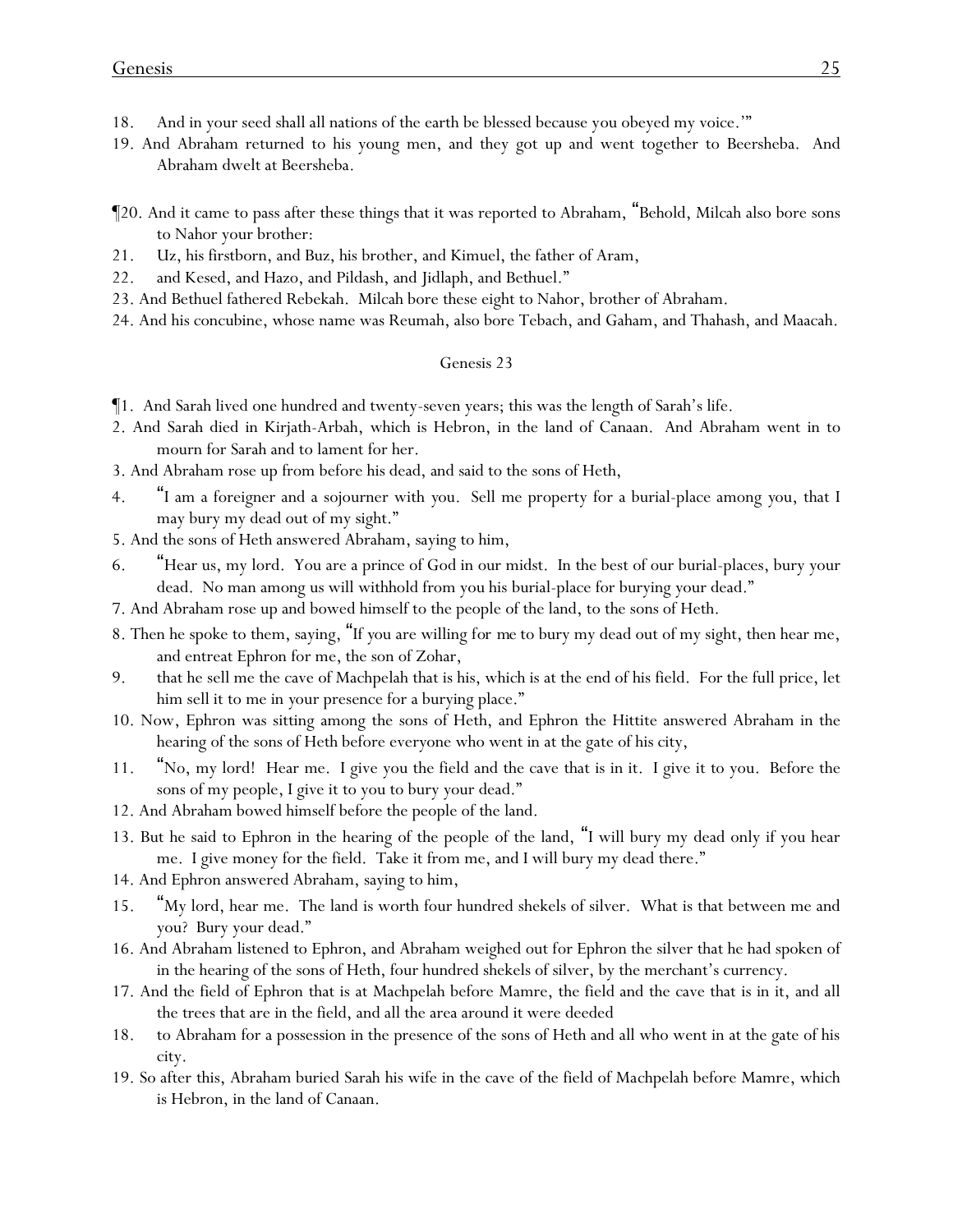18. And in your seed shall all nations of the earth be blessed because you obeyed my voice.'"

19. And Abraham returned to his young men, and they got up and went together to Beersheba. And Abraham dwelt at Beersheba.

¶20. And it came to pass after these things that it was reported to Abraham, "Behold, Milcah also bore sons to Nahor your brother:

21. Uz, his firstborn, and Buz, his brother, and Kimuel, the father of Aram,

22. and Kesed, and Hazo, and Pildash, and Jidlaph, and Bethuel."

23. And Bethuel fathered Rebekah. Milcah bore these eight to Nahor, brother of Abraham.

24. And his concubine, whose name was Reumah, also bore Tebach, and Gaham, and Thahash, and Maacah.

## Genesis 23

¶1. And Sarah lived one hundred and twenty-seven years; this was the length of Sarah's life.

2. And Sarah died in Kirjath-Arbah, which is Hebron, in the land of Canaan. And Abraham went in to mourn for Sarah and to lament for her.

3. And Abraham rose up from before his dead, and said to the sons of Heth,

4. "I am a foreigner and a sojourner with you. Sell me property for a burial-place among you, that I may bury my dead out of my sight."

5. And the sons of Heth answered Abraham, saying to him,

6. "Hear us, my lord. You are a prince of God in our midst. In the best of our burial-places, bury your dead. No man among us will withhold from you his burial-place for burying your dead."

7. And Abraham rose up and bowed himself to the people of the land, to the sons of Heth.

8. Then he spoke to them, saying, "If you are willing for me to bury my dead out of my sight, then hear me, and entreat Ephron for me, the son of Zohar,

9. that he sell me the cave of Machpelah that is his, which is at the end of his field. For the full price, let him sell it to me in your presence for a burying place."

10. Now, Ephron was sitting among the sons of Heth, and Ephron the Hittite answered Abraham in the hearing of the sons of Heth before everyone who went in at the gate of his city,

11. "No, my lord! Hear me. I give you the field and the cave that is in it. I give it to you. Before the sons of my people, I give it to you to bury your dead."

12. And Abraham bowed himself before the people of the land.

13. But he said to Ephron in the hearing of the people of the land, "I will bury my dead only if you hear me. I give money for the field. Take it from me, and I will bury my dead there."

14. And Ephron answered Abraham, saying to him,

15. "My lord, hear me. The land is worth four hundred shekels of silver. What is that between me and you? Bury your dead."

16. And Abraham listened to Ephron, and Abraham weighed out for Ephron the silver that he had spoken of in the hearing of the sons of Heth, four hundred shekels of silver, by the merchant's currency.

17. And the field of Ephron that is at Machpelah before Mamre, the field and the cave that is in it, and all the trees that are in the field, and all the area around it were deeded

18. to Abraham for a possession in the presence of the sons of Heth and all who went in at the gate of his city.

19. So after this, Abraham buried Sarah his wife in the cave of the field of Machpelah before Mamre, which is Hebron, in the land of Canaan.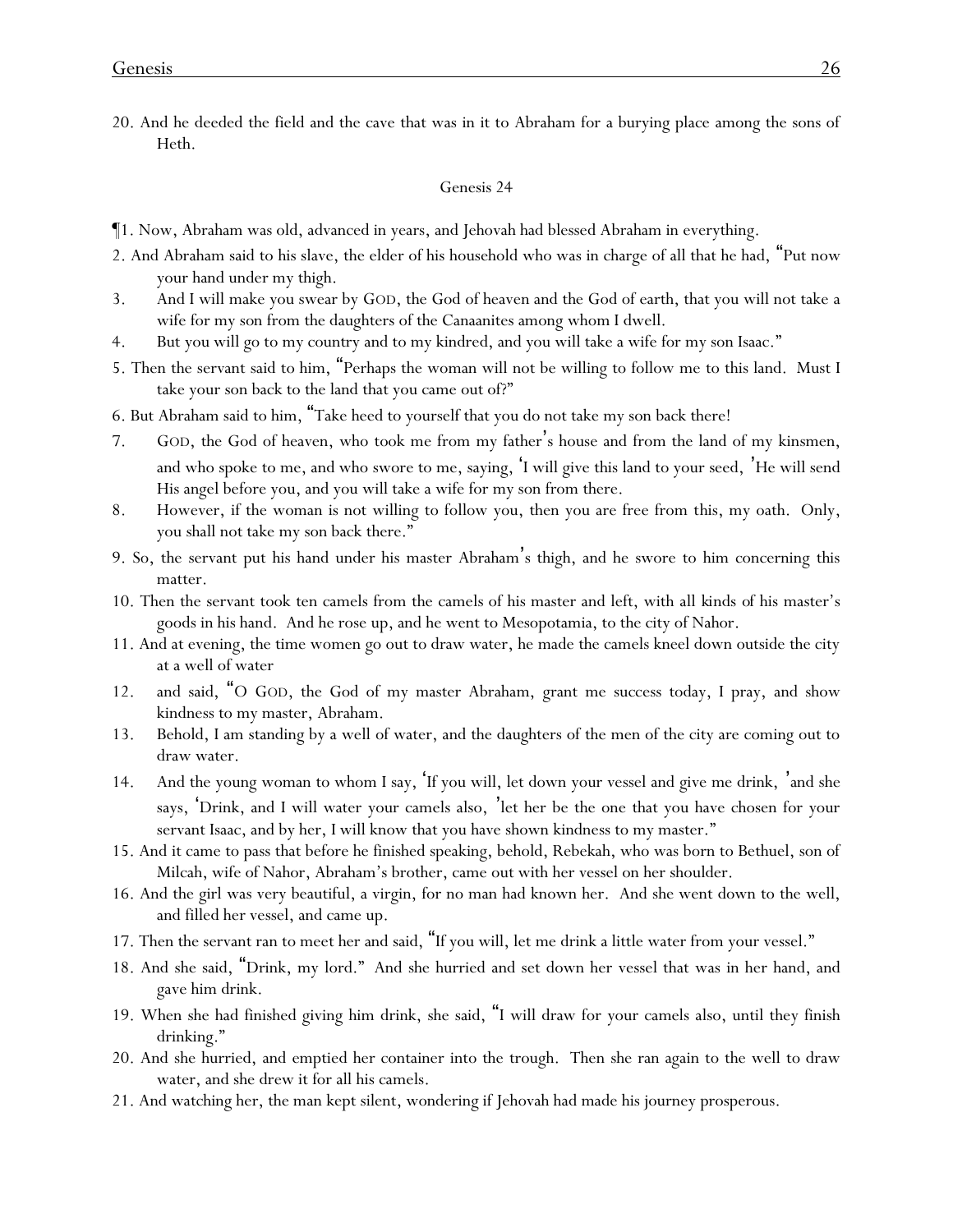20. And he deeded the field and the cave that was in it to Abraham for a burying place among the sons of Heth.

## Genesis 24

¶1. Now, Abraham was old, advanced in years, and Jehovah had blessed Abraham in everything.

2. And Abraham said to his slave, the elder of his household who was in charge of all that he had, "Put now your hand under my thigh.

3. And I will make you swear by GOD, the God of heaven and the God of earth, that you will not take a wife for my son from the daughters of the Canaanites among whom I dwell.

4. But you will go to my country and to my kindred, and you will take a wife for my son Isaac."

5. Then the servant said to him, "Perhaps the woman will not be willing to follow me to this land. Must I take your son back to the land that you came out of?"

6. But Abraham said to him, "Take heed to yourself that you do not take my son back there!

7. GOD, the God of heaven, who took me from my father's house and from the land of my kinsmen, and who spoke to me, and who swore to me, saying, 'I will give this land to your seed, 'He will send His angel before you, and you will take a wife for my son from there.

8. However, if the woman is not willing to follow you, then you are free from this, my oath. Only, you shall not take my son back there."

9. So, the servant put his hand under his master Abraham's thigh, and he swore to him concerning this matter.

10. Then the servant took ten camels from the camels of his master and left, with all kinds of his master's goods in his hand. And he rose up, and he went to Mesopotamia, to the city of Nahor.

11. And at evening, the time women go out to draw water, he made the camels kneel down outside the city at a well of water

12. and said, "O GOD, the God of my master Abraham, grant me success today, I pray, and show kindness to my master, Abraham.

13. Behold, I am standing by a well of water, and the daughters of the men of the city are coming out to draw water.

14. And the young woman to whom I say, 'If you will, let down your vessel and give me drink, 'and she says, 'Drink, and I will water your camels also, 'let her be the one that you have chosen for your servant Isaac, and by her, I will know that you have shown kindness to my master."

15. And it came to pass that before he finished speaking, behold, Rebekah, who was born to Bethuel, son of Milcah, wife of Nahor, Abraham's brother, came out with her vessel on her shoulder.

16. And the girl was very beautiful, a virgin, for no man had known her. And she went down to the well, and filled her vessel, and came up.

17. Then the servant ran to meet her and said, "If you will, let me drink a little water from your vessel."

18. And she said, "Drink, my lord." And she hurried and set down her vessel that was in her hand, and gave him drink.

19. When she had finished giving him drink, she said, "I will draw for your camels also, until they finish drinking."

20. And she hurried, and emptied her container into the trough. Then she ran again to the well to draw water, and she drew it for all his camels.

21. And watching her, the man kept silent, wondering if Jehovah had made his journey prosperous.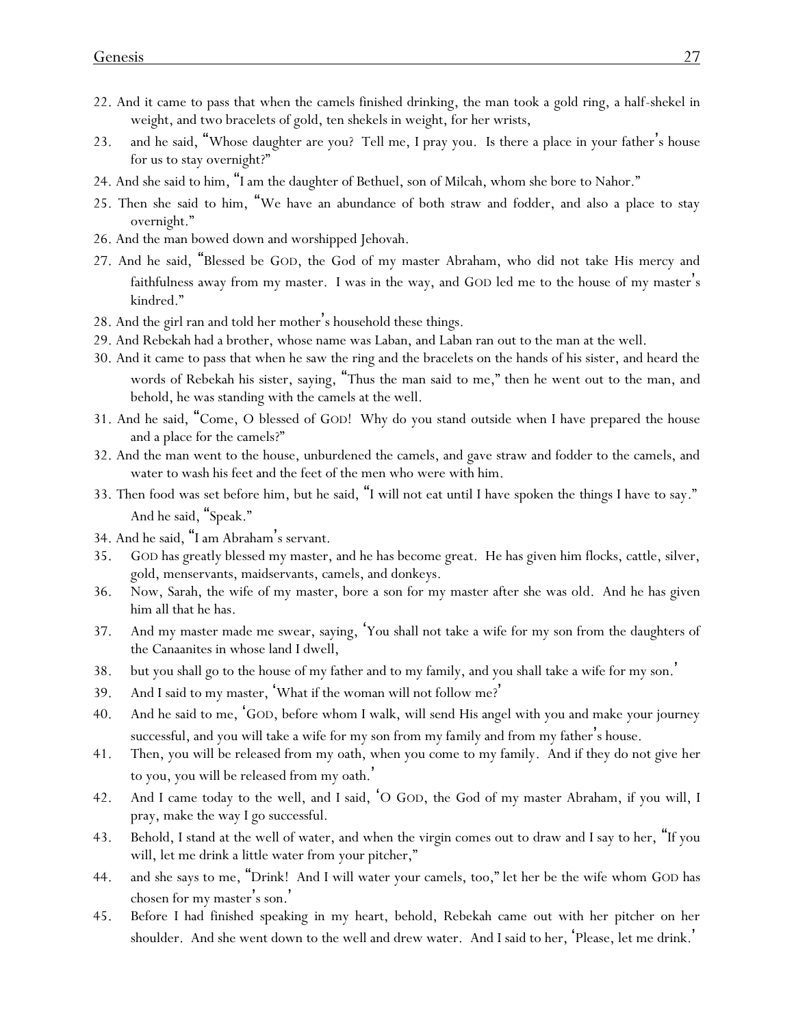22. And it came to pass that when the camels finished drinking, the man took a gold ring, a half-shekel in weight, and two bracelets of gold, ten shekels in weight, for her wrists,

23. and he said, "Whose daughter are you? Tell me, I pray you. Is there a place in your father's house for us to stay overnight?"

24. And she said to him, "I am the daughter of Bethuel, son of Milcah, whom she bore to Nahor."

25. Then she said to him, "We have an abundance of both straw and fodder, and also a place to stay overnight."

26. And the man bowed down and worshipped Jehovah.

27. And he said, "Blessed be GOD, the God of my master Abraham, who did not take His mercy and faithfulness away from my master. I was in the way, and GOD led me to the house of my master's kindred."

28. And the girl ran and told her mother's household these things.

29. And Rebekah had a brother, whose name was Laban, and Laban ran out to the man at the well.

30. And it came to pass that when he saw the ring and the bracelets on the hands of his sister, and heard the words of Rebekah his sister, saying, "Thus the man said to me," then he went out to the man, and behold, he was standing with the camels at the well.

31. And he said, "Come, O blessed of GOD! Why do you stand outside when I have prepared the house and a place for the camels?"

32. And the man went to the house, unburdened the camels, and gave straw and fodder to the camels, and water to wash his feet and the feet of the men who were with him.

33. Then food was set before him, but he said, "I will not eat until I have spoken the things I have to say." And he said, "Speak."

34. And he said, "I am Abraham's servant.

35. GOD has greatly blessed my master, and he has become great. He has given him flocks, cattle, silver, gold, menservants, maidservants, camels, and donkeys.

36. Now, Sarah, the wife of my master, bore a son for my master after she was old. And he has given him all that he has.

37. And my master made me swear, saying, 'You shall not take a wife for my son from the daughters of the Canaanites in whose land I dwell,

38. but you shall go to the house of my father and to my family, and you shall take a wife for my son.'

39. And I said to my master, 'What if the woman will not follow me?'

40. And he said to me, 'GOD, before whom I walk, will send His angel with you and make your journey successful, and you will take a wife for my son from my family and from my father's house.

41. Then, you will be released from my oath, when you come to my family. And if they do not give her to you, you will be released from my oath.'

42. And I came today to the well, and I said, 'O GOD, the God of my master Abraham, if you will, I pray, make the way I go successful.

43. Behold, I stand at the well of water, and when the virgin comes out to draw and I say to her, "If you will, let me drink a little water from your pitcher,"

44. and she says to me, "Drink! And I will water your camels, too," let her be the wife whom GOD has chosen for my master's son.'

45. Before I had finished speaking in my heart, behold, Rebekah came out with her pitcher on her shoulder. And she went down to the well and drew water. And I said to her, 'Please, let me drink.'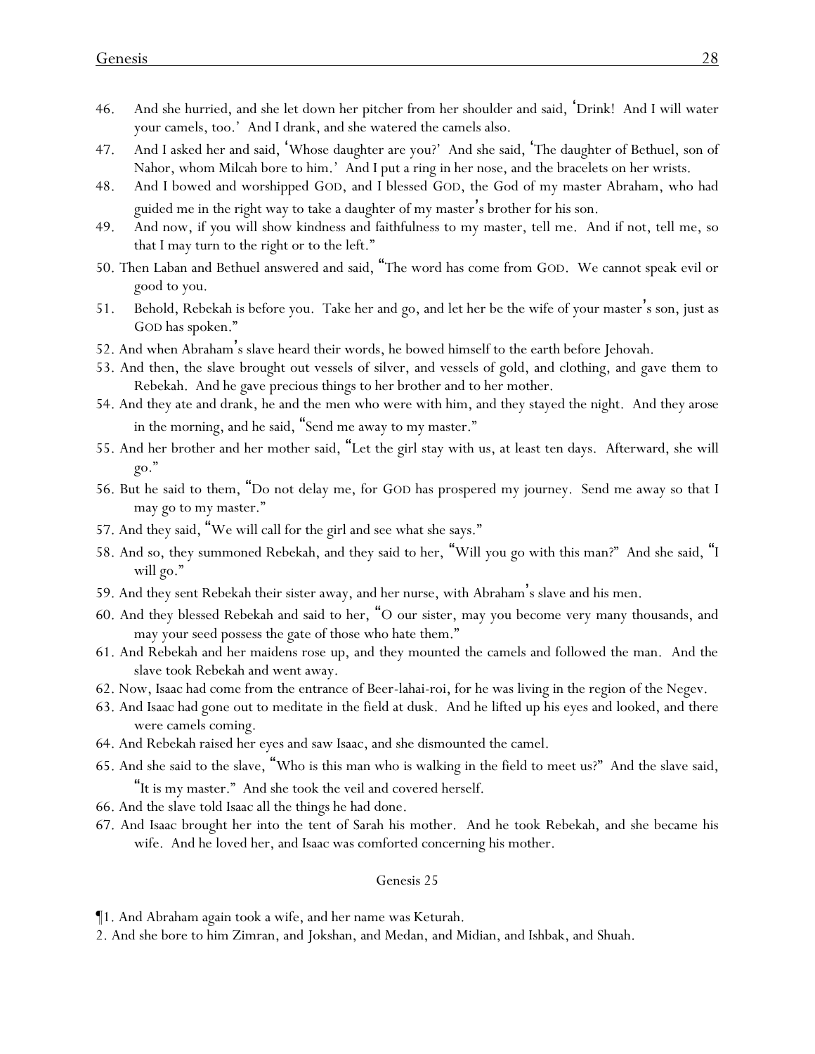46. And she hurried, and she let down her pitcher from her shoulder and said, 'Drink! And I will water your camels, too.' And I drank, and she watered the camels also.

47. And I asked her and said, 'Whose daughter are you?' And she said, 'The daughter of Bethuel, son of Nahor, whom Milcah bore to him.' And I put a ring in her nose, and the bracelets on her wrists.

48. And I bowed and worshipped GOD, and I blessed GOD, the God of my master Abraham, who had guided me in the right way to take a daughter of my master's brother for his son.

49. And now, if you will show kindness and faithfulness to my master, tell me. And if not, tell me, so that I may turn to the right or to the left."

50. Then Laban and Bethuel answered and said, "The word has come from GOD. We cannot speak evil or good to you.

51. Behold, Rebekah is before you. Take her and go, and let her be the wife of your master's son, just as GOD has spoken."

52. And when Abraham's slave heard their words, he bowed himself to the earth before Jehovah.

53. And then, the slave brought out vessels of silver, and vessels of gold, and clothing, and gave them to Rebekah. And he gave precious things to her brother and to her mother.

54. And they ate and drank, he and the men who were with him, and they stayed the night. And they arose in the morning, and he said, "Send me away to my master."

55. And her brother and her mother said, "Let the girl stay with us, at least ten days. Afterward, she will go."

56. But he said to them, "Do not delay me, for GOD has prospered my journey. Send me away so that I may go to my master."

57. And they said, "We will call for the girl and see what she says."

58. And so, they summoned Rebekah, and they said to her, "Will you go with this man?" And she said, "I will go."

59. And they sent Rebekah their sister away, and her nurse, with Abraham's slave and his men.

60. And they blessed Rebekah and said to her, "O our sister, may you become very many thousands, and may your seed possess the gate of those who hate them."

61. And Rebekah and her maidens rose up, and they mounted the camels and followed the man. And the slave took Rebekah and went away.

62. Now, Isaac had come from the entrance of Beer-lahai-roi, for he was living in the region of the Negev.

63. And Isaac had gone out to meditate in the field at dusk. And he lifted up his eyes and looked, and there were camels coming.

64. And Rebekah raised her eyes and saw Isaac, and she dismounted the camel.

65. And she said to the slave, "Who is this man who is walking in the field to meet us?" And the slave said, "It is my master." And she took the veil and covered herself.

66. And the slave told Isaac all the things he had done.

67. And Isaac brought her into the tent of Sarah his mother. And he took Rebekah, and she became his wife. And he loved her, and Isaac was comforted concerning his mother.

## Genesis 25

¶1. And Abraham again took a wife, and her name was Keturah.

2. And she bore to him Zimran, and Jokshan, and Medan, and Midian, and Ishbak, and Shuah.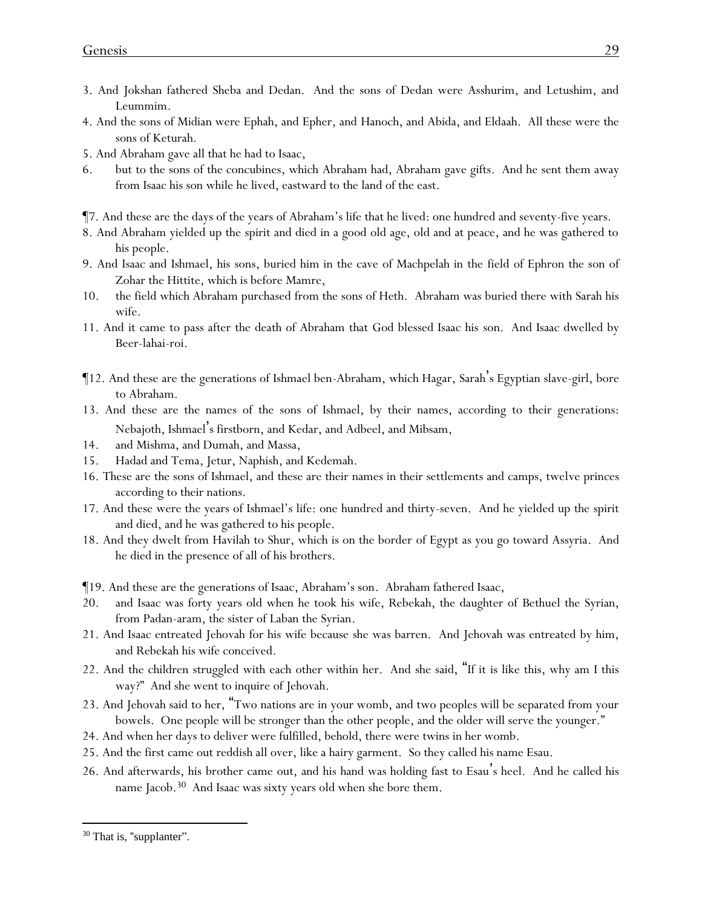3. And Jokshan fathered Sheba and Dedan. And the sons of Dedan were Asshurim, and Letushim, and Leummim.

4. And the sons of Midian were Ephah, and Epher, and Hanoch, and Abida, and Eldaah. All these were the sons of Keturah.

5. And Abraham gave all that he had to Isaac,

6. but to the sons of the concubines, which Abraham had, Abraham gave gifts. And he sent them away from Isaac his son while he lived, eastward to the land of the east.

¶7. And these are the days of the years of Abraham's life that he lived: one hundred and seventy-five years.

8. And Abraham yielded up the spirit and died in a good old age, old and at peace, and he was gathered to his people.

9. And Isaac and Ishmael, his sons, buried him in the cave of Machpelah in the field of Ephron the son of Zohar the Hittite, which is before Mamre,

10. the field which Abraham purchased from the sons of Heth. Abraham was buried there with Sarah his wife.

11. And it came to pass after the death of Abraham that God blessed Isaac his son. And Isaac dwelled by Beer-lahai-roi.

¶12. And these are the generations of Ishmael ben-Abraham, which Hagar, Sarah's Egyptian slave-girl, bore to Abraham.

13. And these are the names of the sons of Ishmael, by their names, according to their generations: Nebajoth, Ishmael's firstborn, and Kedar, and Adbeel, and Mibsam,

14. and Mishma, and Dumah, and Massa,

15. Hadad and Tema, Jetur, Naphish, and Kedemah.

16. These are the sons of Ishmael, and these are their names in their settlements and camps, twelve princes according to their nations.

17. And these were the years of Ishmael's life: one hundred and thirty-seven. And he yielded up the spirit and died, and he was gathered to his people.

18. And they dwelt from Havilah to Shur, which is on the border of Egypt as you go toward Assyria. And he died in the presence of all of his brothers.

¶19. And these are the generations of Isaac, Abraham's son. Abraham fathered Isaac,

20. and Isaac was forty years old when he took his wife, Rebekah, the daughter of Bethuel the Syrian, from Padan-aram, the sister of Laban the Syrian.

21. And Isaac entreated Jehovah for his wife because she was barren. And Jehovah was entreated by him, and Rebekah his wife conceived.

22. And the children struggled with each other within her. And she said, "If it is like this, why am I this way?" And she went to inquire of Jehovah.

23. And Jehovah said to her, "Two nations are in your womb, and two peoples will be separated from your bowels. One people will be stronger than the other people, and the older will serve the younger."

24. And when her days to deliver were fulfilled, behold, there were twins in her womb.

25. And the first came out reddish all over, like a hairy garment. So they called his name Esau.

26. And afterwards, his brother came out, and his hand was holding fast to Esau's heel. And he called his name Jacob.[30] And Isaac was sixty years old when she bore them.

---

[30] That is, "supplanter".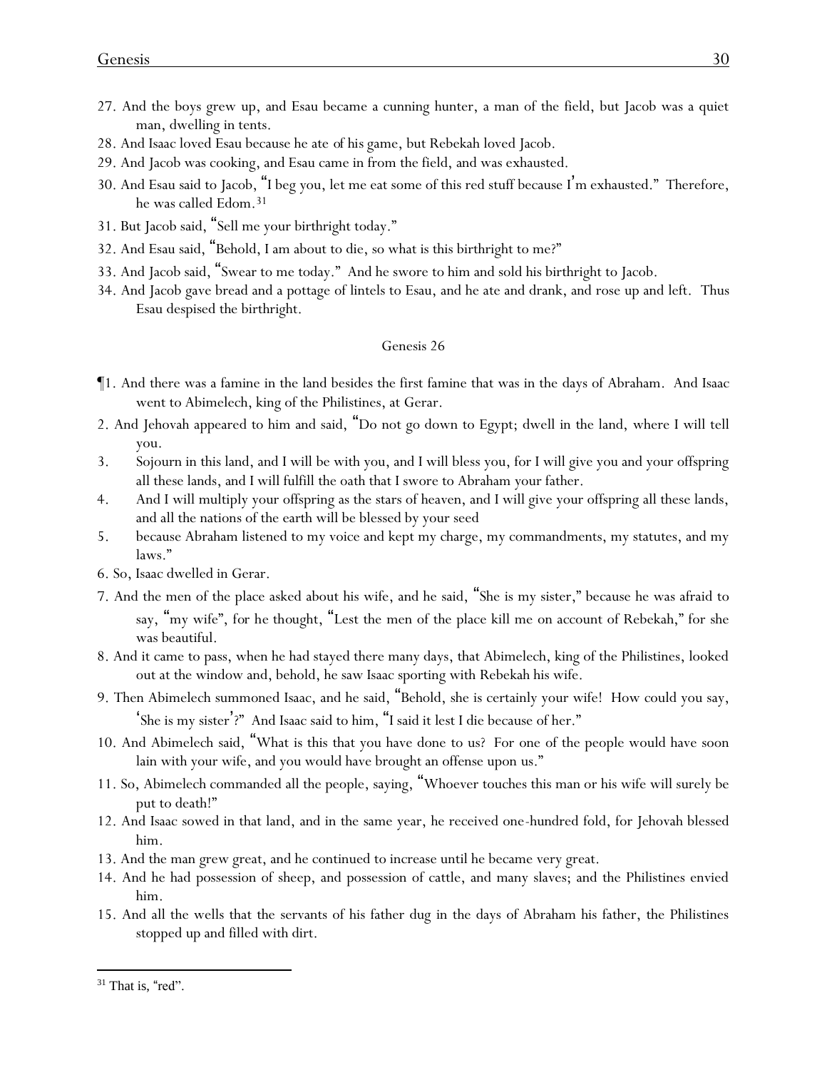27. And the boys grew up, and Esau became a cunning hunter, a man of the field, but Jacob was a quiet man, dwelling in tents.
28. And Isaac loved Esau because he ate of his game, but Rebekah loved Jacob.
29. And Jacob was cooking, and Esau came in from the field, and was exhausted.
30. And Esau said to Jacob, "I beg you, let me eat some of this red stuff because I'm exhausted." Therefore, he was called Edom.[31]
31. But Jacob said, "Sell me your birthright today."
32. And Esau said, "Behold, I am about to die, so what is this birthright to me?"
33. And Jacob said, "Swear to me today." And he swore to him and sold his birthright to Jacob.
34. And Jacob gave bread and a pottage of lintels to Esau, and he ate and drank, and rose up and left. Thus Esau despised the birthright.

## Genesis 26

¶1. And there was a famine in the land besides the first famine that was in the days of Abraham. And Isaac went to Abimelech, king of the Philistines, at Gerar.
2. And Jehovah appeared to him and said, "Do not go down to Egypt; dwell in the land, where I will tell you.
3. Sojourn in this land, and I will be with you, and I will bless you, for I will give you and your offspring all these lands, and I will fulfill the oath that I swore to Abraham your father.
4. And I will multiply your offspring as the stars of heaven, and I will give your offspring all these lands, and all the nations of the earth will be blessed by your seed
5. because Abraham listened to my voice and kept my charge, my commandments, my statutes, and my laws."
6. So, Isaac dwelled in Gerar.
7. And the men of the place asked about his wife, and he said, "She is my sister," because he was afraid to say, "my wife", for he thought, "Lest the men of the place kill me on account of Rebekah," for she was beautiful.
8. And it came to pass, when he had stayed there many days, that Abimelech, king of the Philistines, looked out at the window and, behold, he saw Isaac sporting with Rebekah his wife.
9. Then Abimelech summoned Isaac, and he said, "Behold, she is certainly your wife! How could you say, 'She is my sister'?" And Isaac said to him, "I said it lest I die because of her."
10. And Abimelech said, "What is this that you have done to us? For one of the people would have soon lain with your wife, and you would have brought an offense upon us."
11. So, Abimelech commanded all the people, saying, "Whoever touches this man or his wife will surely be put to death!"
12. And Isaac sowed in that land, and in the same year, he received one-hundred fold, for Jehovah blessed him.
13. And the man grew great, and he continued to increase until he became very great.
14. And he had possession of sheep, and possession of cattle, and many slaves; and the Philistines envied him.
15. And all the wells that the servants of his father dug in the days of Abraham his father, the Philistines stopped up and filled with dirt.

[31] That is, "red".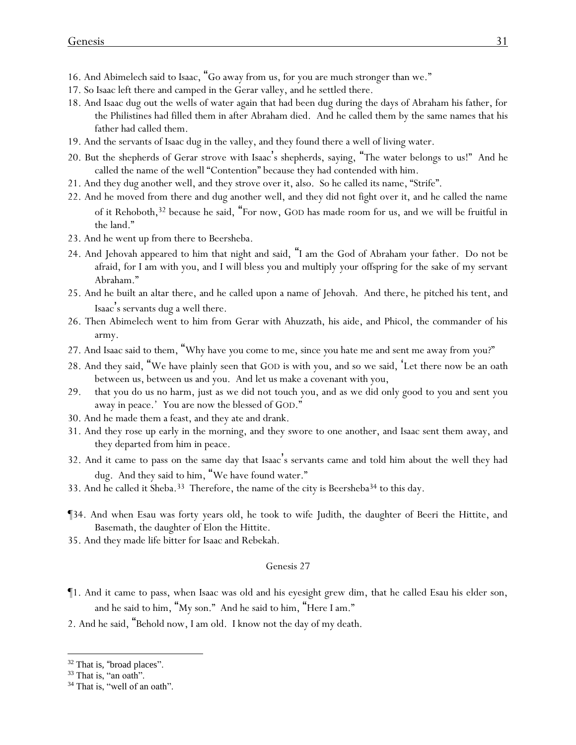16. And Abimelech said to Isaac, "Go away from us, for you are much stronger than we."

17. So Isaac left there and camped in the Gerar valley, and he settled there.

18. And Isaac dug out the wells of water again that had been dug during the days of Abraham his father, for the Philistines had filled them in after Abraham died. And he called them by the same names that his father had called them.

19. And the servants of Isaac dug in the valley, and they found there a well of living water.

20. But the shepherds of Gerar strove with Isaac's shepherds, saying, "The water belongs to us!" And he called the name of the well "Contention" because they had contended with him.

21. And they dug another well, and they strove over it, also. So he called its name, "Strife".

22. And he moved from there and dug another well, and they did not fight over it, and he called the name of it Rehoboth,[32] because he said, "For now, GOD has made room for us, and we will be fruitful in the land."

23. And he went up from there to Beersheba.

24. And Jehovah appeared to him that night and said, "I am the God of Abraham your father. Do not be afraid, for I am with you, and I will bless you and multiply your offspring for the sake of my servant Abraham."

25. And he built an altar there, and he called upon a name of Jehovah. And there, he pitched his tent, and Isaac's servants dug a well there.

26. Then Abimelech went to him from Gerar with Ahuzzath, his aide, and Phicol, the commander of his army.

27. And Isaac said to them, "Why have you come to me, since you hate me and sent me away from you?"

28. And they said, "We have plainly seen that GOD is with you, and so we said, 'Let there now be an oath between us, between us and you. And let us make a covenant with you,

29. that you do us no harm, just as we did not touch you, and as we did only good to you and sent you away in peace.' You are now the blessed of GOD."

30. And he made them a feast, and they ate and drank.

31. And they rose up early in the morning, and they swore to one another, and Isaac sent them away, and they departed from him in peace.

32. And it came to pass on the same day that Isaac's servants came and told him about the well they had dug. And they said to him, "We have found water."

33. And he called it Sheba.[33] Therefore, the name of the city is Beersheba[34] to this day.

¶34. And when Esau was forty years old, he took to wife Judith, the daughter of Beeri the Hittite, and Basemath, the daughter of Elon the Hittite.

35. And they made life bitter for Isaac and Rebekah.

## Genesis 27

¶1. And it came to pass, when Isaac was old and his eyesight grew dim, that he called Esau his elder son, and he said to him, "My son." And he said to him, "Here I am."

2. And he said, "Behold now, I am old. I know not the day of my death.

---

[32] That is, "broad places".

[33] That is, "an oath".

[34] That is, "well of an oath".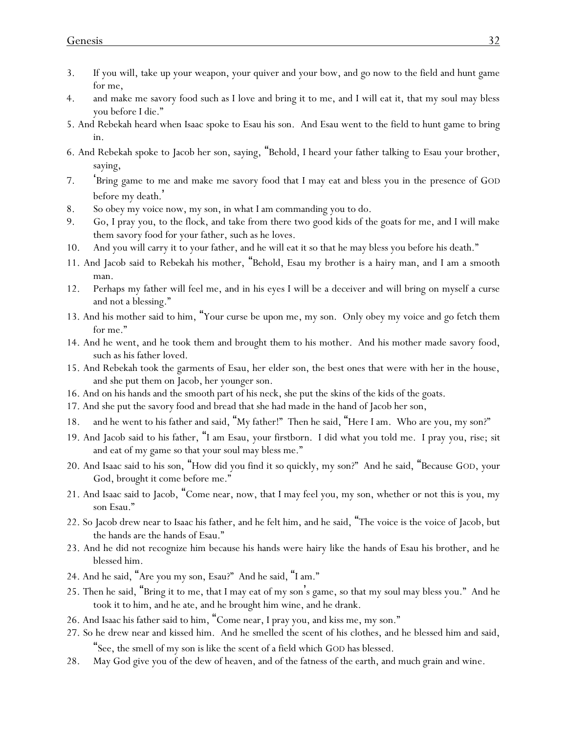3. If you will, take up your weapon, your quiver and your bow, and go now to the field and hunt game for me,
4. and make me savory food such as I love and bring it to me, and I will eat it, that my soul may bless you before I die."
5. And Rebekah heard when Isaac spoke to Esau his son. And Esau went to the field to hunt game to bring in.
6. And Rebekah spoke to Jacob her son, saying, "Behold, I heard your father talking to Esau your brother, saying,
7. 'Bring game to me and make me savory food that I may eat and bless you in the presence of GOD before my death.'
8. So obey my voice now, my son, in what I am commanding you to do.
9. Go, I pray you, to the flock, and take from there two good kids of the goats for me, and I will make them savory food for your father, such as he loves.
10. And you will carry it to your father, and he will eat it so that he may bless you before his death."
11. And Jacob said to Rebekah his mother, "Behold, Esau my brother is a hairy man, and I am a smooth man.
12. Perhaps my father will feel me, and in his eyes I will be a deceiver and will bring on myself a curse and not a blessing."
13. And his mother said to him, "Your curse be upon me, my son. Only obey my voice and go fetch them for me."
14. And he went, and he took them and brought them to his mother. And his mother made savory food, such as his father loved.
15. And Rebekah took the garments of Esau, her elder son, the best ones that were with her in the house, and she put them on Jacob, her younger son.
16. And on his hands and the smooth part of his neck, she put the skins of the kids of the goats.
17. And she put the savory food and bread that she had made in the hand of Jacob her son,
18. and he went to his father and said, "My father!" Then he said, "Here I am. Who are you, my son?"
19. And Jacob said to his father, "I am Esau, your firstborn. I did what you told me. I pray you, rise; sit and eat of my game so that your soul may bless me."
20. And Isaac said to his son, "How did you find it so quickly, my son?" And he said, "Because GOD, your God, brought it come before me."
21. And Isaac said to Jacob, "Come near, now, that I may feel you, my son, whether or not this is you, my son Esau."
22. So Jacob drew near to Isaac his father, and he felt him, and he said, "The voice is the voice of Jacob, but the hands are the hands of Esau."
23. And he did not recognize him because his hands were hairy like the hands of Esau his brother, and he blessed him.
24. And he said, "Are you my son, Esau?" And he said, "I am."
25. Then he said, "Bring it to me, that I may eat of my son's game, so that my soul may bless you." And he took it to him, and he ate, and he brought him wine, and he drank.
26. And Isaac his father said to him, "Come near, I pray you, and kiss me, my son."
27. So he drew near and kissed him. And he smelled the scent of his clothes, and he blessed him and said, "See, the smell of my son is like the scent of a field which GOD has blessed.
28. May God give you of the dew of heaven, and of the fatness of the earth, and much grain and wine.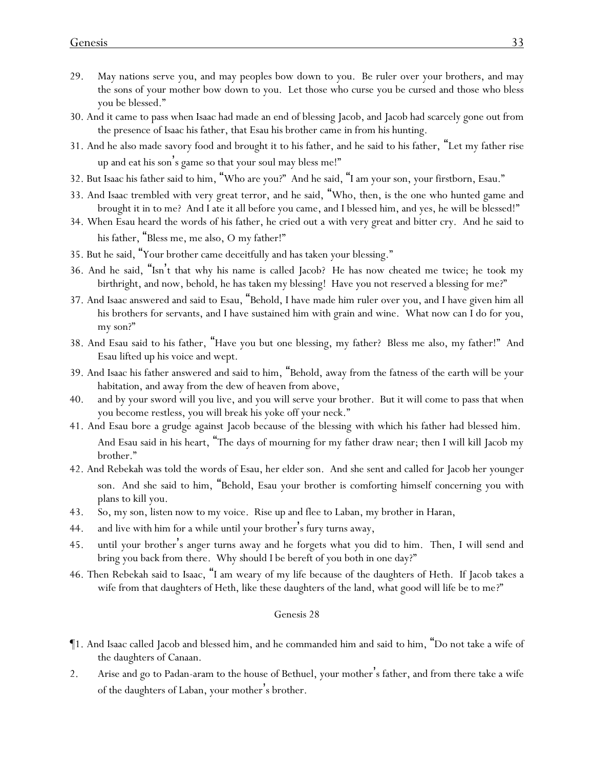29. May nations serve you, and may peoples bow down to you. Be ruler over your brothers, and may the sons of your mother bow down to you. Let those who curse you be cursed and those who bless you be blessed."

30. And it came to pass when Isaac had made an end of blessing Jacob, and Jacob had scarcely gone out from the presence of Isaac his father, that Esau his brother came in from his hunting.

31. And he also made savory food and brought it to his father, and he said to his father, "Let my father rise up and eat his son's game so that your soul may bless me!"

32. But Isaac his father said to him, "Who are you?" And he said, "I am your son, your firstborn, Esau."

33. And Isaac trembled with very great terror, and he said, "Who, then, is the one who hunted game and brought it in to me? And I ate it all before you came, and I blessed him, and yes, he will be blessed!"

34. When Esau heard the words of his father, he cried out a with very great and bitter cry. And he said to his father, "Bless me, me also, O my father!"

35. But he said, "Your brother came deceitfully and has taken your blessing."

36. And he said, "Isn't that why his name is called Jacob? He has now cheated me twice; he took my birthright, and now, behold, he has taken my blessing! Have you not reserved a blessing for me?"

37. And Isaac answered and said to Esau, "Behold, I have made him ruler over you, and I have given him all his brothers for servants, and I have sustained him with grain and wine. What now can I do for you, my son?"

38. And Esau said to his father, "Have you but one blessing, my father? Bless me also, my father!" And Esau lifted up his voice and wept.

39. And Isaac his father answered and said to him, "Behold, away from the fatness of the earth will be your habitation, and away from the dew of heaven from above,

40. and by your sword will you live, and you will serve your brother. But it will come to pass that when you become restless, you will break his yoke off your neck."

41. And Esau bore a grudge against Jacob because of the blessing with which his father had blessed him. And Esau said in his heart, "The days of mourning for my father draw near; then I will kill Jacob my brother."

42. And Rebekah was told the words of Esau, her elder son. And she sent and called for Jacob her younger son. And she said to him, "Behold, Esau your brother is comforting himself concerning you with plans to kill you.

43. So, my son, listen now to my voice. Rise up and flee to Laban, my brother in Haran,

44. and live with him for a while until your brother's fury turns away,

45. until your brother's anger turns away and he forgets what you did to him. Then, I will send and bring you back from there. Why should I be bereft of you both in one day?"

46. Then Rebekah said to Isaac, "I am weary of my life because of the daughters of Heth. If Jacob takes a wife from that daughters of Heth, like these daughters of the land, what good will life be to me?"

## Genesis 28

¶1. And Isaac called Jacob and blessed him, and he commanded him and said to him, "Do not take a wife of the daughters of Canaan.

2. Arise and go to Padan-aram to the house of Bethuel, your mother's father, and from there take a wife of the daughters of Laban, your mother's brother.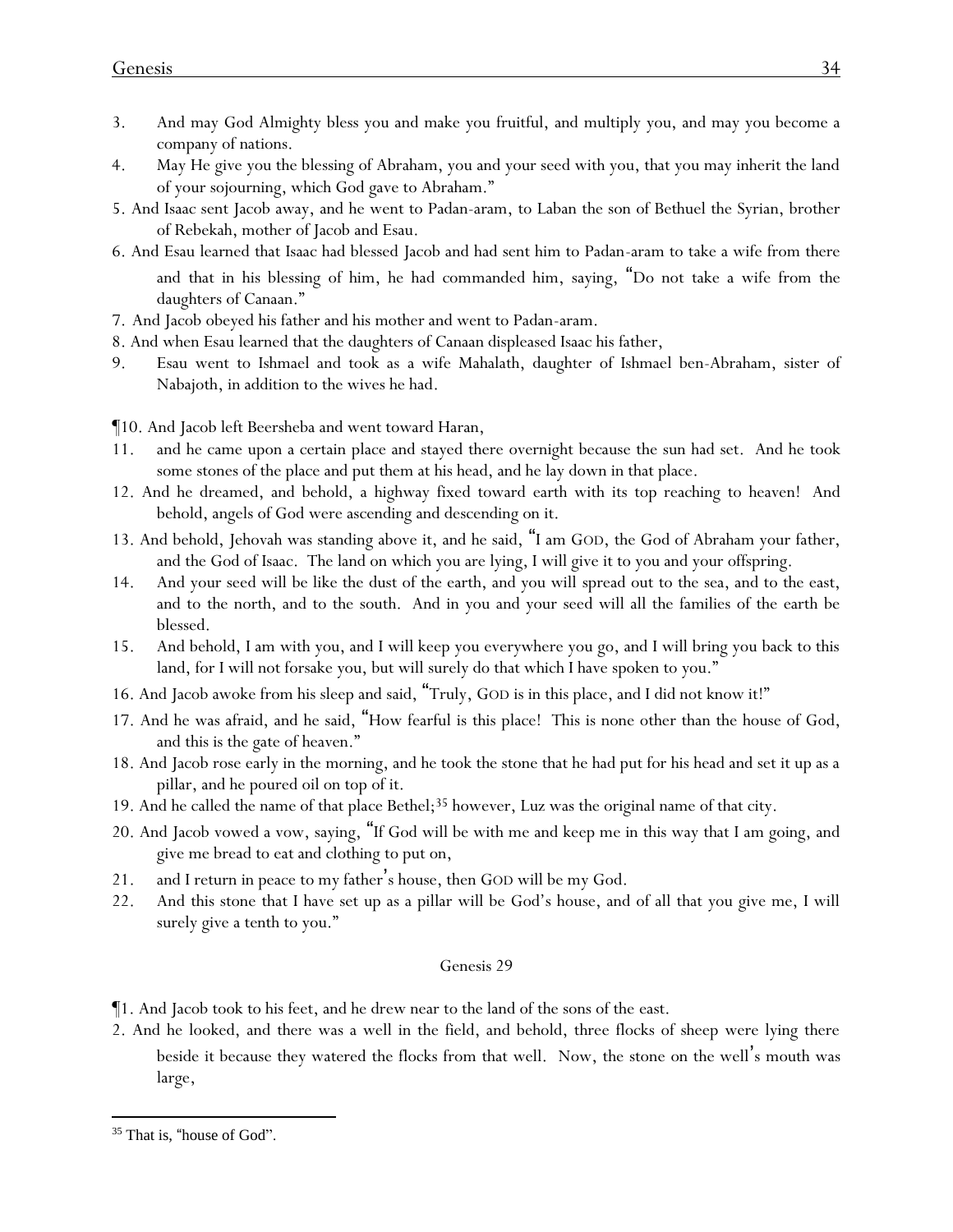3. And may God Almighty bless you and make you fruitful, and multiply you, and may you become a company of nations.
4. May He give you the blessing of Abraham, you and your seed with you, that you may inherit the land of your sojourning, which God gave to Abraham."
5. And Isaac sent Jacob away, and he went to Padan-aram, to Laban the son of Bethuel the Syrian, brother of Rebekah, mother of Jacob and Esau.
6. And Esau learned that Isaac had blessed Jacob and had sent him to Padan-aram to take a wife from there and that in his blessing of him, he had commanded him, saying, "Do not take a wife from the daughters of Canaan."
7. And Jacob obeyed his father and his mother and went to Padan-aram.
8. And when Esau learned that the daughters of Canaan displeased Isaac his father,
9. Esau went to Ishmael and took as a wife Mahalath, daughter of Ishmael ben-Abraham, sister of Nabajoth, in addition to the wives he had.

¶10. And Jacob left Beersheba and went toward Haran,
11. and he came upon a certain place and stayed there overnight because the sun had set. And he took some stones of the place and put them at his head, and he lay down in that place.
12. And he dreamed, and behold, a highway fixed toward earth with its top reaching to heaven! And behold, angels of God were ascending and descending on it.
13. And behold, Jehovah was standing above it, and he said, "I am GOD, the God of Abraham your father, and the God of Isaac. The land on which you are lying, I will give it to you and your offspring.
14. And your seed will be like the dust of the earth, and you will spread out to the sea, and to the east, and to the north, and to the south. And in you and your seed will all the families of the earth be blessed.
15. And behold, I am with you, and I will keep you everywhere you go, and I will bring you back to this land, for I will not forsake you, but will surely do that which I have spoken to you."
16. And Jacob awoke from his sleep and said, "Truly, GOD is in this place, and I did not know it!"
17. And he was afraid, and he said, "How fearful is this place! This is none other than the house of God, and this is the gate of heaven."
18. And Jacob rose early in the morning, and he took the stone that he had put for his head and set it up as a pillar, and he poured oil on top of it.
19. And he called the name of that place Bethel;[35] however, Luz was the original name of that city.
20. And Jacob vowed a vow, saying, "If God will be with me and keep me in this way that I am going, and give me bread to eat and clothing to put on,
21. and I return in peace to my father's house, then GOD will be my God.
22. And this stone that I have set up as a pillar will be God's house, and of all that you give me, I will surely give a tenth to you."

## Genesis 29

¶1. And Jacob took to his feet, and he drew near to the land of the sons of the east.
2. And he looked, and there was a well in the field, and behold, three flocks of sheep were lying there beside it because they watered the flocks from that well. Now, the stone on the well's mouth was large,

[35] That is, "house of God".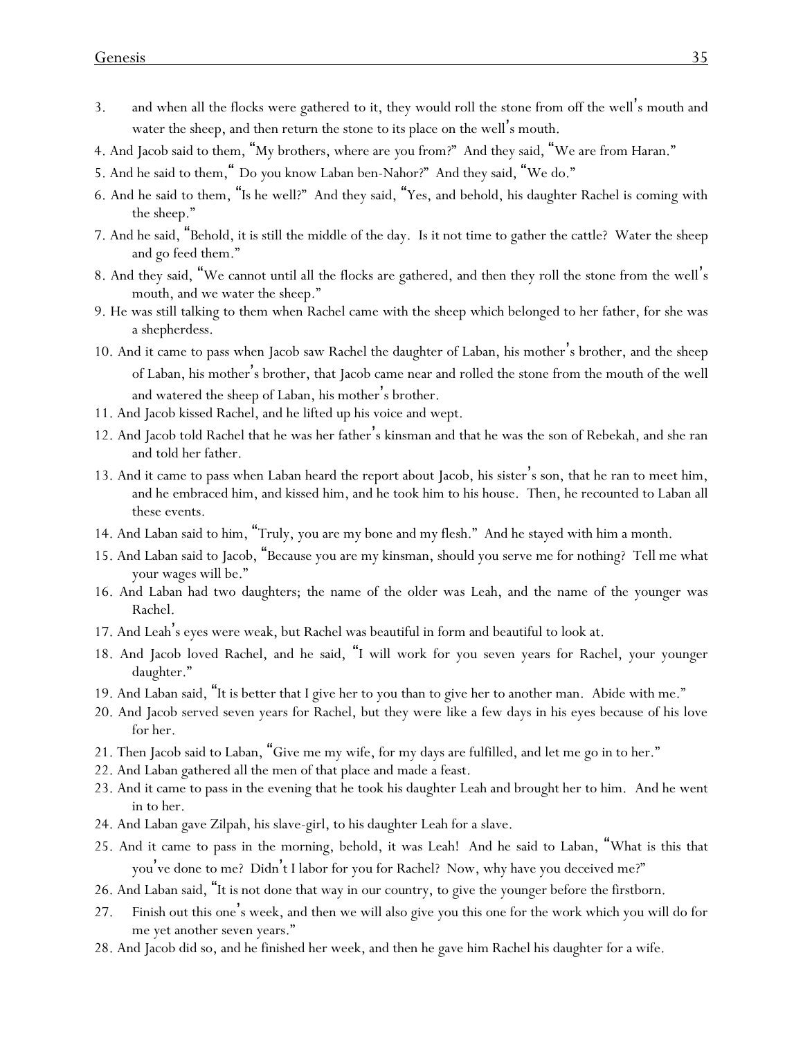3. and when all the flocks were gathered to it, they would roll the stone from off the well's mouth and water the sheep, and then return the stone to its place on the well's mouth.
4. And Jacob said to them, "My brothers, where are you from?" And they said, "We are from Haran."
5. And he said to them," Do you know Laban ben-Nahor?" And they said, "We do."
6. And he said to them, "Is he well?" And they said, "Yes, and behold, his daughter Rachel is coming with the sheep."
7. And he said, "Behold, it is still the middle of the day. Is it not time to gather the cattle? Water the sheep and go feed them."
8. And they said, "We cannot until all the flocks are gathered, and then they roll the stone from the well's mouth, and we water the sheep."
9. He was still talking to them when Rachel came with the sheep which belonged to her father, for she was a shepherdess.
10. And it came to pass when Jacob saw Rachel the daughter of Laban, his mother's brother, and the sheep of Laban, his mother's brother, that Jacob came near and rolled the stone from the mouth of the well and watered the sheep of Laban, his mother's brother.
11. And Jacob kissed Rachel, and he lifted up his voice and wept.
12. And Jacob told Rachel that he was her father's kinsman and that he was the son of Rebekah, and she ran and told her father.
13. And it came to pass when Laban heard the report about Jacob, his sister's son, that he ran to meet him, and he embraced him, and kissed him, and he took him to his house. Then, he recounted to Laban all these events.
14. And Laban said to him, "Truly, you are my bone and my flesh." And he stayed with him a month.
15. And Laban said to Jacob, "Because you are my kinsman, should you serve me for nothing? Tell me what your wages will be."
16. And Laban had two daughters; the name of the older was Leah, and the name of the younger was Rachel.
17. And Leah's eyes were weak, but Rachel was beautiful in form and beautiful to look at.
18. And Jacob loved Rachel, and he said, "I will work for you seven years for Rachel, your younger daughter."
19. And Laban said, "It is better that I give her to you than to give her to another man. Abide with me."
20. And Jacob served seven years for Rachel, but they were like a few days in his eyes because of his love for her.
21. Then Jacob said to Laban, "Give me my wife, for my days are fulfilled, and let me go in to her."
22. And Laban gathered all the men of that place and made a feast.
23. And it came to pass in the evening that he took his daughter Leah and brought her to him. And he went in to her.
24. And Laban gave Zilpah, his slave-girl, to his daughter Leah for a slave.
25. And it came to pass in the morning, behold, it was Leah! And he said to Laban, "What is this that you've done to me? Didn't I labor for you for Rachel? Now, why have you deceived me?"
26. And Laban said, "It is not done that way in our country, to give the younger before the firstborn.
27. Finish out this one's week, and then we will also give you this one for the work which you will do for me yet another seven years."
28. And Jacob did so, and he finished her week, and then he gave him Rachel his daughter for a wife.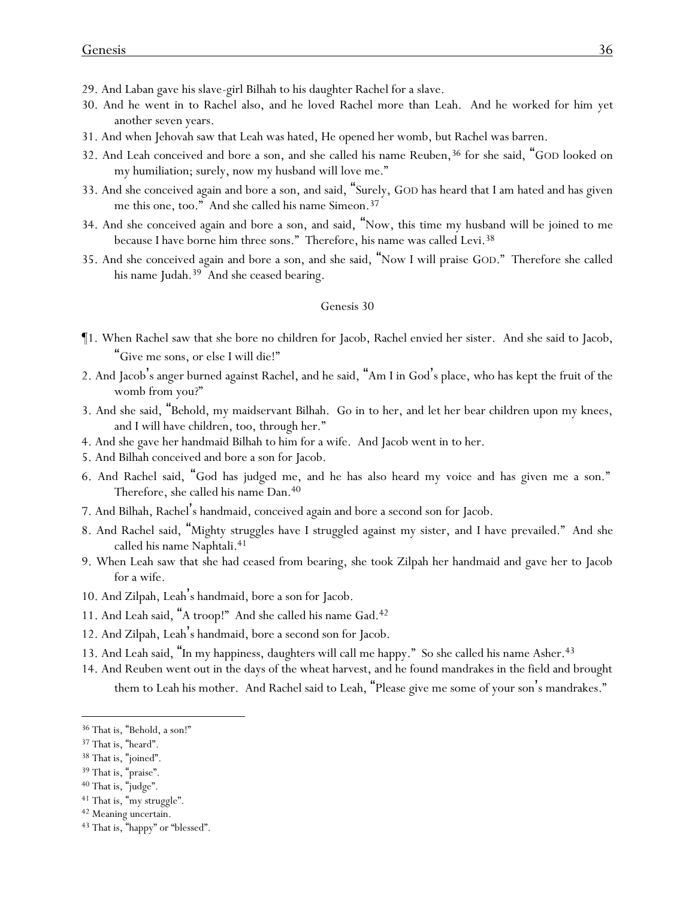29. And Laban gave his slave-girl Bilhah to his daughter Rachel for a slave.

30. And he went in to Rachel also, and he loved Rachel more than Leah. And he worked for him yet another seven years.

31. And when Jehovah saw that Leah was hated, He opened her womb, but Rachel was barren.

32. And Leah conceived and bore a son, and she called his name Reuben,[36] for she said, "GOD looked on my humiliation; surely, now my husband will love me."

33. And she conceived again and bore a son, and said, "Surely, GOD has heard that I am hated and has given me this one, too." And she called his name Simeon.[37]

34. And she conceived again and bore a son, and said, "Now, this time my husband will be joined to me because I have borne him three sons." Therefore, his name was called Levi.[38]

35. And she conceived again and bore a son, and she said, "Now I will praise GOD." Therefore she called his name Judah.[39] And she ceased bearing.

Genesis 30

¶1. When Rachel saw that she bore no children for Jacob, Rachel envied her sister. And she said to Jacob, "Give me sons, or else I will die!"

2. And Jacob's anger burned against Rachel, and he said, "Am I in God's place, who has kept the fruit of the womb from you?"

3. And she said, "Behold, my maidservant Bilhah. Go in to her, and let her bear children upon my knees, and I will have children, too, through her."

4. And she gave her handmaid Bilhah to him for a wife. And Jacob went in to her.

5. And Bilhah conceived and bore a son for Jacob.

6. And Rachel said, "God has judged me, and he has also heard my voice and has given me a son." Therefore, she called his name Dan.[40]

7. And Bilhah, Rachel's handmaid, conceived again and bore a second son for Jacob.

8. And Rachel said, "Mighty struggles have I struggled against my sister, and I have prevailed." And she called his name Naphtali.[41]

9. When Leah saw that she had ceased from bearing, she took Zilpah her handmaid and gave her to Jacob for a wife.

10. And Zilpah, Leah's handmaid, bore a son for Jacob.

11. And Leah said, "A troop!" And she called his name Gad.[42]

12. And Zilpah, Leah's handmaid, bore a second son for Jacob.

13. And Leah said, "In my happiness, daughters will call me happy." So she called his name Asher.[43]

14. And Reuben went out in the days of the wheat harvest, and he found mandrakes in the field and brought them to Leah his mother. And Rachel said to Leah, "Please give me some of your son's mandrakes."

---

[36] That is, "Behold, a son!"

[37] That is, "heard".

[38] That is, "joined".

[39] That is, "praise".

[40] That is, "judge".

[41] That is, "my struggle".

[42] Meaning uncertain.

[43] That is, "happy" or "blessed".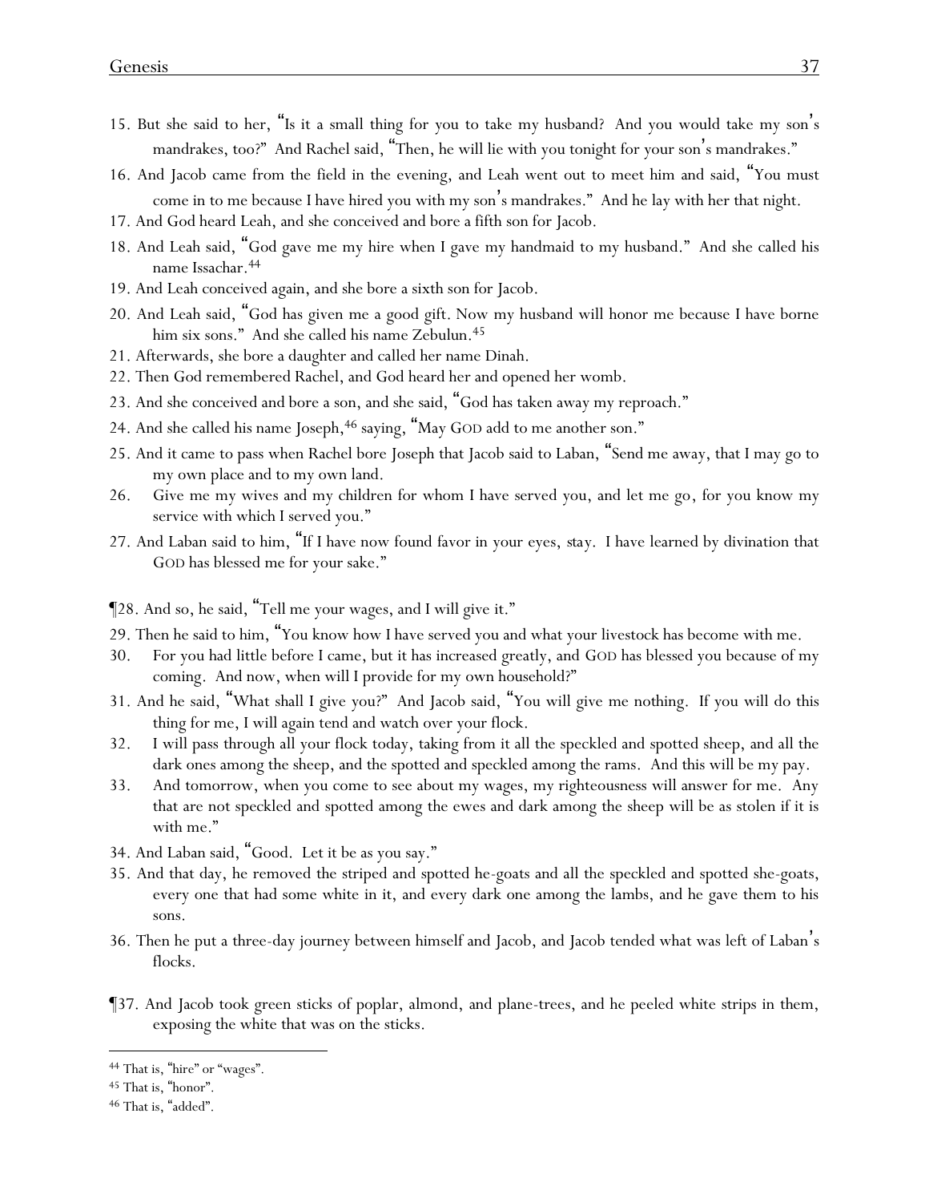15. But she said to her, "Is it a small thing for you to take my husband? And you would take my son's mandrakes, too?" And Rachel said, "Then, he will lie with you tonight for your son's mandrakes."

16. And Jacob came from the field in the evening, and Leah went out to meet him and said, "You must come in to me because I have hired you with my son's mandrakes." And he lay with her that night.

17. And God heard Leah, and she conceived and bore a fifth son for Jacob.

18. And Leah said, "God gave me my hire when I gave my handmaid to my husband." And she called his name Issachar.[44]

19. And Leah conceived again, and she bore a sixth son for Jacob.

20. And Leah said, "God has given me a good gift. Now my husband will honor me because I have borne him six sons." And she called his name Zebulun.[45]

21. Afterwards, she bore a daughter and called her name Dinah.

22. Then God remembered Rachel, and God heard her and opened her womb.

23. And she conceived and bore a son, and she said, "God has taken away my reproach."

24. And she called his name Joseph,[46] saying, "May GOD add to me another son."

25. And it came to pass when Rachel bore Joseph that Jacob said to Laban, "Send me away, that I may go to my own place and to my own land.

26. Give me my wives and my children for whom I have served you, and let me go, for you know my service with which I served you."

27. And Laban said to him, "If I have now found favor in your eyes, stay. I have learned by divination that GOD has blessed me for your sake."

¶28. And so, he said, "Tell me your wages, and I will give it."

29. Then he said to him, "You know how I have served you and what your livestock has become with me.

30. For you had little before I came, but it has increased greatly, and GOD has blessed you because of my coming. And now, when will I provide for my own household?"

31. And he said, "What shall I give you?" And Jacob said, "You will give me nothing. If you will do this thing for me, I will again tend and watch over your flock.

32. I will pass through all your flock today, taking from it all the speckled and spotted sheep, and all the dark ones among the sheep, and the spotted and speckled among the rams. And this will be my pay.

33. And tomorrow, when you come to see about my wages, my righteousness will answer for me. Any that are not speckled and spotted among the ewes and dark among the sheep will be as stolen if it is with me."

34. And Laban said, "Good. Let it be as you say."

35. And that day, he removed the striped and spotted he-goats and all the speckled and spotted she-goats, every one that had some white in it, and every dark one among the lambs, and he gave them to his sons.

36. Then he put a three-day journey between himself and Jacob, and Jacob tended what was left of Laban's flocks.

¶37. And Jacob took green sticks of poplar, almond, and plane-trees, and he peeled white strips in them, exposing the white that was on the sticks.

---

[44] That is, "hire" or "wages".

[45] That is, "honor".

[46] That is, "added".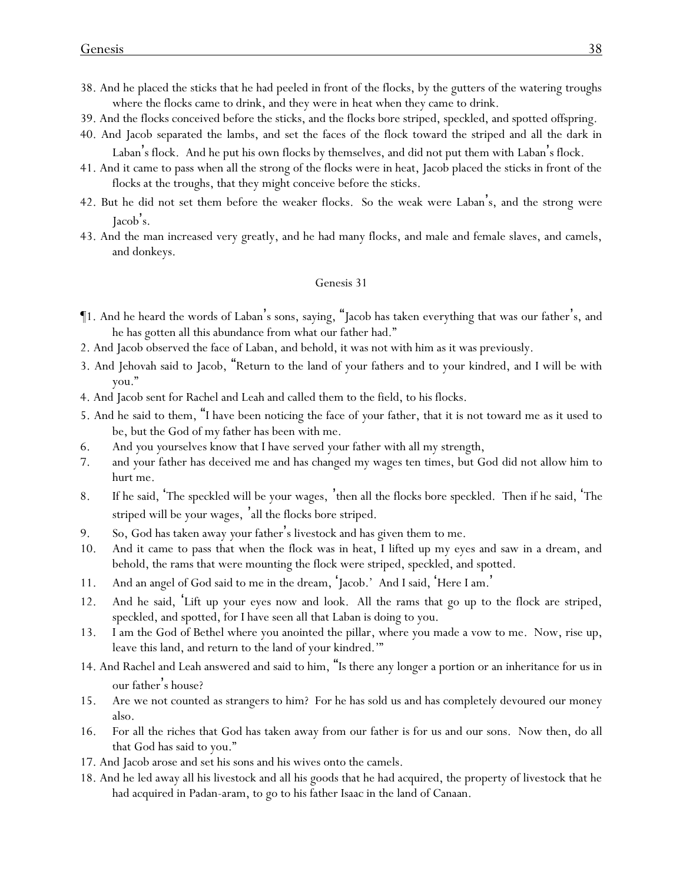38. And he placed the sticks that he had peeled in front of the flocks, by the gutters of the watering troughs where the flocks came to drink, and they were in heat when they came to drink.

39. And the flocks conceived before the sticks, and the flocks bore striped, speckled, and spotted offspring.

40. And Jacob separated the lambs, and set the faces of the flock toward the striped and all the dark in Laban's flock. And he put his own flocks by themselves, and did not put them with Laban's flock.

41. And it came to pass when all the strong of the flocks were in heat, Jacob placed the sticks in front of the flocks at the troughs, that they might conceive before the sticks.

42. But he did not set them before the weaker flocks. So the weak were Laban's, and the strong were Jacob's.

43. And the man increased very greatly, and he had many flocks, and male and female slaves, and camels, and donkeys.

## Genesis 31

¶1. And he heard the words of Laban's sons, saying, "Jacob has taken everything that was our father's, and he has gotten all this abundance from what our father had."

2. And Jacob observed the face of Laban, and behold, it was not with him as it was previously.

3. And Jehovah said to Jacob, "Return to the land of your fathers and to your kindred, and I will be with you."

4. And Jacob sent for Rachel and Leah and called them to the field, to his flocks.

5. And he said to them, "I have been noticing the face of your father, that it is not toward me as it used to be, but the God of my father has been with me.

6. And you yourselves know that I have served your father with all my strength,

7. and your father has deceived me and has changed my wages ten times, but God did not allow him to hurt me.

8. If he said, 'The speckled will be your wages,' then all the flocks bore speckled. Then if he said, 'The striped will be your wages,' all the flocks bore striped.

9. So, God has taken away your father's livestock and has given them to me.

10. And it came to pass that when the flock was in heat, I lifted up my eyes and saw in a dream, and behold, the rams that were mounting the flock were striped, speckled, and spotted.

11. And an angel of God said to me in the dream, 'Jacob.' And I said, 'Here I am.'

12. And he said, 'Lift up your eyes now and look. All the rams that go up to the flock are striped, speckled, and spotted, for I have seen all that Laban is doing to you.

13. I am the God of Bethel where you anointed the pillar, where you made a vow to me. Now, rise up, leave this land, and return to the land of your kindred.'"

14. And Rachel and Leah answered and said to him, "Is there any longer a portion or an inheritance for us in our father's house?

15. Are we not counted as strangers to him? For he has sold us and has completely devoured our money also.

16. For all the riches that God has taken away from our father is for us and our sons. Now then, do all that God has said to you."

17. And Jacob arose and set his sons and his wives onto the camels.

18. And he led away all his livestock and all his goods that he had acquired, the property of livestock that he had acquired in Padan-aram, to go to his father Isaac in the land of Canaan.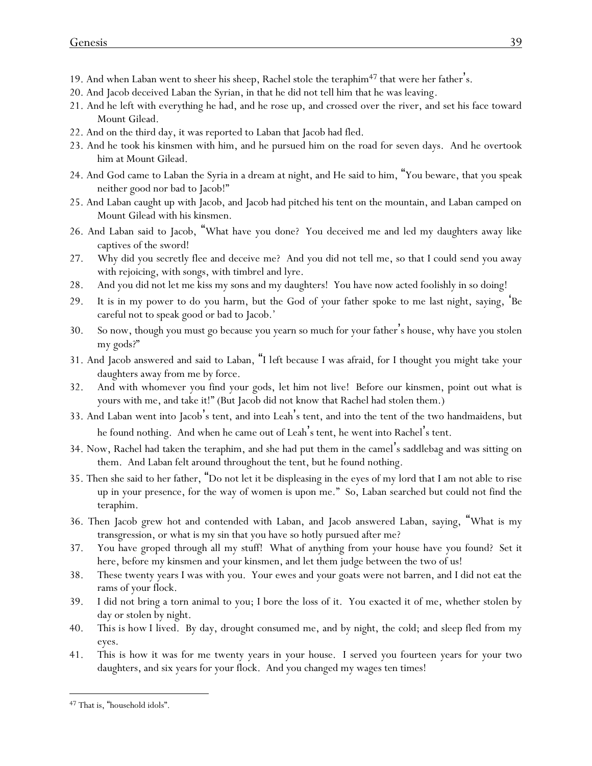19. And when Laban went to sheer his sheep, Rachel stole the teraphim[47] that were her father's.
20. And Jacob deceived Laban the Syrian, in that he did not tell him that he was leaving.
21. And he left with everything he had, and he rose up, and crossed over the river, and set his face toward Mount Gilead.
22. And on the third day, it was reported to Laban that Jacob had fled.
23. And he took his kinsmen with him, and he pursued him on the road for seven days. And he overtook him at Mount Gilead.
24. And God came to Laban the Syria in a dream at night, and He said to him, "You beware, that you speak neither good nor bad to Jacob!"
25. And Laban caught up with Jacob, and Jacob had pitched his tent on the mountain, and Laban camped on Mount Gilead with his kinsmen.
26. And Laban said to Jacob, "What have you done? You deceived me and led my daughters away like captives of the sword!
27. Why did you secretly flee and deceive me? And you did not tell me, so that I could send you away with rejoicing, with songs, with timbrel and lyre.
28. And you did not let me kiss my sons and my daughters! You have now acted foolishly in so doing!
29. It is in my power to do you harm, but the God of your father spoke to me last night, saying, 'Be careful not to speak good or bad to Jacob.'
30. So now, though you must go because you yearn so much for your father's house, why have you stolen my gods?"
31. And Jacob answered and said to Laban, "I left because I was afraid, for I thought you might take your daughters away from me by force.
32. And with whomever you find your gods, let him not live! Before our kinsmen, point out what is yours with me, and take it!" (But Jacob did not know that Rachel had stolen them.)
33. And Laban went into Jacob's tent, and into Leah's tent, and into the tent of the two handmaidens, but he found nothing. And when he came out of Leah's tent, he went into Rachel's tent.
34. Now, Rachel had taken the teraphim, and she had put them in the camel's saddlebag and was sitting on them. And Laban felt around throughout the tent, but he found nothing.
35. Then she said to her father, "Do not let it be displeasing in the eyes of my lord that I am not able to rise up in your presence, for the way of women is upon me." So, Laban searched but could not find the teraphim.
36. Then Jacob grew hot and contended with Laban, and Jacob answered Laban, saying, "What is my transgression, or what is my sin that you have so hotly pursued after me?
37. You have groped through all my stuff! What of anything from your house have you found? Set it here, before my kinsmen and your kinsmen, and let them judge between the two of us!
38. These twenty years I was with you. Your ewes and your goats were not barren, and I did not eat the rams of your flock.
39. I did not bring a torn animal to you; I bore the loss of it. You exacted it of me, whether stolen by day or stolen by night.
40. This is how I lived. By day, drought consumed me, and by night, the cold; and sleep fled from my eyes.
41. This is how it was for me twenty years in your house. I served you fourteen years for your two daughters, and six years for your flock. And you changed my wages ten times!

[47] That is, "household idols".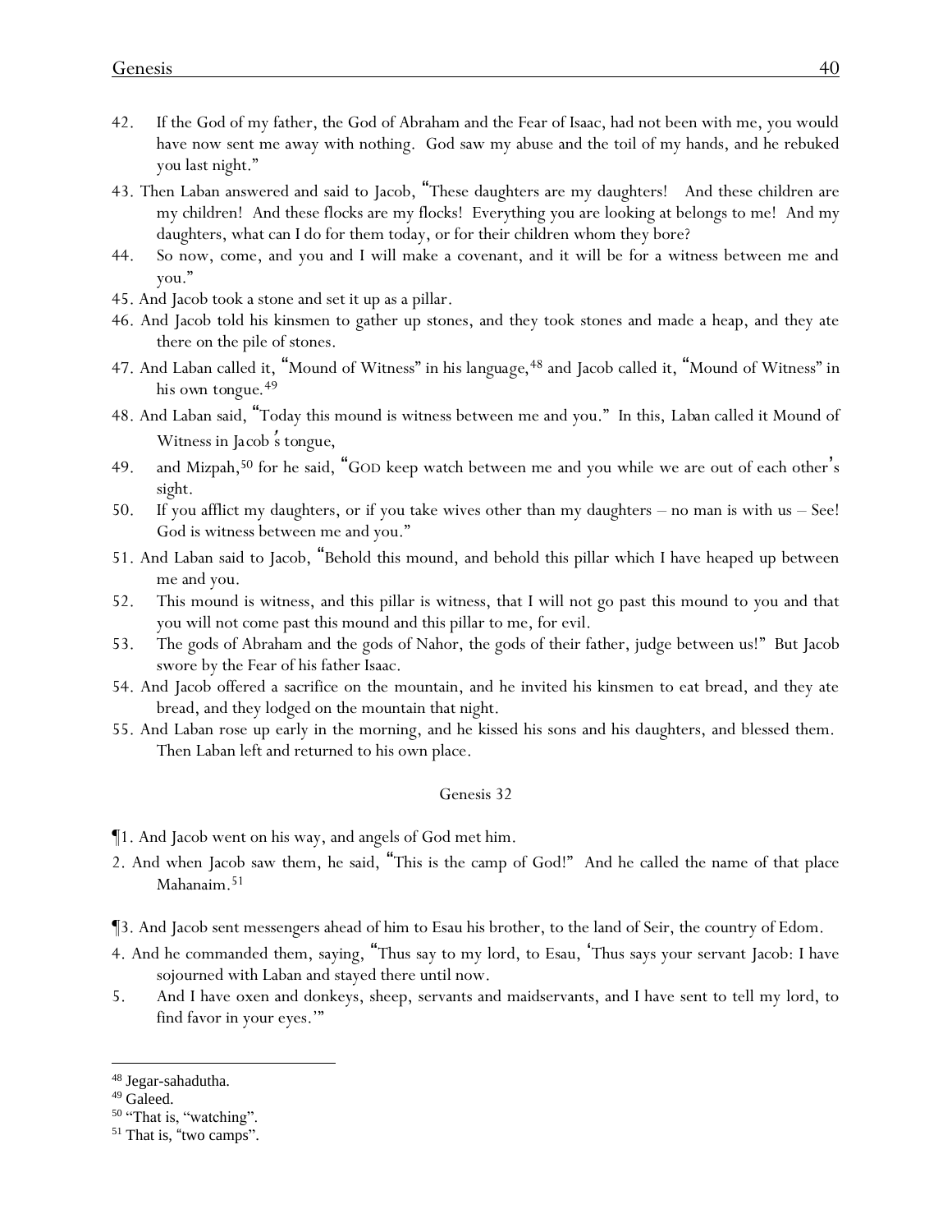42. If the God of my father, the God of Abraham and the Fear of Isaac, had not been with me, you would have now sent me away with nothing. God saw my abuse and the toil of my hands, and he rebuked you last night."

43. Then Laban answered and said to Jacob, "These daughters are my daughters! And these children are my children! And these flocks are my flocks! Everything you are looking at belongs to me! And my daughters, what can I do for them today, or for their children whom they bore?

44. So now, come, and you and I will make a covenant, and it will be for a witness between me and you."

45. And Jacob took a stone and set it up as a pillar.

46. And Jacob told his kinsmen to gather up stones, and they took stones and made a heap, and they ate there on the pile of stones.

47. And Laban called it, "Mound of Witness" in his language,[48] and Jacob called it, "Mound of Witness" in his own tongue.[49]

48. And Laban said, "Today this mound is witness between me and you." In this, Laban called it Mound of Witness in Jacob's tongue,

49. and Mizpah,[50] for he said, "GOD keep watch between me and you while we are out of each other's sight.

50. If you afflict my daughters, or if you take wives other than my daughters – no man is with us – See! God is witness between me and you."

51. And Laban said to Jacob, "Behold this mound, and behold this pillar which I have heaped up between me and you.

52. This mound is witness, and this pillar is witness, that I will not go past this mound to you and that you will not come past this mound and this pillar to me, for evil.

53. The gods of Abraham and the gods of Nahor, the gods of their father, judge between us!" But Jacob swore by the Fear of his father Isaac.

54. And Jacob offered a sacrifice on the mountain, and he invited his kinsmen to eat bread, and they ate bread, and they lodged on the mountain that night.

55. And Laban rose up early in the morning, and he kissed his sons and his daughters, and blessed them. Then Laban left and returned to his own place.

## Genesis 32

¶1. And Jacob went on his way, and angels of God met him.

2. And when Jacob saw them, he said, "This is the camp of God!" And he called the name of that place Mahanaim.[51]

¶3. And Jacob sent messengers ahead of him to Esau his brother, to the land of Seir, the country of Edom.

4. And he commanded them, saying, "Thus say to my lord, to Esau, 'Thus says your servant Jacob: I have sojourned with Laban and stayed there until now.

5. And I have oxen and donkeys, sheep, servants and maidservants, and I have sent to tell my lord, to find favor in your eyes.'"

---

[48] Jegar-sahadutha.

[49] Galeed.

[50] "That is, "watching".

[51] That is, "two camps".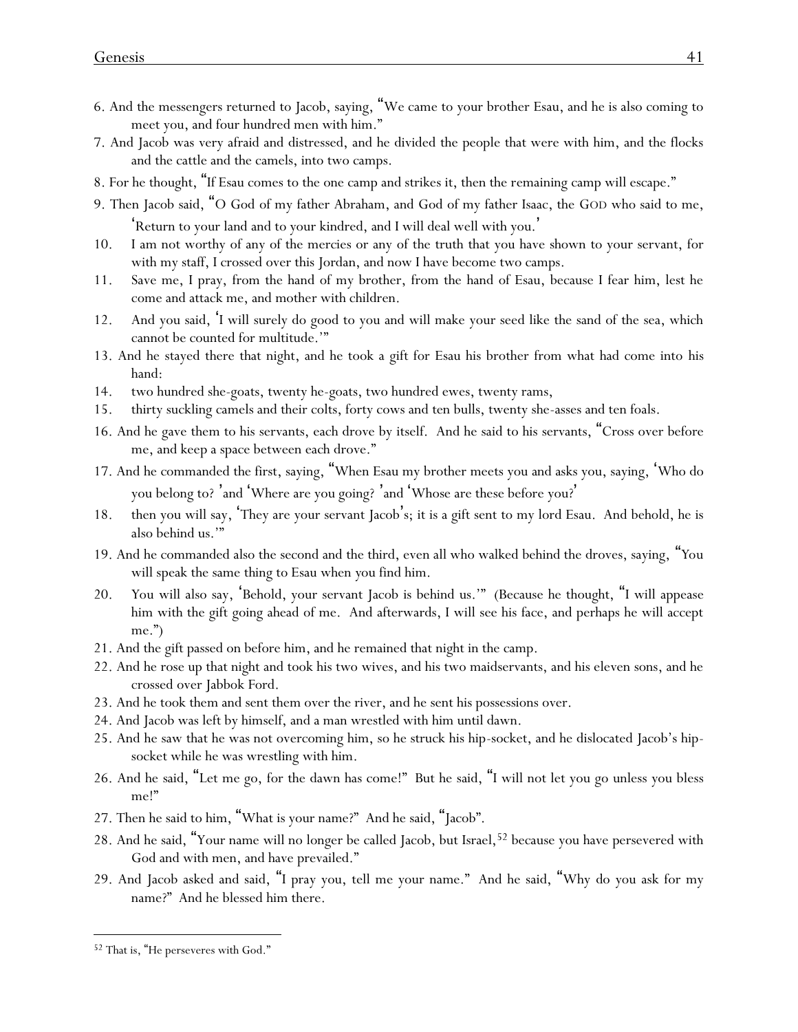6. And the messengers returned to Jacob, saying, "We came to your brother Esau, and he is also coming to meet you, and four hundred men with him."

7. And Jacob was very afraid and distressed, and he divided the people that were with him, and the flocks and the cattle and the camels, into two camps.

8. For he thought, "If Esau comes to the one camp and strikes it, then the remaining camp will escape."

9. Then Jacob said, "O God of my father Abraham, and God of my father Isaac, the GOD who said to me, 'Return to your land and to your kindred, and I will deal well with you.'

10. I am not worthy of any of the mercies or any of the truth that you have shown to your servant, for with my staff, I crossed over this Jordan, and now I have become two camps.

11. Save me, I pray, from the hand of my brother, from the hand of Esau, because I fear him, lest he come and attack me, and mother with children.

12. And you said, 'I will surely do good to you and will make your seed like the sand of the sea, which cannot be counted for multitude.'"

13. And he stayed there that night, and he took a gift for Esau his brother from what had come into his hand:

14. two hundred she-goats, twenty he-goats, two hundred ewes, twenty rams,

15. thirty suckling camels and their colts, forty cows and ten bulls, twenty she-asses and ten foals.

16. And he gave them to his servants, each drove by itself. And he said to his servants, "Cross over before me, and keep a space between each drove."

17. And he commanded the first, saying, "When Esau my brother meets you and asks you, saying, 'Who do you belong to? 'and 'Where are you going? 'and 'Whose are these before you?'

18. then you will say, 'They are your servant Jacob's; it is a gift sent to my lord Esau. And behold, he is also behind us.'"

19. And he commanded also the second and the third, even all who walked behind the droves, saying, "You will speak the same thing to Esau when you find him.

20. You will also say, 'Behold, your servant Jacob is behind us.'" (Because he thought, "I will appease him with the gift going ahead of me. And afterwards, I will see his face, and perhaps he will accept me.")

21. And the gift passed on before him, and he remained that night in the camp.

22. And he rose up that night and took his two wives, and his two maidservants, and his eleven sons, and he crossed over Jabbok Ford.

23. And he took them and sent them over the river, and he sent his possessions over.

24. And Jacob was left by himself, and a man wrestled with him until dawn.

25. And he saw that he was not overcoming him, so he struck his hip-socket, and he dislocated Jacob's hip-socket while he was wrestling with him.

26. And he said, "Let me go, for the dawn has come!" But he said, "I will not let you go unless you bless me!"

27. Then he said to him, "What is your name?" And he said, "Jacob".

28. And he said, "Your name will no longer be called Jacob, but Israel,[52] because you have persevered with God and with men, and have prevailed."

29. And Jacob asked and said, "I pray you, tell me your name." And he said, "Why do you ask for my name?" And he blessed him there.

---

[52] That is, "He perseveres with God."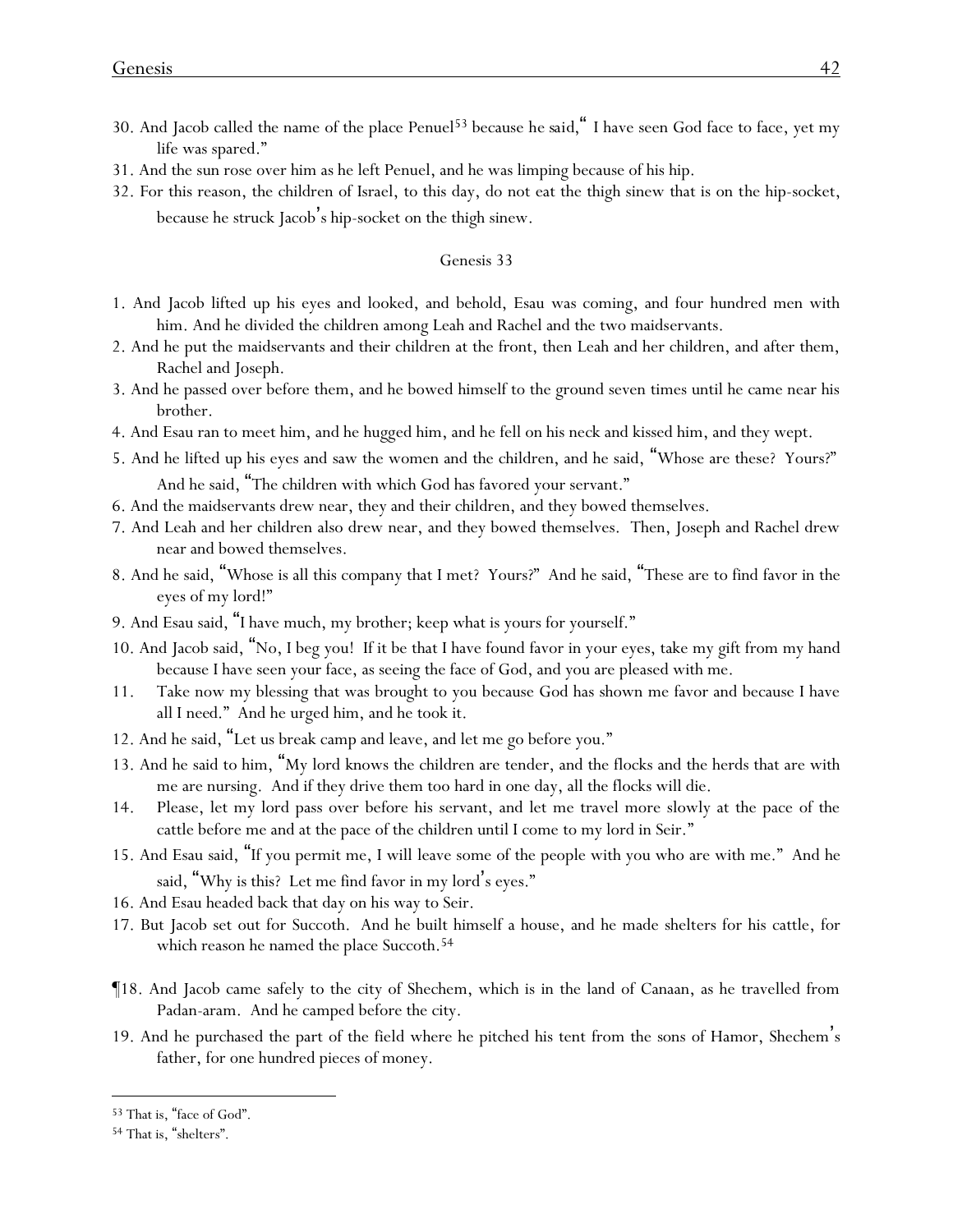30. And Jacob called the name of the place Penuel[53] because he said," I have seen God face to face, yet my life was spared."

31. And the sun rose over him as he left Penuel, and he was limping because of his hip.

32. For this reason, the children of Israel, to this day, do not eat the thigh sinew that is on the hip-socket, because he struck Jacob's hip-socket on the thigh sinew.

## Genesis 33

1. And Jacob lifted up his eyes and looked, and behold, Esau was coming, and four hundred men with him. And he divided the children among Leah and Rachel and the two maidservants.

2. And he put the maidservants and their children at the front, then Leah and her children, and after them, Rachel and Joseph.

3. And he passed over before them, and he bowed himself to the ground seven times until he came near his brother.

4. And Esau ran to meet him, and he hugged him, and he fell on his neck and kissed him, and they wept.

5. And he lifted up his eyes and saw the women and the children, and he said, "Whose are these? Yours?" And he said, "The children with which God has favored your servant."

6. And the maidservants drew near, they and their children, and they bowed themselves.

7. And Leah and her children also drew near, and they bowed themselves. Then, Joseph and Rachel drew near and bowed themselves.

8. And he said, "Whose is all this company that I met? Yours?" And he said, "These are to find favor in the eyes of my lord!"

9. And Esau said, "I have much, my brother; keep what is yours for yourself."

10. And Jacob said, "No, I beg you! If it be that I have found favor in your eyes, take my gift from my hand because I have seen your face, as seeing the face of God, and you are pleased with me.

11. Take now my blessing that was brought to you because God has shown me favor and because I have all I need." And he urged him, and he took it.

12. And he said, "Let us break camp and leave, and let me go before you."

13. And he said to him, "My lord knows the children are tender, and the flocks and the herds that are with me are nursing. And if they drive them too hard in one day, all the flocks will die.

14. Please, let my lord pass over before his servant, and let me travel more slowly at the pace of the cattle before me and at the pace of the children until I come to my lord in Seir."

15. And Esau said, "If you permit me, I will leave some of the people with you who are with me." And he said, "Why is this? Let me find favor in my lord's eyes."

16. And Esau headed back that day on his way to Seir.

17. But Jacob set out for Succoth. And he built himself a house, and he made shelters for his cattle, for which reason he named the place Succoth.[54]

¶18. And Jacob came safely to the city of Shechem, which is in the land of Canaan, as he travelled from Padan-aram. And he camped before the city.

19. And he purchased the part of the field where he pitched his tent from the sons of Hamor, Shechem's father, for one hundred pieces of money.

---

[53] That is, "face of God".

[54] That is, "shelters".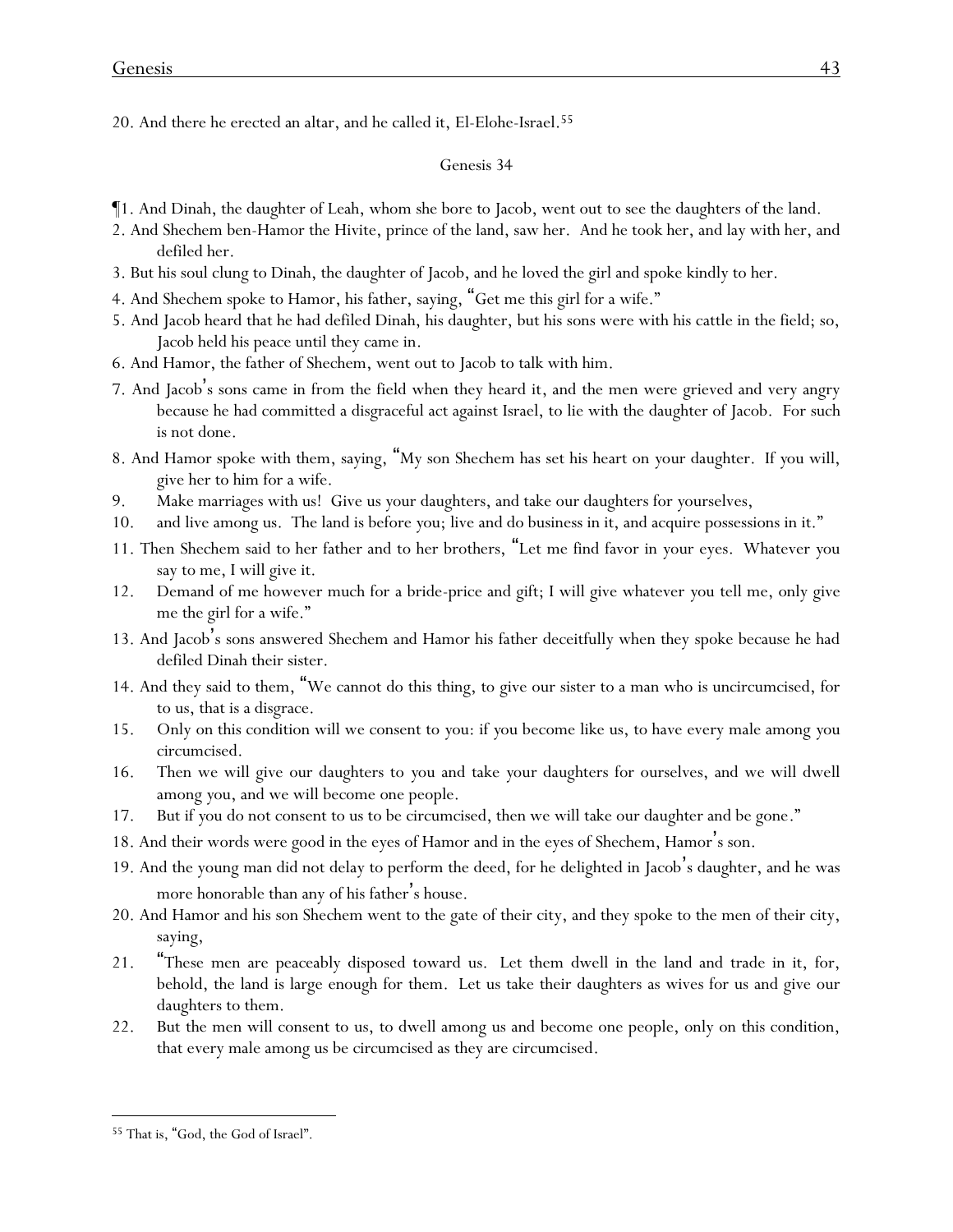20. And there he erected an altar, and he called it, El-Elohe-Israel.[55]

Genesis 34

¶1. And Dinah, the daughter of Leah, whom she bore to Jacob, went out to see the daughters of the land.

2. And Shechem ben-Hamor the Hivite, prince of the land, saw her. And he took her, and lay with her, and defiled her.

3. But his soul clung to Dinah, the daughter of Jacob, and he loved the girl and spoke kindly to her.

4. And Shechem spoke to Hamor, his father, saying, "Get me this girl for a wife."

5. And Jacob heard that he had defiled Dinah, his daughter, but his sons were with his cattle in the field; so, Jacob held his peace until they came in.

6. And Hamor, the father of Shechem, went out to Jacob to talk with him.

7. And Jacob's sons came in from the field when they heard it, and the men were grieved and very angry because he had committed a disgraceful act against Israel, to lie with the daughter of Jacob. For such is not done.

8. And Hamor spoke with them, saying, "My son Shechem has set his heart on your daughter. If you will, give her to him for a wife.

9. Make marriages with us! Give us your daughters, and take our daughters for yourselves,

10. and live among us. The land is before you; live and do business in it, and acquire possessions in it."

11. Then Shechem said to her father and to her brothers, "Let me find favor in your eyes. Whatever you say to me, I will give it.

12. Demand of me however much for a bride-price and gift; I will give whatever you tell me, only give me the girl for a wife."

13. And Jacob's sons answered Shechem and Hamor his father deceitfully when they spoke because he had defiled Dinah their sister.

14. And they said to them, "We cannot do this thing, to give our sister to a man who is uncircumcised, for to us, that is a disgrace.

15. Only on this condition will we consent to you: if you become like us, to have every male among you circumcised.

16. Then we will give our daughters to you and take your daughters for ourselves, and we will dwell among you, and we will become one people.

17. But if you do not consent to us to be circumcised, then we will take our daughter and be gone."

18. And their words were good in the eyes of Hamor and in the eyes of Shechem, Hamor's son.

19. And the young man did not delay to perform the deed, for he delighted in Jacob's daughter, and he was more honorable than any of his father's house.

20. And Hamor and his son Shechem went to the gate of their city, and they spoke to the men of their city, saying,

21. "These men are peaceably disposed toward us. Let them dwell in the land and trade in it, for, behold, the land is large enough for them. Let us take their daughters as wives for us and give our daughters to them.

22. But the men will consent to us, to dwell among us and become one people, only on this condition, that every male among us be circumcised as they are circumcised.

---

[55] That is, "God, the God of Israel".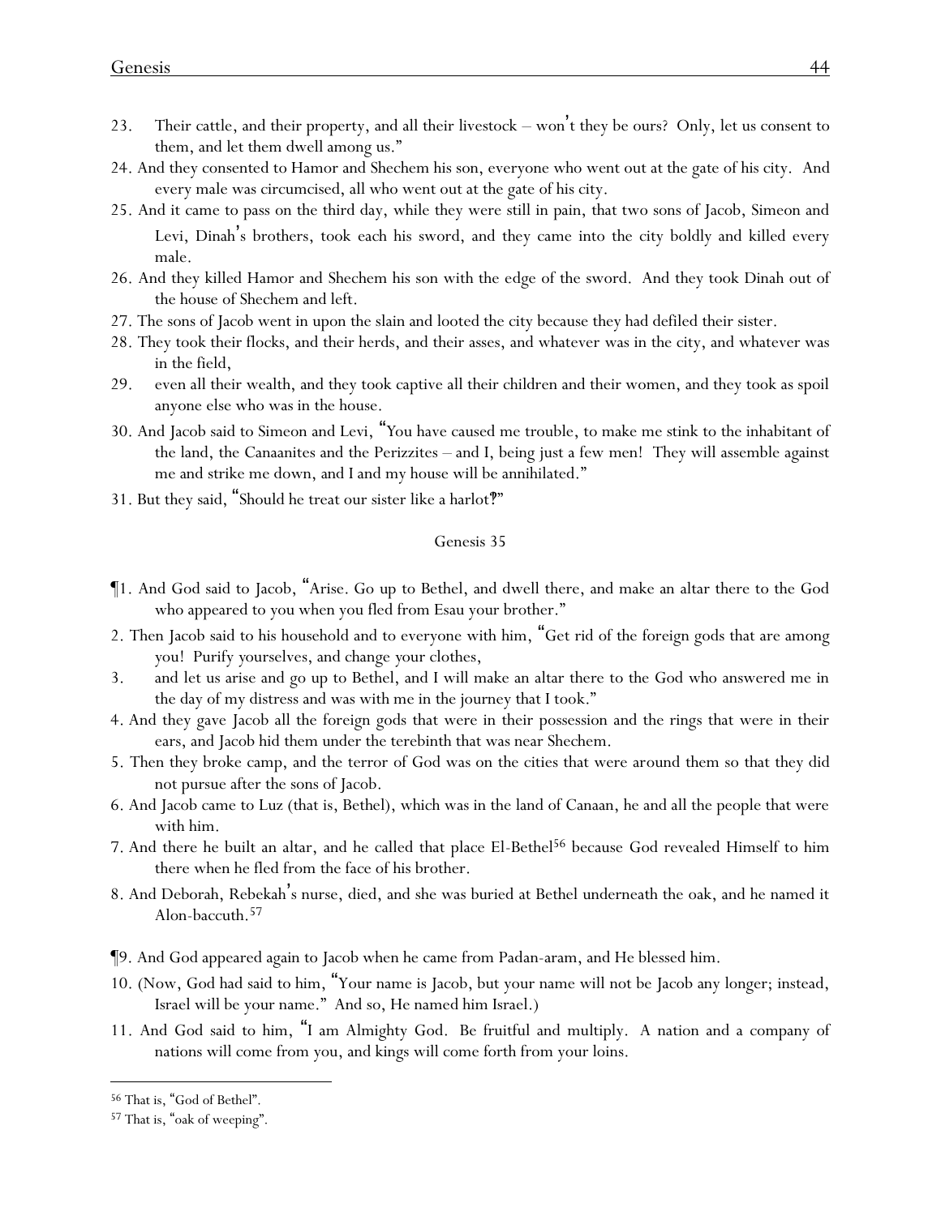23. Their cattle, and their property, and all their livestock – won't they be ours? Only, let us consent to them, and let them dwell among us."

24. And they consented to Hamor and Shechem his son, everyone who went out at the gate of his city. And every male was circumcised, all who went out at the gate of his city.

25. And it came to pass on the third day, while they were still in pain, that two sons of Jacob, Simeon and Levi, Dinah's brothers, took each his sword, and they came into the city boldly and killed every male.

26. And they killed Hamor and Shechem his son with the edge of the sword. And they took Dinah out of the house of Shechem and left.

27. The sons of Jacob went in upon the slain and looted the city because they had defiled their sister.

28. They took their flocks, and their herds, and their asses, and whatever was in the city, and whatever was in the field,

29. even all their wealth, and they took captive all their children and their women, and they took as spoil anyone else who was in the house.

30. And Jacob said to Simeon and Levi, "You have caused me trouble, to make me stink to the inhabitant of the land, the Canaanites and the Perizzites – and I, being just a few men! They will assemble against me and strike me down, and I and my house will be annihilated."

31. But they said, "Should he treat our sister like a harlot?"

## Genesis 35

¶1. And God said to Jacob, "Arise. Go up to Bethel, and dwell there, and make an altar there to the God who appeared to you when you fled from Esau your brother."

2. Then Jacob said to his household and to everyone with him, "Get rid of the foreign gods that are among you! Purify yourselves, and change your clothes,

3. and let us arise and go up to Bethel, and I will make an altar there to the God who answered me in the day of my distress and was with me in the journey that I took."

4. And they gave Jacob all the foreign gods that were in their possession and the rings that were in their ears, and Jacob hid them under the terebinth that was near Shechem.

5. Then they broke camp, and the terror of God was on the cities that were around them so that they did not pursue after the sons of Jacob.

6. And Jacob came to Luz (that is, Bethel), which was in the land of Canaan, he and all the people that were with him.

7. And there he built an altar, and he called that place El-Bethel[56] because God revealed Himself to him there when he fled from the face of his brother.

8. And Deborah, Rebekah's nurse, died, and she was buried at Bethel underneath the oak, and he named it Alon-baccuth.[57]

¶9. And God appeared again to Jacob when he came from Padan-aram, and He blessed him.

10. (Now, God had said to him, "Your name is Jacob, but your name will not be Jacob any longer; instead, Israel will be your name." And so, He named him Israel.)

11. And God said to him, "I am Almighty God. Be fruitful and multiply. A nation and a company of nations will come from you, and kings will come forth from your loins.

---

[56] That is, "God of Bethel".

[57] That is, "oak of weeping".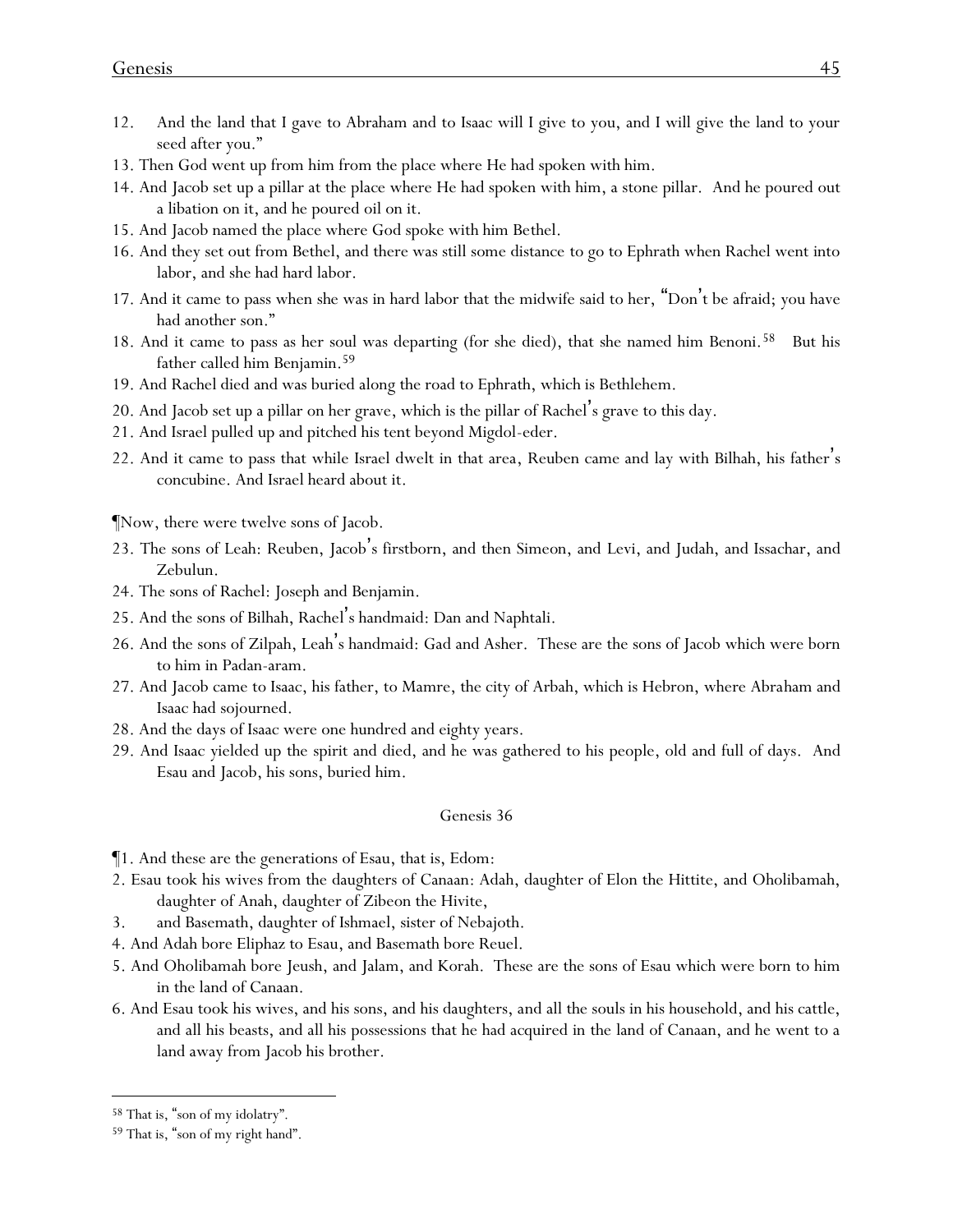12. And the land that I gave to Abraham and to Isaac will I give to you, and I will give the land to your seed after you."
13. Then God went up from him from the place where He had spoken with him.
14. And Jacob set up a pillar at the place where He had spoken with him, a stone pillar. And he poured out a libation on it, and he poured oil on it.
15. And Jacob named the place where God spoke with him Bethel.
16. And they set out from Bethel, and there was still some distance to go to Ephrath when Rachel went into labor, and she had hard labor.
17. And it came to pass when she was in hard labor that the midwife said to her, "Don't be afraid; you have had another son."
18. And it came to pass as her soul was departing (for she died), that she named him Benoni.[58] But his father called him Benjamin.[59]
19. And Rachel died and was buried along the road to Ephrath, which is Bethlehem.
20. And Jacob set up a pillar on her grave, which is the pillar of Rachel's grave to this day.
21. And Israel pulled up and pitched his tent beyond Migdol-eder.
22. And it came to pass that while Israel dwelt in that area, Reuben came and lay with Bilhah, his father's concubine. And Israel heard about it.

¶Now, there were twelve sons of Jacob.

23. The sons of Leah: Reuben, Jacob's firstborn, and then Simeon, and Levi, and Judah, and Issachar, and Zebulun.
24. The sons of Rachel: Joseph and Benjamin.
25. And the sons of Bilhah, Rachel's handmaid: Dan and Naphtali.
26. And the sons of Zilpah, Leah's handmaid: Gad and Asher. These are the sons of Jacob which were born to him in Padan-aram.
27. And Jacob came to Isaac, his father, to Mamre, the city of Arbah, which is Hebron, where Abraham and Isaac had sojourned.
28. And the days of Isaac were one hundred and eighty years.
29. And Isaac yielded up the spirit and died, and he was gathered to his people, old and full of days. And Esau and Jacob, his sons, buried him.

## Genesis 36

¶1. And these are the generations of Esau, that is, Edom:
2. Esau took his wives from the daughters of Canaan: Adah, daughter of Elon the Hittite, and Oholibamah, daughter of Anah, daughter of Zibeon the Hivite,
3. and Basemath, daughter of Ishmael, sister of Nebajoth.
4. And Adah bore Eliphaz to Esau, and Basemath bore Reuel.
5. And Oholibamah bore Jeush, and Jalam, and Korah. These are the sons of Esau which were born to him in the land of Canaan.
6. And Esau took his wives, and his sons, and his daughters, and all the souls in his household, and his cattle, and all his beasts, and all his possessions that he had acquired in the land of Canaan, and he went to a land away from Jacob his brother.

---

[58] That is, "son of my idolatry".

[59] That is, "son of my right hand".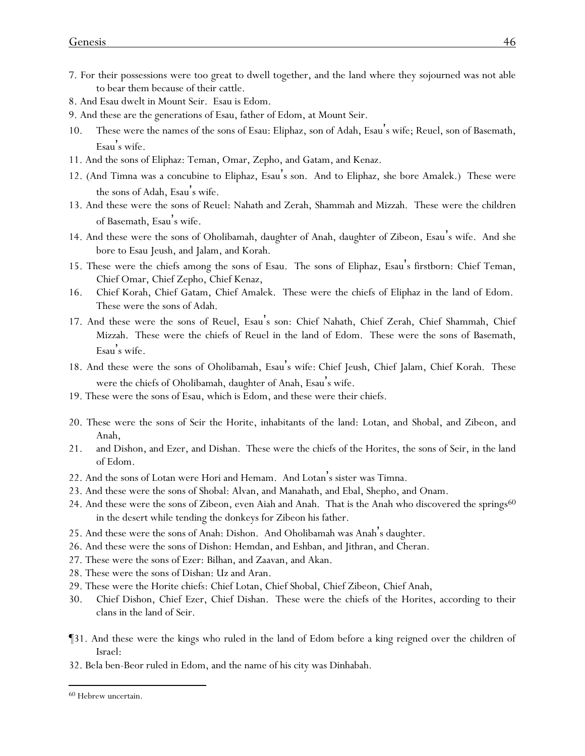7. For their possessions were too great to dwell together, and the land where they sojourned was not able to bear them because of their cattle.

8. And Esau dwelt in Mount Seir. Esau is Edom.

9. And these are the generations of Esau, father of Edom, at Mount Seir.

10. These were the names of the sons of Esau: Eliphaz, son of Adah, Esau's wife; Reuel, son of Basemath, Esau's wife.

11. And the sons of Eliphaz: Teman, Omar, Zepho, and Gatam, and Kenaz.

12. (And Timna was a concubine to Eliphaz, Esau's son. And to Eliphaz, she bore Amalek.) These were the sons of Adah, Esau's wife.

13. And these were the sons of Reuel: Nahath and Zerah, Shammah and Mizzah. These were the children of Basemath, Esau's wife.

14. And these were the sons of Oholibamah, daughter of Anah, daughter of Zibeon, Esau's wife. And she bore to Esau Jeush, and Jalam, and Korah.

15. These were the chiefs among the sons of Esau. The sons of Eliphaz, Esau's firstborn: Chief Teman, Chief Omar, Chief Zepho, Chief Kenaz,

16. Chief Korah, Chief Gatam, Chief Amalek. These were the chiefs of Eliphaz in the land of Edom. These were the sons of Adah.

17. And these were the sons of Reuel, Esau's son: Chief Nahath, Chief Zerah, Chief Shammah, Chief Mizzah. These were the chiefs of Reuel in the land of Edom. These were the sons of Basemath, Esau's wife.

18. And these were the sons of Oholibamah, Esau's wife: Chief Jeush, Chief Jalam, Chief Korah. These were the chiefs of Oholibamah, daughter of Anah, Esau's wife.

19. These were the sons of Esau, which is Edom, and these were their chiefs.

20. These were the sons of Seir the Horite, inhabitants of the land: Lotan, and Shobal, and Zibeon, and Anah,

21. and Dishon, and Ezer, and Dishan. These were the chiefs of the Horites, the sons of Seir, in the land of Edom.

22. And the sons of Lotan were Hori and Hemam. And Lotan's sister was Timna.

23. And these were the sons of Shobal: Alvan, and Manahath, and Ebal, Shepho, and Onam.

24. And these were the sons of Zibeon, even Aiah and Anah. That is the Anah who discovered the springs[60] in the desert while tending the donkeys for Zibeon his father.

25. And these were the sons of Anah: Dishon. And Oholibamah was Anah's daughter.

26. And these were the sons of Dishon: Hemdan, and Eshban, and Jithran, and Cheran.

27. These were the sons of Ezer: Bilhan, and Zaavan, and Akan.

28. These were the sons of Dishan: Uz and Aran.

29. These were the Horite chiefs: Chief Lotan, Chief Shobal, Chief Zibeon, Chief Anah,

30. Chief Dishon, Chief Ezer, Chief Dishan. These were the chiefs of the Horites, according to their clans in the land of Seir.

¶31. And these were the kings who ruled in the land of Edom before a king reigned over the children of Israel:

32. Bela ben-Beor ruled in Edom, and the name of his city was Dinhabah.

---

[60] Hebrew uncertain.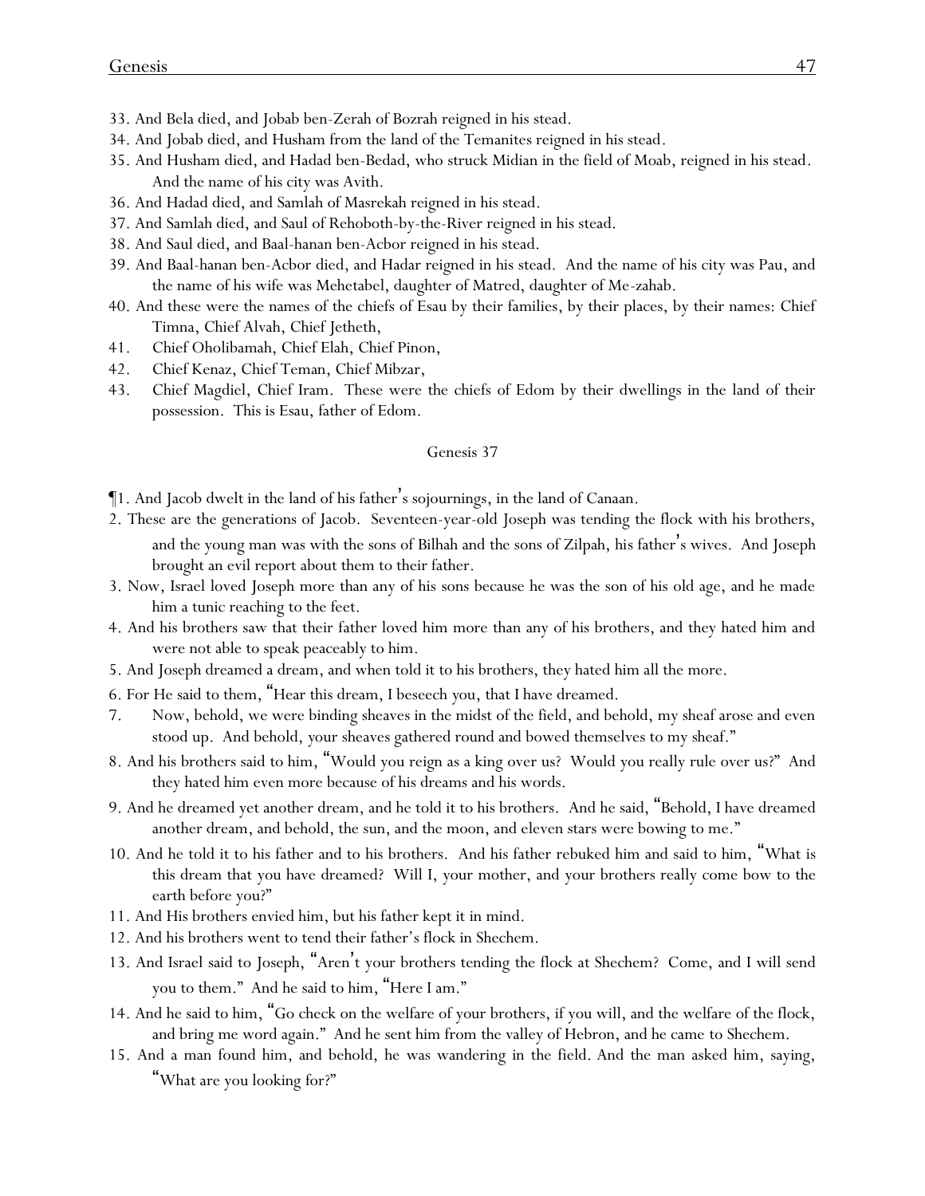33. And Bela died, and Jobab ben-Zerah of Bozrah reigned in his stead.
34. And Jobab died, and Husham from the land of the Temanites reigned in his stead.
35. And Husham died, and Hadad ben-Bedad, who struck Midian in the field of Moab, reigned in his stead. And the name of his city was Avith.
36. And Hadad died, and Samlah of Masrekah reigned in his stead.
37. And Samlah died, and Saul of Rehoboth-by-the-River reigned in his stead.
38. And Saul died, and Baal-hanan ben-Acbor reigned in his stead.
39. And Baal-hanan ben-Acbor died, and Hadar reigned in his stead. And the name of his city was Pau, and the name of his wife was Mehetabel, daughter of Matred, daughter of Me-zahab.
40. And these were the names of the chiefs of Esau by their families, by their places, by their names: Chief Timna, Chief Alvah, Chief Jetheth,
41. Chief Oholibamah, Chief Elah, Chief Pinon,
42. Chief Kenaz, Chief Teman, Chief Mibzar,
43. Chief Magdiel, Chief Iram. These were the chiefs of Edom by their dwellings in the land of their possession. This is Esau, father of Edom.

## Genesis 37

¶1. And Jacob dwelt in the land of his father's sojournings, in the land of Canaan.
2. These are the generations of Jacob. Seventeen-year-old Joseph was tending the flock with his brothers, and the young man was with the sons of Bilhah and the sons of Zilpah, his father's wives. And Joseph brought an evil report about them to their father.
3. Now, Israel loved Joseph more than any of his sons because he was the son of his old age, and he made him a tunic reaching to the feet.
4. And his brothers saw that their father loved him more than any of his brothers, and they hated him and were not able to speak peaceably to him.
5. And Joseph dreamed a dream, and when told it to his brothers, they hated him all the more.
6. For He said to them, "Hear this dream, I beseech you, that I have dreamed.
7. Now, behold, we were binding sheaves in the midst of the field, and behold, my sheaf arose and even stood up. And behold, your sheaves gathered round and bowed themselves to my sheaf."
8. And his brothers said to him, "Would you reign as a king over us? Would you really rule over us?" And they hated him even more because of his dreams and his words.
9. And he dreamed yet another dream, and he told it to his brothers. And he said, "Behold, I have dreamed another dream, and behold, the sun, and the moon, and eleven stars were bowing to me."
10. And he told it to his father and to his brothers. And his father rebuked him and said to him, "What is this dream that you have dreamed? Will I, your mother, and your brothers really come bow to the earth before you?"
11. And His brothers envied him, but his father kept it in mind.
12. And his brothers went to tend their father's flock in Shechem.
13. And Israel said to Joseph, "Aren't your brothers tending the flock at Shechem? Come, and I will send you to them." And he said to him, "Here I am."
14. And he said to him, "Go check on the welfare of your brothers, if you will, and the welfare of the flock, and bring me word again." And he sent him from the valley of Hebron, and he came to Shechem.
15. And a man found him, and behold, he was wandering in the field. And the man asked him, saying, "What are you looking for?"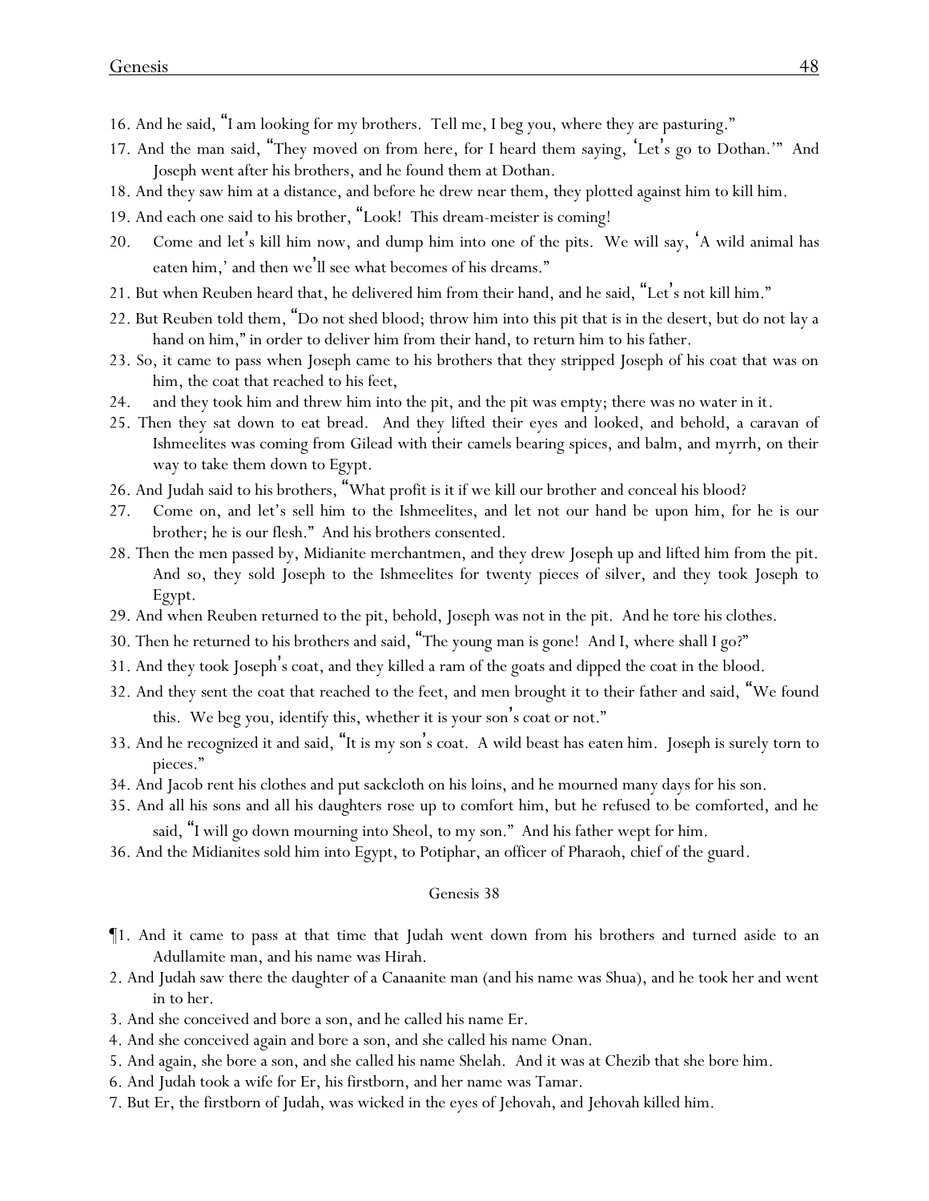16. And he said, "I am looking for my brothers. Tell me, I beg you, where they are pasturing."

17. And the man said, "They moved on from here, for I heard them saying, 'Let's go to Dothan.'" And Joseph went after his brothers, and he found them at Dothan.

18. And they saw him at a distance, and before he drew near them, they plotted against him to kill him.

19. And each one said to his brother, "Look! This dream-meister is coming!

20. Come and let's kill him now, and dump him into one of the pits. We will say, 'A wild animal has eaten him,' and then we'll see what becomes of his dreams."

21. But when Reuben heard that, he delivered him from their hand, and he said, "Let's not kill him."

22. But Reuben told them, "Do not shed blood; throw him into this pit that is in the desert, but do not lay a hand on him," in order to deliver him from their hand, to return him to his father.

23. So, it came to pass when Joseph came to his brothers that they stripped Joseph of his coat that was on him, the coat that reached to his feet,

24. and they took him and threw him into the pit, and the pit was empty; there was no water in it.

25. Then they sat down to eat bread. And they lifted their eyes and looked, and behold, a caravan of Ishmeelites was coming from Gilead with their camels bearing spices, and balm, and myrrh, on their way to take them down to Egypt.

26. And Judah said to his brothers, "What profit is it if we kill our brother and conceal his blood?

27. Come on, and let's sell him to the Ishmeelites, and let not our hand be upon him, for he is our brother; he is our flesh." And his brothers consented.

28. Then the men passed by, Midianite merchantmen, and they drew Joseph up and lifted him from the pit. And so, they sold Joseph to the Ishmeelites for twenty pieces of silver, and they took Joseph to Egypt.

29. And when Reuben returned to the pit, behold, Joseph was not in the pit. And he tore his clothes.

30. Then he returned to his brothers and said, "The young man is gone! And I, where shall I go?"

31. And they took Joseph's coat, and they killed a ram of the goats and dipped the coat in the blood.

32. And they sent the coat that reached to the feet, and men brought it to their father and said, "We found this. We beg you, identify this, whether it is your son's coat or not."

33. And he recognized it and said, "It is my son's coat. A wild beast has eaten him. Joseph is surely torn to pieces."

34. And Jacob rent his clothes and put sackcloth on his loins, and he mourned many days for his son.

35. And all his sons and all his daughters rose up to comfort him, but he refused to be comforted, and he said, "I will go down mourning into Sheol, to my son." And his father wept for him.

36. And the Midianites sold him into Egypt, to Potiphar, an officer of Pharaoh, chief of the guard.

## Genesis 38

¶1. And it came to pass at that time that Judah went down from his brothers and turned aside to an Adullamite man, and his name was Hirah.

2. And Judah saw there the daughter of a Canaanite man (and his name was Shua), and he took her and went in to her.

3. And she conceived and bore a son, and he called his name Er.

4. And she conceived again and bore a son, and she called his name Onan.

5. And again, she bore a son, and she called his name Shelah. And it was at Chezib that she bore him.

6. And Judah took a wife for Er, his firstborn, and her name was Tamar.

7. But Er, the firstborn of Judah, was wicked in the eyes of Jehovah, and Jehovah killed him.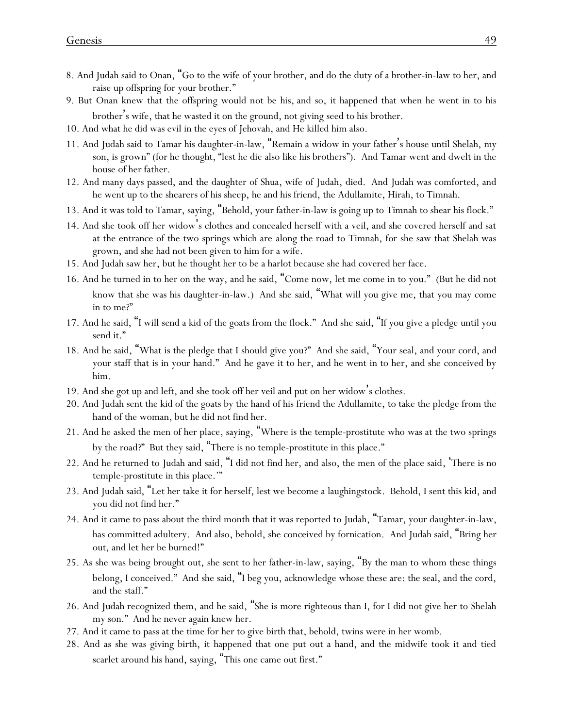8. And Judah said to Onan, "Go to the wife of your brother, and do the duty of a brother-in-law to her, and raise up offspring for your brother."

9. But Onan knew that the offspring would not be his, and so, it happened that when he went in to his brother's wife, that he wasted it on the ground, not giving seed to his brother.

10. And what he did was evil in the eyes of Jehovah, and He killed him also.

11. And Judah said to Tamar his daughter-in-law, "Remain a widow in your father's house until Shelah, my son, is grown" (for he thought, "lest he die also like his brothers"). And Tamar went and dwelt in the house of her father.

12. And many days passed, and the daughter of Shua, wife of Judah, died. And Judah was comforted, and he went up to the shearers of his sheep, he and his friend, the Adullamite, Hirah, to Timnah.

13. And it was told to Tamar, saying, "Behold, your father-in-law is going up to Timnah to shear his flock."

14. And she took off her widow's clothes and concealed herself with a veil, and she covered herself and sat at the entrance of the two springs which are along the road to Timnah, for she saw that Shelah was grown, and she had not been given to him for a wife.

15. And Judah saw her, but he thought her to be a harlot because she had covered her face.

16. And he turned in to her on the way, and he said, "Come now, let me come in to you." (But he did not know that she was his daughter-in-law.) And she said, "What will you give me, that you may come in to me?"

17. And he said, "I will send a kid of the goats from the flock." And she said, "If you give a pledge until you send it."

18. And he said, "What is the pledge that I should give you?" And she said, "Your seal, and your cord, and your staff that is in your hand." And he gave it to her, and he went in to her, and she conceived by him.

19. And she got up and left, and she took off her veil and put on her widow's clothes.

20. And Judah sent the kid of the goats by the hand of his friend the Adullamite, to take the pledge from the hand of the woman, but he did not find her.

21. And he asked the men of her place, saying, "Where is the temple-prostitute who was at the two springs by the road?" But they said, "There is no temple-prostitute in this place."

22. And he returned to Judah and said, "I did not find her, and also, the men of the place said, 'There is no temple-prostitute in this place.'"

23. And Judah said, "Let her take it for herself, lest we become a laughingstock. Behold, I sent this kid, and you did not find her."

24. And it came to pass about the third month that it was reported to Judah, "Tamar, your daughter-in-law, has committed adultery. And also, behold, she conceived by fornication. And Judah said, "Bring her out, and let her be burned!"

25. As she was being brought out, she sent to her father-in-law, saying, "By the man to whom these things belong, I conceived." And she said, "I beg you, acknowledge whose these are: the seal, and the cord, and the staff."

26. And Judah recognized them, and he said, "She is more righteous than I, for I did not give her to Shelah my son." And he never again knew her.

27. And it came to pass at the time for her to give birth that, behold, twins were in her womb.

28. And as she was giving birth, it happened that one put out a hand, and the midwife took it and tied scarlet around his hand, saying, "This one came out first."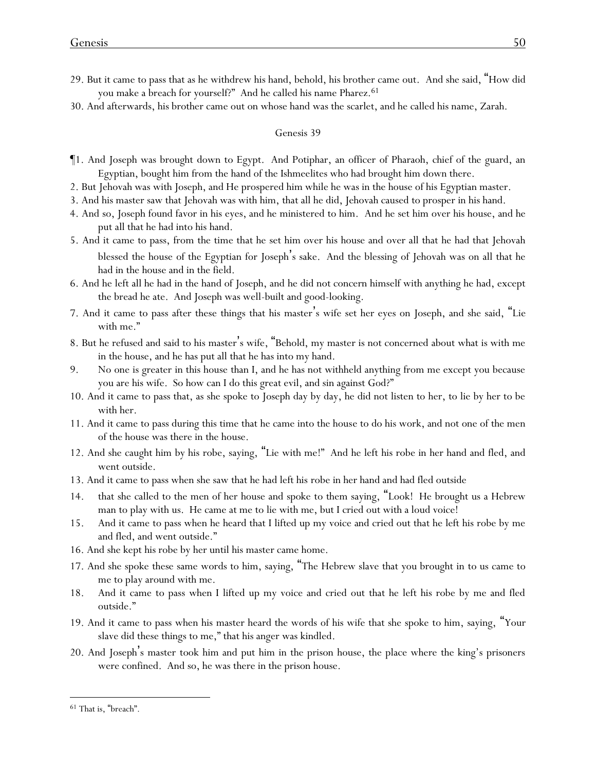29. But it came to pass that as he withdrew his hand, behold, his brother came out. And she said, "How did you make a breach for yourself?" And he called his name Pharez.[61]

30. And afterwards, his brother came out on whose hand was the scarlet, and he called his name, Zarah.

## Genesis 39

¶1. And Joseph was brought down to Egypt. And Potiphar, an officer of Pharaoh, chief of the guard, an Egyptian, bought him from the hand of the Ishmeelites who had brought him down there.

2. But Jehovah was with Joseph, and He prospered him while he was in the house of his Egyptian master.

3. And his master saw that Jehovah was with him, that all he did, Jehovah caused to prosper in his hand.

4. And so, Joseph found favor in his eyes, and he ministered to him. And he set him over his house, and he put all that he had into his hand.

5. And it came to pass, from the time that he set him over his house and over all that he had that Jehovah blessed the house of the Egyptian for Joseph's sake. And the blessing of Jehovah was on all that he had in the house and in the field.

6. And he left all he had in the hand of Joseph, and he did not concern himself with anything he had, except the bread he ate. And Joseph was well-built and good-looking.

7. And it came to pass after these things that his master's wife set her eyes on Joseph, and she said, "Lie with me."

8. But he refused and said to his master's wife, "Behold, my master is not concerned about what is with me in the house, and he has put all that he has into my hand.

9. No one is greater in this house than I, and he has not withheld anything from me except you because you are his wife. So how can I do this great evil, and sin against God?"

10. And it came to pass that, as she spoke to Joseph day by day, he did not listen to her, to lie by her to be with her.

11. And it came to pass during this time that he came into the house to do his work, and not one of the men of the house was there in the house.

12. And she caught him by his robe, saying, "Lie with me!" And he left his robe in her hand and fled, and went outside.

13. And it came to pass when she saw that he had left his robe in her hand and had fled outside

14. that she called to the men of her house and spoke to them saying, "Look! He brought us a Hebrew man to play with us. He came at me to lie with me, but I cried out with a loud voice!

15. And it came to pass when he heard that I lifted up my voice and cried out that he left his robe by me and fled, and went outside."

16. And she kept his robe by her until his master came home.

17. And she spoke these same words to him, saying, "The Hebrew slave that you brought in to us came to me to play around with me.

18. And it came to pass when I lifted up my voice and cried out that he left his robe by me and fled outside."

19. And it came to pass when his master heard the words of his wife that she spoke to him, saying, "Your slave did these things to me," that his anger was kindled.

20. And Joseph's master took him and put him in the prison house, the place where the king's prisoners were confined. And so, he was there in the prison house.

---

[61] That is, "breach".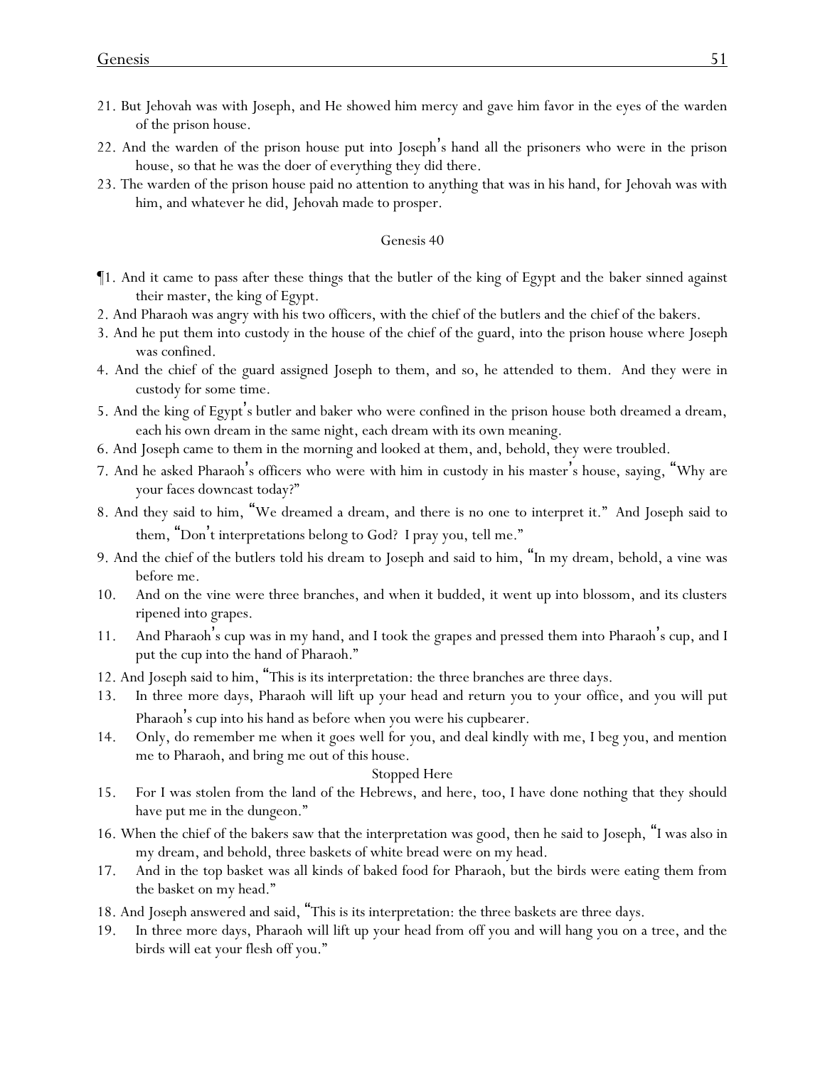21. But Jehovah was with Joseph, and He showed him mercy and gave him favor in the eyes of the warden of the prison house.

22. And the warden of the prison house put into Joseph's hand all the prisoners who were in the prison house, so that he was the doer of everything they did there.

23. The warden of the prison house paid no attention to anything that was in his hand, for Jehovah was with him, and whatever he did, Jehovah made to prosper.

Genesis 40

¶1. And it came to pass after these things that the butler of the king of Egypt and the baker sinned against their master, the king of Egypt.

2. And Pharaoh was angry with his two officers, with the chief of the butlers and the chief of the bakers.

3. And he put them into custody in the house of the chief of the guard, into the prison house where Joseph was confined.

4. And the chief of the guard assigned Joseph to them, and so, he attended to them. And they were in custody for some time.

5. And the king of Egypt's butler and baker who were confined in the prison house both dreamed a dream, each his own dream in the same night, each dream with its own meaning.

6. And Joseph came to them in the morning and looked at them, and, behold, they were troubled.

7. And he asked Pharaoh's officers who were with him in custody in his master's house, saying, "Why are your faces downcast today?"

8. And they said to him, "We dreamed a dream, and there is no one to interpret it." And Joseph said to them, "Don't interpretations belong to God? I pray you, tell me."

9. And the chief of the butlers told his dream to Joseph and said to him, "In my dream, behold, a vine was before me.

10. And on the vine were three branches, and when it budded, it went up into blossom, and its clusters ripened into grapes.

11. And Pharaoh's cup was in my hand, and I took the grapes and pressed them into Pharaoh's cup, and I put the cup into the hand of Pharaoh."

12. And Joseph said to him, "This is its interpretation: the three branches are three days.

13. In three more days, Pharaoh will lift up your head and return you to your office, and you will put Pharaoh's cup into his hand as before when you were his cupbearer.

14. Only, do remember me when it goes well for you, and deal kindly with me, I beg you, and mention me to Pharaoh, and bring me out of this house.

Stopped Here

15. For I was stolen from the land of the Hebrews, and here, too, I have done nothing that they should have put me in the dungeon."

16. When the chief of the bakers saw that the interpretation was good, then he said to Joseph, "I was also in my dream, and behold, three baskets of white bread were on my head.

17. And in the top basket was all kinds of baked food for Pharaoh, but the birds were eating them from the basket on my head."

18. And Joseph answered and said, "This is its interpretation: the three baskets are three days.

19. In three more days, Pharaoh will lift up your head from off you and will hang you on a tree, and the birds will eat your flesh off you."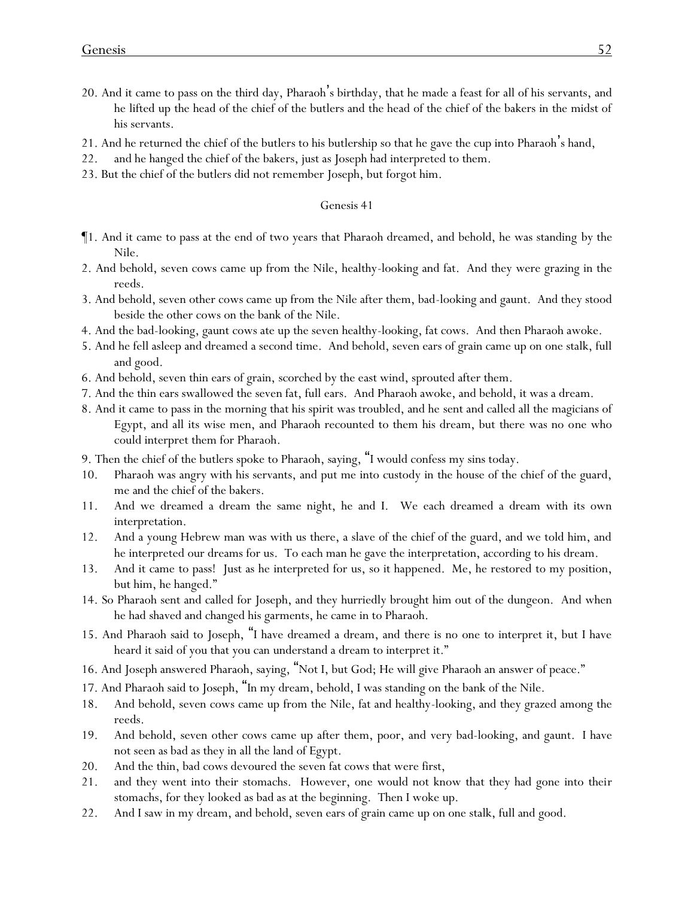20. And it came to pass on the third day, Pharaoh's birthday, that he made a feast for all of his servants, and he lifted up the head of the chief of the butlers and the head of the chief of the bakers in the midst of his servants.

21. And he returned the chief of the butlers to his butlership so that he gave the cup into Pharaoh's hand,

22. and he hanged the chief of the bakers, just as Joseph had interpreted to them.

23. But the chief of the butlers did not remember Joseph, but forgot him.

## Genesis 41

¶1. And it came to pass at the end of two years that Pharaoh dreamed, and behold, he was standing by the Nile.

2. And behold, seven cows came up from the Nile, healthy-looking and fat. And they were grazing in the reeds.

3. And behold, seven other cows came up from the Nile after them, bad-looking and gaunt. And they stood beside the other cows on the bank of the Nile.

4. And the bad-looking, gaunt cows ate up the seven healthy-looking, fat cows. And then Pharaoh awoke.

5. And he fell asleep and dreamed a second time. And behold, seven ears of grain came up on one stalk, full and good.

6. And behold, seven thin ears of grain, scorched by the east wind, sprouted after them.

7. And the thin ears swallowed the seven fat, full ears. And Pharaoh awoke, and behold, it was a dream.

8. And it came to pass in the morning that his spirit was troubled, and he sent and called all the magicians of Egypt, and all its wise men, and Pharaoh recounted to them his dream, but there was no one who could interpret them for Pharaoh.

9. Then the chief of the butlers spoke to Pharaoh, saying, "I would confess my sins today.

10. Pharaoh was angry with his servants, and put me into custody in the house of the chief of the guard, me and the chief of the bakers.

11. And we dreamed a dream the same night, he and I. We each dreamed a dream with its own interpretation.

12. And a young Hebrew man was with us there, a slave of the chief of the guard, and we told him, and he interpreted our dreams for us. To each man he gave the interpretation, according to his dream.

13. And it came to pass! Just as he interpreted for us, so it happened. Me, he restored to my position, but him, he hanged."

14. So Pharaoh sent and called for Joseph, and they hurriedly brought him out of the dungeon. And when he had shaved and changed his garments, he came in to Pharaoh.

15. And Pharaoh said to Joseph, "I have dreamed a dream, and there is no one to interpret it, but I have heard it said of you that you can understand a dream to interpret it."

16. And Joseph answered Pharaoh, saying, "Not I, but God; He will give Pharaoh an answer of peace."

17. And Pharaoh said to Joseph, "In my dream, behold, I was standing on the bank of the Nile.

18. And behold, seven cows came up from the Nile, fat and healthy-looking, and they grazed among the reeds.

19. And behold, seven other cows came up after them, poor, and very bad-looking, and gaunt. I have not seen as bad as they in all the land of Egypt.

20. And the thin, bad cows devoured the seven fat cows that were first,

21. and they went into their stomachs. However, one would not know that they had gone into their stomachs, for they looked as bad as at the beginning. Then I woke up.

22. And I saw in my dream, and behold, seven ears of grain came up on one stalk, full and good.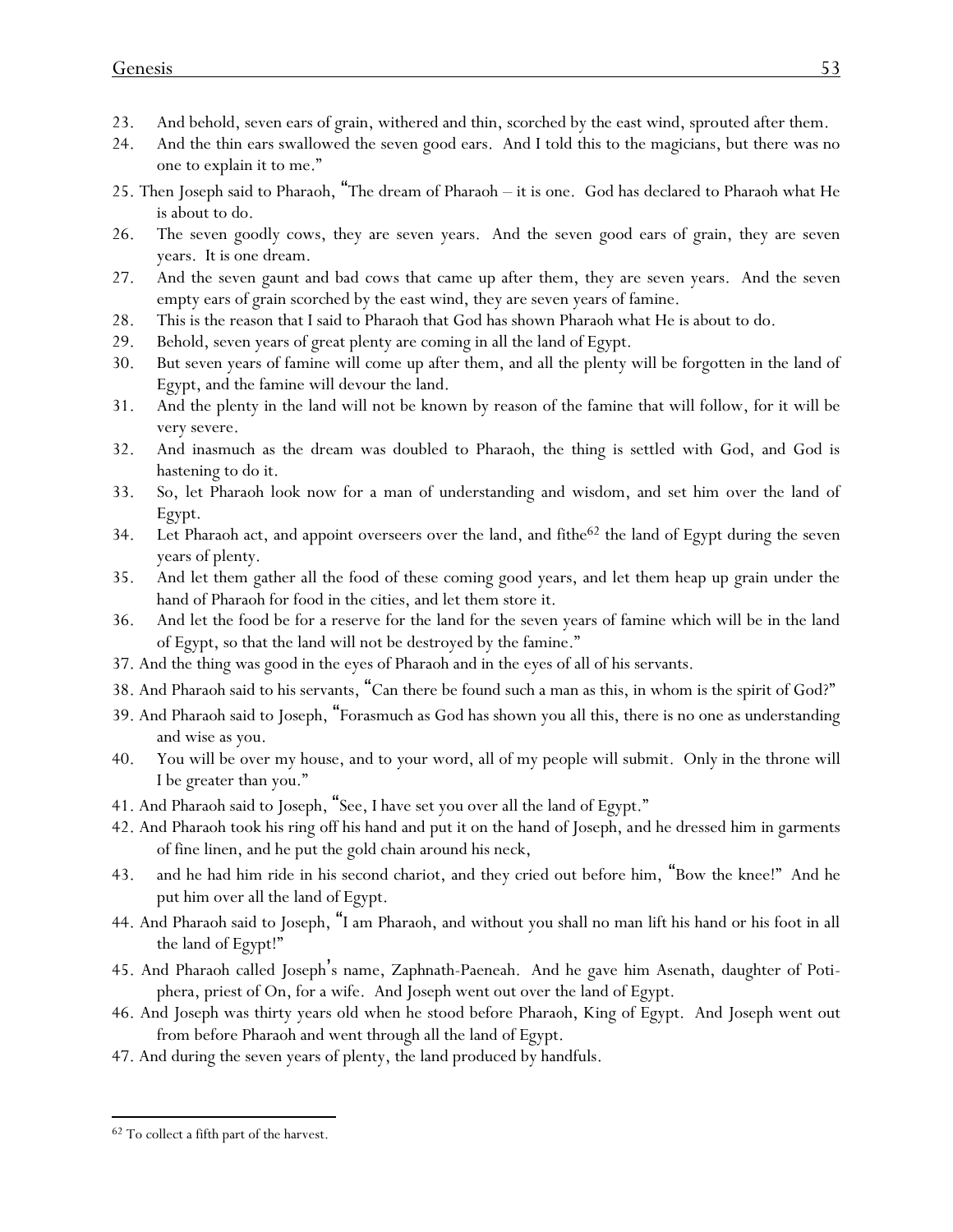23. And behold, seven ears of grain, withered and thin, scorched by the east wind, sprouted after them.
24. And the thin ears swallowed the seven good ears. And I told this to the magicians, but there was no one to explain it to me."
25. Then Joseph said to Pharaoh, "The dream of Pharaoh – it is one. God has declared to Pharaoh what He is about to do.
26. The seven goodly cows, they are seven years. And the seven good ears of grain, they are seven years. It is one dream.
27. And the seven gaunt and bad cows that came up after them, they are seven years. And the seven empty ears of grain scorched by the east wind, they are seven years of famine.
28. This is the reason that I said to Pharaoh that God has shown Pharaoh what He is about to do.
29. Behold, seven years of great plenty are coming in all the land of Egypt.
30. But seven years of famine will come up after them, and all the plenty will be forgotten in the land of Egypt, and the famine will devour the land.
31. And the plenty in the land will not be known by reason of the famine that will follow, for it will be very severe.
32. And inasmuch as the dream was doubled to Pharaoh, the thing is settled with God, and God is hastening to do it.
33. So, let Pharaoh look now for a man of understanding and wisdom, and set him over the land of Egypt.
34. Let Pharaoh act, and appoint overseers over the land, and fithe[62] the land of Egypt during the seven years of plenty.
35. And let them gather all the food of these coming good years, and let them heap up grain under the hand of Pharaoh for food in the cities, and let them store it.
36. And let the food be for a reserve for the land for the seven years of famine which will be in the land of Egypt, so that the land will not be destroyed by the famine."
37. And the thing was good in the eyes of Pharaoh and in the eyes of all of his servants.
38. And Pharaoh said to his servants, "Can there be found such a man as this, in whom is the spirit of God?"
39. And Pharaoh said to Joseph, "Forasmuch as God has shown you all this, there is no one as understanding and wise as you.
40. You will be over my house, and to your word, all of my people will submit. Only in the throne will I be greater than you."
41. And Pharaoh said to Joseph, "See, I have set you over all the land of Egypt."
42. And Pharaoh took his ring off his hand and put it on the hand of Joseph, and he dressed him in garments of fine linen, and he put the gold chain around his neck,
43. and he had him ride in his second chariot, and they cried out before him, "Bow the knee!" And he put him over all the land of Egypt.
44. And Pharaoh said to Joseph, "I am Pharaoh, and without you shall no man lift his hand or his foot in all the land of Egypt!"
45. And Pharaoh called Joseph's name, Zaphnath-Paeneah. And he gave him Asenath, daughter of Poti-phera, priest of On, for a wife. And Joseph went out over the land of Egypt.
46. And Joseph was thirty years old when he stood before Pharaoh, King of Egypt. And Joseph went out from before Pharaoh and went through all the land of Egypt.
47. And during the seven years of plenty, the land produced by handfuls.

---

[62] To collect a fifth part of the harvest.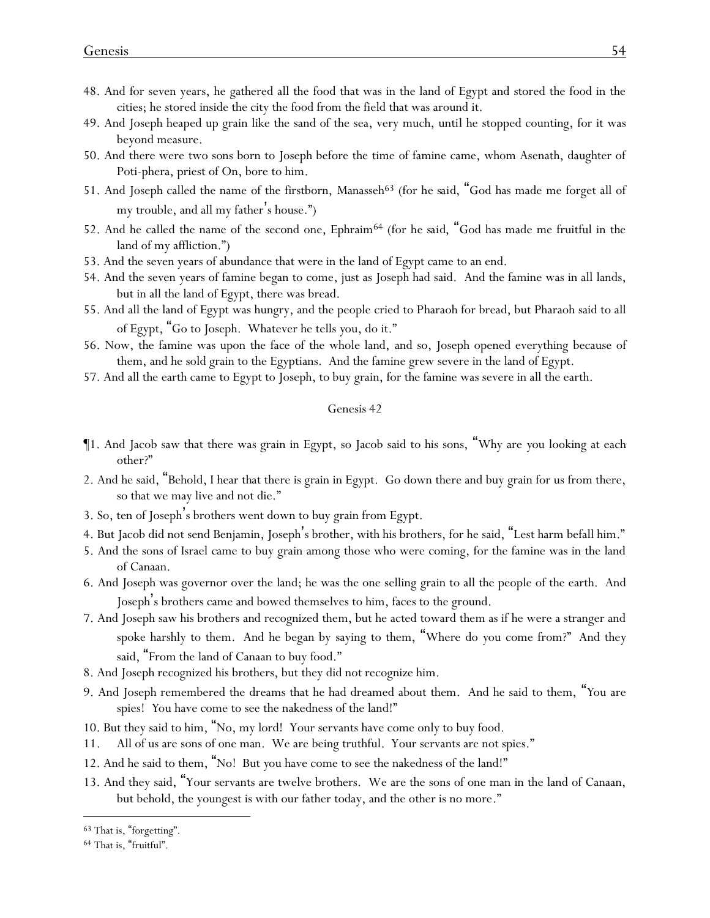48. And for seven years, he gathered all the food that was in the land of Egypt and stored the food in the cities; he stored inside the city the food from the field that was around it.
49. And Joseph heaped up grain like the sand of the sea, very much, until he stopped counting, for it was beyond measure.
50. And there were two sons born to Joseph before the time of famine came, whom Asenath, daughter of Poti-phera, priest of On, bore to him.
51. And Joseph called the name of the firstborn, Manasseh[63] (for he said, "God has made me forget all of my trouble, and all my father's house.")
52. And he called the name of the second one, Ephraim[64] (for he said, "God has made me fruitful in the land of my affliction.")
53. And the seven years of abundance that were in the land of Egypt came to an end.
54. And the seven years of famine began to come, just as Joseph had said. And the famine was in all lands, but in all the land of Egypt, there was bread.
55. And all the land of Egypt was hungry, and the people cried to Pharaoh for bread, but Pharaoh said to all of Egypt, "Go to Joseph. Whatever he tells you, do it."
56. Now, the famine was upon the face of the whole land, and so, Joseph opened everything because of them, and he sold grain to the Egyptians. And the famine grew severe in the land of Egypt.
57. And all the earth came to Egypt to Joseph, to buy grain, for the famine was severe in all the earth.

## Genesis 42

¶1. And Jacob saw that there was grain in Egypt, so Jacob said to his sons, "Why are you looking at each other?"
2. And he said, "Behold, I hear that there is grain in Egypt. Go down there and buy grain for us from there, so that we may live and not die."
3. So, ten of Joseph's brothers went down to buy grain from Egypt.
4. But Jacob did not send Benjamin, Joseph's brother, with his brothers, for he said, "Lest harm befall him."
5. And the sons of Israel came to buy grain among those who were coming, for the famine was in the land of Canaan.
6. And Joseph was governor over the land; he was the one selling grain to all the people of the earth. And Joseph's brothers came and bowed themselves to him, faces to the ground.
7. And Joseph saw his brothers and recognized them, but he acted toward them as if he were a stranger and spoke harshly to them. And he began by saying to them, "Where do you come from?" And they said, "From the land of Canaan to buy food."
8. And Joseph recognized his brothers, but they did not recognize him.
9. And Joseph remembered the dreams that he had dreamed about them. And he said to them, "You are spies! You have come to see the nakedness of the land!"
10. But they said to him, "No, my lord! Your servants have come only to buy food.
11. All of us are sons of one man. We are being truthful. Your servants are not spies."
12. And he said to them, "No! But you have come to see the nakedness of the land!"
13. And they said, "Your servants are twelve brothers. We are the sons of one man in the land of Canaan, but behold, the youngest is with our father today, and the other is no more."

[63] That is, "forgetting".

[64] That is, "fruitful".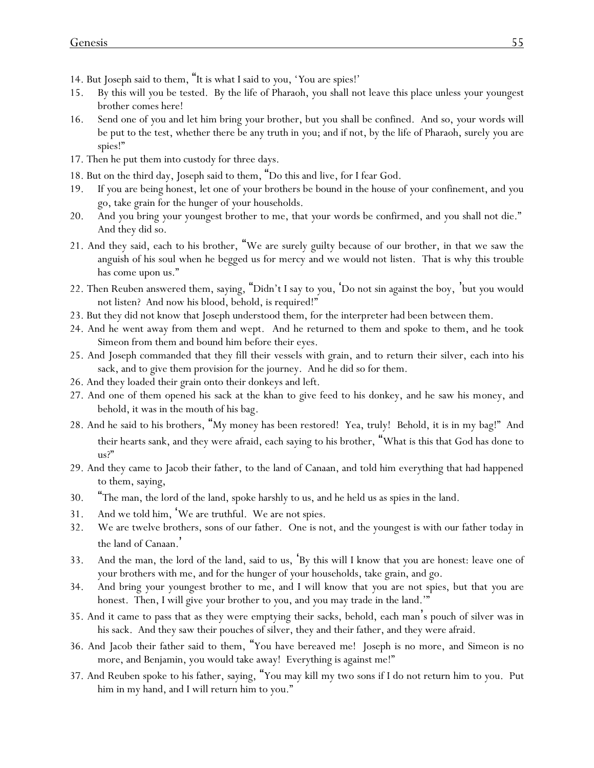14. But Joseph said to them, "It is what I said to you, 'You are spies!'
15. By this will you be tested. By the life of Pharaoh, you shall not leave this place unless your youngest brother comes here!
16. Send one of you and let him bring your brother, but you shall be confined. And so, your words will be put to the test, whether there be any truth in you; and if not, by the life of Pharaoh, surely you are spies!"
17. Then he put them into custody for three days.
18. But on the third day, Joseph said to them, "Do this and live, for I fear God.
19. If you are being honest, let one of your brothers be bound in the house of your confinement, and you go, take grain for the hunger of your households.
20. And you bring your youngest brother to me, that your words be confirmed, and you shall not die." And they did so.
21. And they said, each to his brother, "We are surely guilty because of our brother, in that we saw the anguish of his soul when he begged us for mercy and we would not listen. That is why this trouble has come upon us."
22. Then Reuben answered them, saying, "Didn't I say to you, 'Do not sin against the boy, 'but you would not listen? And now his blood, behold, is required!"
23. But they did not know that Joseph understood them, for the interpreter had been between them.
24. And he went away from them and wept. And he returned to them and spoke to them, and he took Simeon from them and bound him before their eyes.
25. And Joseph commanded that they fill their vessels with grain, and to return their silver, each into his sack, and to give them provision for the journey. And he did so for them.
26. And they loaded their grain onto their donkeys and left.
27. And one of them opened his sack at the khan to give feed to his donkey, and he saw his money, and behold, it was in the mouth of his bag.
28. And he said to his brothers, "My money has been restored! Yea, truly! Behold, it is in my bag!" And their hearts sank, and they were afraid, each saying to his brother, "What is this that God has done to us?"
29. And they came to Jacob their father, to the land of Canaan, and told him everything that had happened to them, saying,
30. "The man, the lord of the land, spoke harshly to us, and he held us as spies in the land.
31. And we told him, 'We are truthful. We are not spies.
32. We are twelve brothers, sons of our father. One is not, and the youngest is with our father today in the land of Canaan.'
33. And the man, the lord of the land, said to us, 'By this will I know that you are honest: leave one of your brothers with me, and for the hunger of your households, take grain, and go.
34. And bring your youngest brother to me, and I will know that you are not spies, but that you are honest. Then, I will give your brother to you, and you may trade in the land.'"
35. And it came to pass that as they were emptying their sacks, behold, each man's pouch of silver was in his sack. And they saw their pouches of silver, they and their father, and they were afraid.
36. And Jacob their father said to them, "You have bereaved me! Joseph is no more, and Simeon is no more, and Benjamin, you would take away! Everything is against me!"
37. And Reuben spoke to his father, saying, "You may kill my two sons if I do not return him to you. Put him in my hand, and I will return him to you."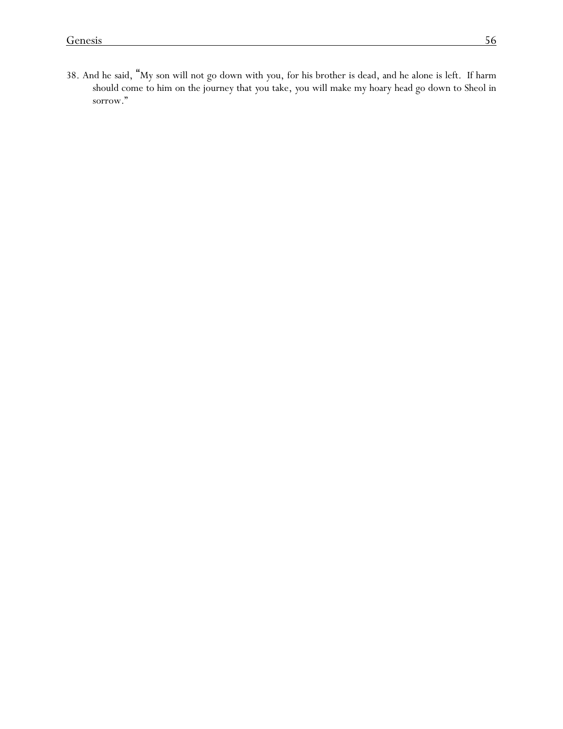38. And he said, "My son will not go down with you, for his brother is dead, and he alone is left. If harm should come to him on the journey that you take, you will make my hoary head go down to Sheol in sorrow."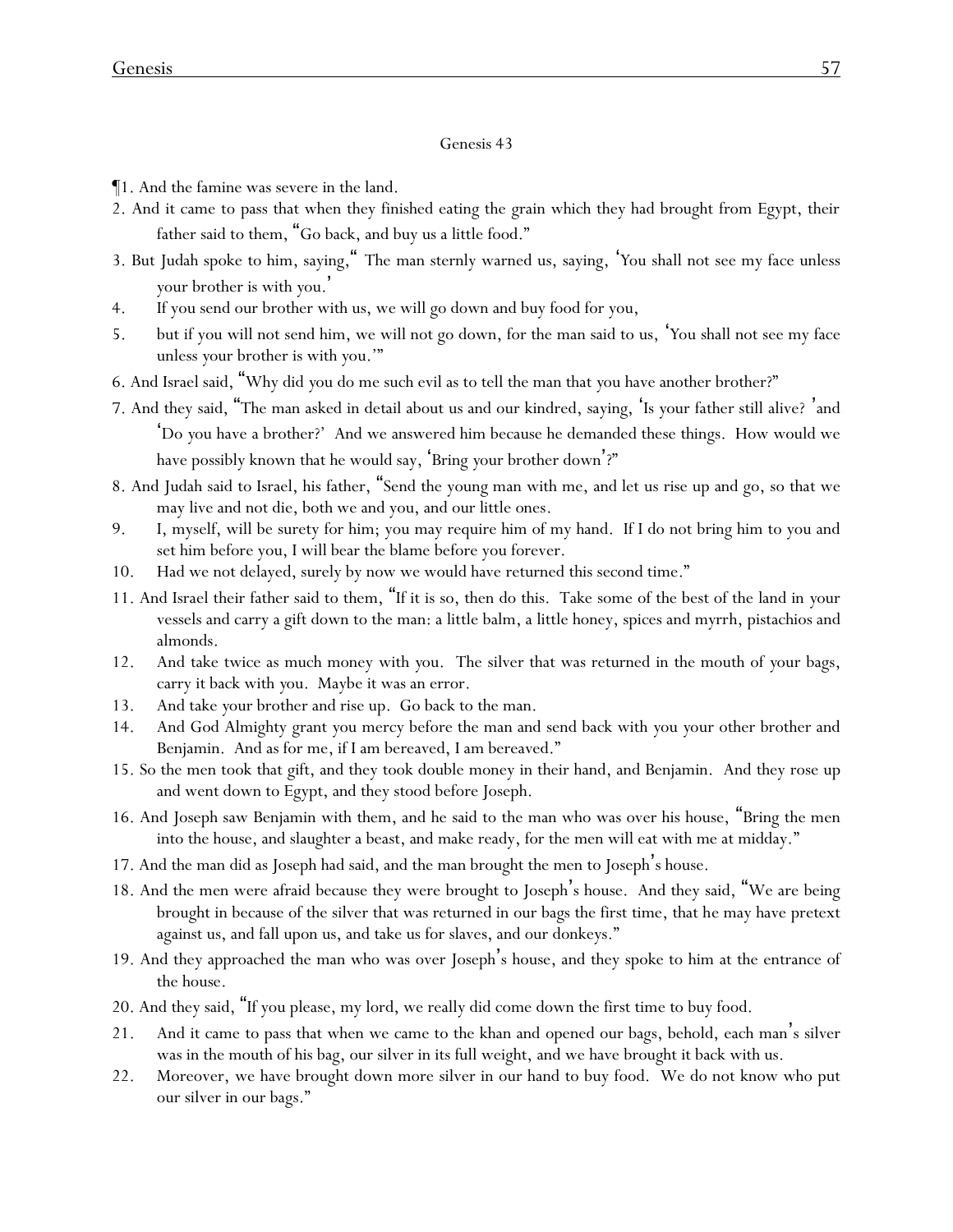Genesis 43

¶1. And the famine was severe in the land.

2. And it came to pass that when they finished eating the grain which they had brought from Egypt, their father said to them, "Go back, and buy us a little food."

3. But Judah spoke to him, saying," The man sternly warned us, saying, 'You shall not see my face unless your brother is with you.'

4. If you send our brother with us, we will go down and buy food for you,

5. but if you will not send him, we will not go down, for the man said to us, 'You shall not see my face unless your brother is with you.'"

6. And Israel said, "Why did you do me such evil as to tell the man that you have another brother?"

7. And they said, "The man asked in detail about us and our kindred, saying, 'Is your father still alive? 'and 'Do you have a brother?' And we answered him because he demanded these things. How would we have possibly known that he would say, 'Bring your brother down'?"

8. And Judah said to Israel, his father, "Send the young man with me, and let us rise up and go, so that we may live and not die, both we and you, and our little ones.

9. I, myself, will be surety for him; you may require him of my hand. If I do not bring him to you and set him before you, I will bear the blame before you forever.

10. Had we not delayed, surely by now we would have returned this second time."

11. And Israel their father said to them, "If it is so, then do this. Take some of the best of the land in your vessels and carry a gift down to the man: a little balm, a little honey, spices and myrrh, pistachios and almonds.

12. And take twice as much money with you. The silver that was returned in the mouth of your bags, carry it back with you. Maybe it was an error.

13. And take your brother and rise up. Go back to the man.

14. And God Almighty grant you mercy before the man and send back with you your other brother and Benjamin. And as for me, if I am bereaved, I am bereaved."

15. So the men took that gift, and they took double money in their hand, and Benjamin. And they rose up and went down to Egypt, and they stood before Joseph.

16. And Joseph saw Benjamin with them, and he said to the man who was over his house, "Bring the men into the house, and slaughter a beast, and make ready, for the men will eat with me at midday."

17. And the man did as Joseph had said, and the man brought the men to Joseph's house.

18. And the men were afraid because they were brought to Joseph's house. And they said, "We are being brought in because of the silver that was returned in our bags the first time, that he may have pretext against us, and fall upon us, and take us for slaves, and our donkeys."

19. And they approached the man who was over Joseph's house, and they spoke to him at the entrance of the house.

20. And they said, "If you please, my lord, we really did come down the first time to buy food.

21. And it came to pass that when we came to the khan and opened our bags, behold, each man's silver was in the mouth of his bag, our silver in its full weight, and we have brought it back with us.

22. Moreover, we have brought down more silver in our hand to buy food. We do not know who put our silver in our bags."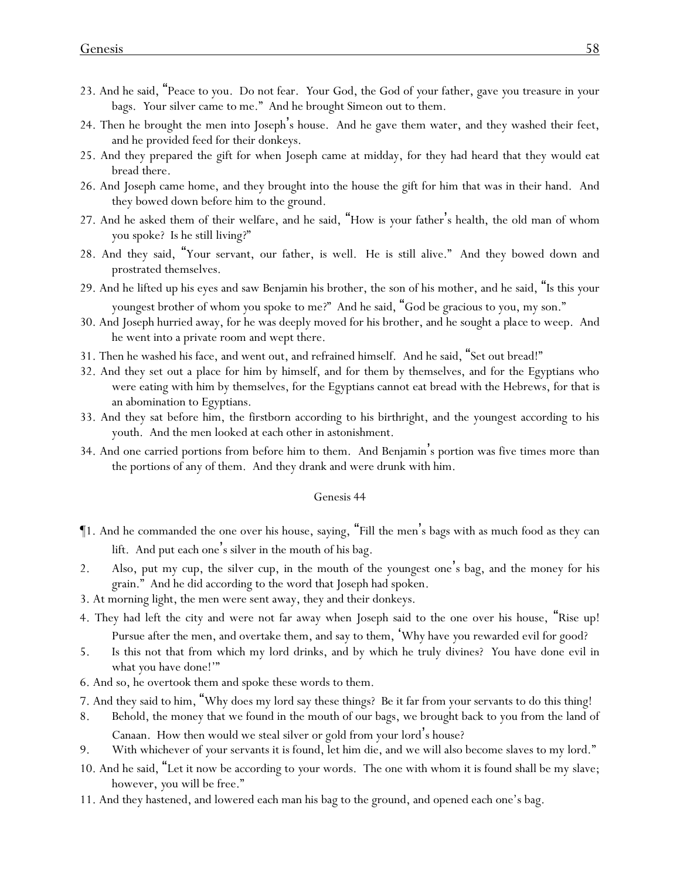23. And he said, "Peace to you. Do not fear. Your God, the God of your father, gave you treasure in your bags. Your silver came to me." And he brought Simeon out to them.

24. Then he brought the men into Joseph's house. And he gave them water, and they washed their feet, and he provided feed for their donkeys.

25. And they prepared the gift for when Joseph came at midday, for they had heard that they would eat bread there.

26. And Joseph came home, and they brought into the house the gift for him that was in their hand. And they bowed down before him to the ground.

27. And he asked them of their welfare, and he said, "How is your father's health, the old man of whom you spoke? Is he still living?"

28. And they said, "Your servant, our father, is well. He is still alive." And they bowed down and prostrated themselves.

29. And he lifted up his eyes and saw Benjamin his brother, the son of his mother, and he said, "Is this your youngest brother of whom you spoke to me?" And he said, "God be gracious to you, my son."

30. And Joseph hurried away, for he was deeply moved for his brother, and he sought a place to weep. And he went into a private room and wept there.

31. Then he washed his face, and went out, and refrained himself. And he said, "Set out bread!"

32. And they set out a place for him by himself, and for them by themselves, and for the Egyptians who were eating with him by themselves, for the Egyptians cannot eat bread with the Hebrews, for that is an abomination to Egyptians.

33. And they sat before him, the firstborn according to his birthright, and the youngest according to his youth. And the men looked at each other in astonishment.

34. And one carried portions from before him to them. And Benjamin's portion was five times more than the portions of any of them. And they drank and were drunk with him.

Genesis 44

¶1. And he commanded the one over his house, saying, "Fill the men's bags with as much food as they can lift. And put each one's silver in the mouth of his bag.

2. Also, put my cup, the silver cup, in the mouth of the youngest one's bag, and the money for his grain." And he did according to the word that Joseph had spoken.

3. At morning light, the men were sent away, they and their donkeys.

4. They had left the city and were not far away when Joseph said to the one over his house, "Rise up! Pursue after the men, and overtake them, and say to them, 'Why have you rewarded evil for good?

5. Is this not that from which my lord drinks, and by which he truly divines? You have done evil in what you have done!'"

6. And so, he overtook them and spoke these words to them.

7. And they said to him, "Why does my lord say these things? Be it far from your servants to do this thing!

8. Behold, the money that we found in the mouth of our bags, we brought back to you from the land of Canaan. How then would we steal silver or gold from your lord's house?

9. With whichever of your servants it is found, let him die, and we will also become slaves to my lord."

10. And he said, "Let it now be according to your words. The one with whom it is found shall be my slave; however, you will be free."

11. And they hastened, and lowered each man his bag to the ground, and opened each one's bag.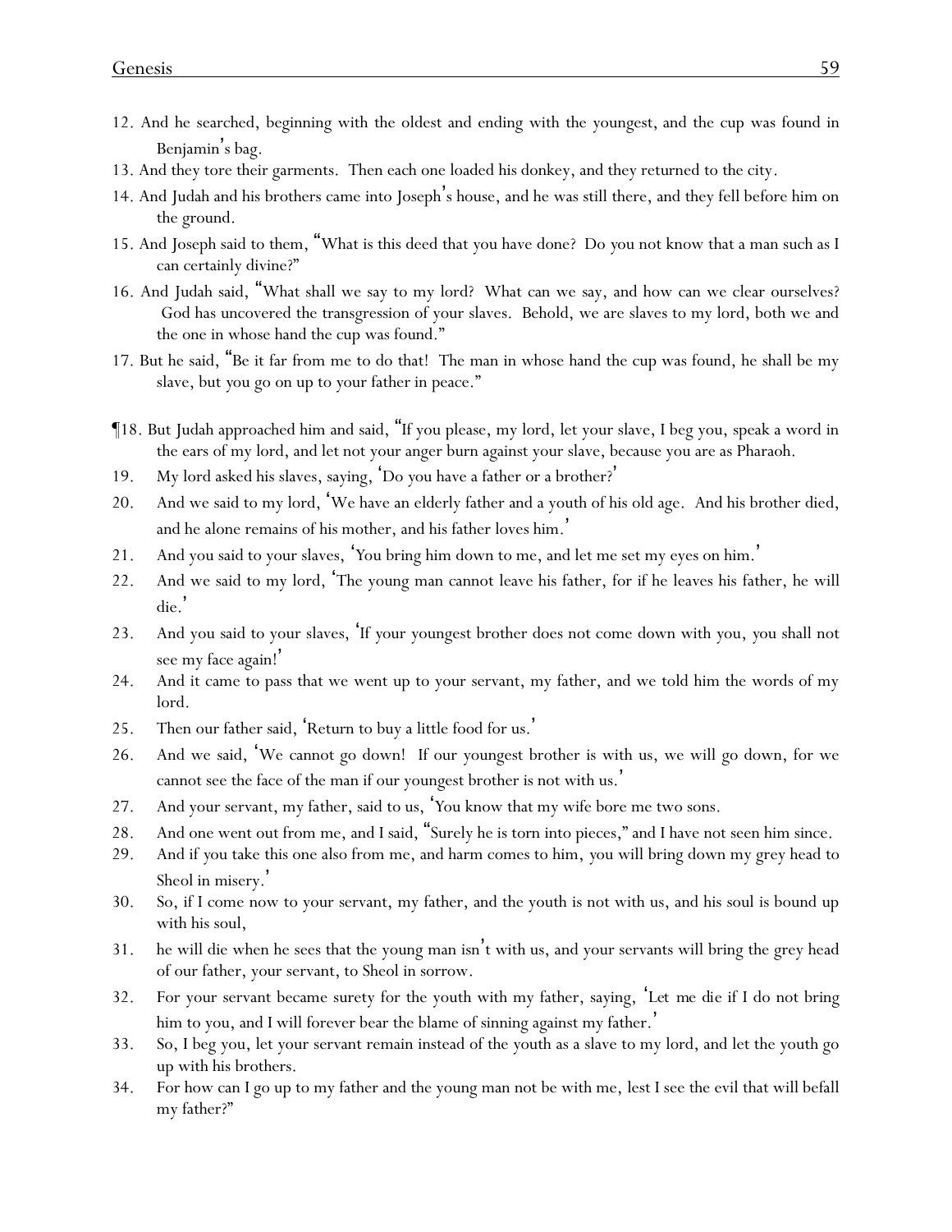12. And he searched, beginning with the oldest and ending with the youngest, and the cup was found in Benjamin's bag.
13. And they tore their garments. Then each one loaded his donkey, and they returned to the city.
14. And Judah and his brothers came into Joseph's house, and he was still there, and they fell before him on the ground.
15. And Joseph said to them, "What is this deed that you have done? Do you not know that a man such as I can certainly divine?"
16. And Judah said, "What shall we say to my lord? What can we say, and how can we clear ourselves? God has uncovered the transgression of your slaves. Behold, we are slaves to my lord, both we and the one in whose hand the cup was found."
17. But he said, "Be it far from me to do that! The man in whose hand the cup was found, he shall be my slave, but you go on up to your father in peace."

¶18. But Judah approached him and said, "If you please, my lord, let your slave, I beg you, speak a word in the ears of my lord, and let not your anger burn against your slave, because you are as Pharaoh.
19. My lord asked his slaves, saying, 'Do you have a father or a brother?'
20. And we said to my lord, 'We have an elderly father and a youth of his old age. And his brother died, and he alone remains of his mother, and his father loves him.'
21. And you said to your slaves, 'You bring him down to me, and let me set my eyes on him.'
22. And we said to my lord, 'The young man cannot leave his father, for if he leaves his father, he will die.'
23. And you said to your slaves, 'If your youngest brother does not come down with you, you shall not see my face again!'
24. And it came to pass that we went up to your servant, my father, and we told him the words of my lord.
25. Then our father said, 'Return to buy a little food for us.'
26. And we said, 'We cannot go down! If our youngest brother is with us, we will go down, for we cannot see the face of the man if our youngest brother is not with us.'
27. And your servant, my father, said to us, 'You know that my wife bore me two sons.
28. And one went out from me, and I said, "Surely he is torn into pieces," and I have not seen him since.
29. And if you take this one also from me, and harm comes to him, you will bring down my grey head to Sheol in misery.'
30. So, if I come now to your servant, my father, and the youth is not with us, and his soul is bound up with his soul,
31. he will die when he sees that the young man isn't with us, and your servants will bring the grey head of our father, your servant, to Sheol in sorrow.
32. For your servant became surety for the youth with my father, saying, 'Let me die if I do not bring him to you, and I will forever bear the blame of sinning against my father.'
33. So, I beg you, let your servant remain instead of the youth as a slave to my lord, and let the youth go up with his brothers.
34. For how can I go up to my father and the young man not be with me, lest I see the evil that will befall my father?"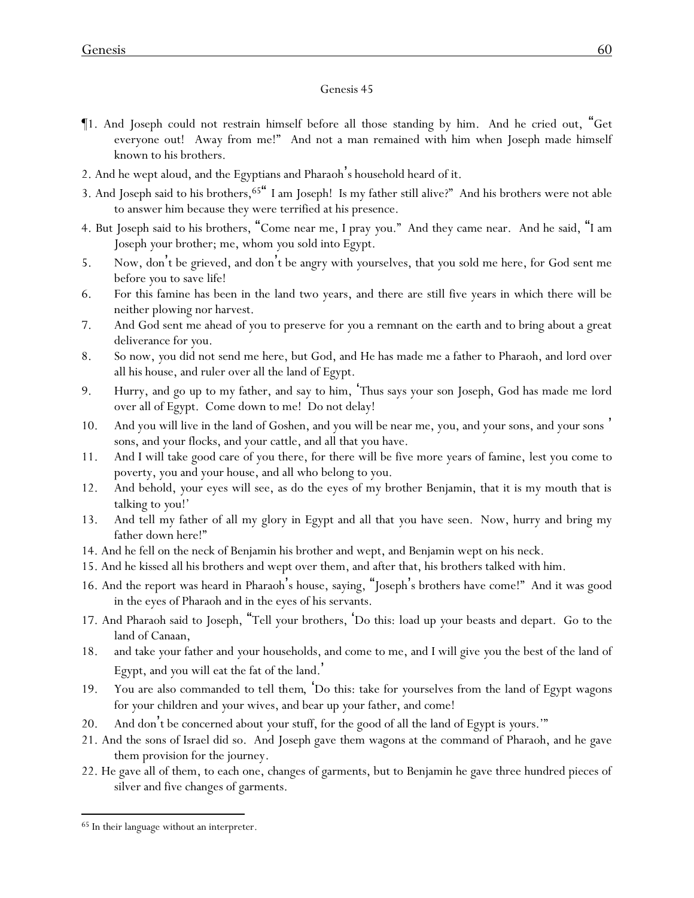## Genesis 45

¶1. And Joseph could not restrain himself before all those standing by him. And he cried out, "Get everyone out! Away from me!" And not a man remained with him when Joseph made himself known to his brothers.

2. And he wept aloud, and the Egyptians and Pharaoh's household heard of it.

3. And Joseph said to his brothers,[65] " I am Joseph! Is my father still alive?" And his brothers were not able to answer him because they were terrified at his presence.

4. But Joseph said to his brothers, "Come near me, I pray you." And they came near. And he said, "I am Joseph your brother; me, whom you sold into Egypt.

5. Now, don't be grieved, and don't be angry with yourselves, that you sold me here, for God sent me before you to save life!

6. For this famine has been in the land two years, and there are still five years in which there will be neither plowing nor harvest.

7. And God sent me ahead of you to preserve for you a remnant on the earth and to bring about a great deliverance for you.

8. So now, you did not send me here, but God, and He has made me a father to Pharaoh, and lord over all his house, and ruler over all the land of Egypt.

9. Hurry, and go up to my father, and say to him, 'Thus says your son Joseph, God has made me lord over all of Egypt. Come down to me! Do not delay!

10. And you will live in the land of Goshen, and you will be near me, you, and your sons, and your sons' sons, and your flocks, and your cattle, and all that you have.

11. And I will take good care of you there, for there will be five more years of famine, lest you come to poverty, you and your house, and all who belong to you.

12. And behold, your eyes will see, as do the eyes of my brother Benjamin, that it is my mouth that is talking to you!'

13. And tell my father of all my glory in Egypt and all that you have seen. Now, hurry and bring my father down here!"

14. And he fell on the neck of Benjamin his brother and wept, and Benjamin wept on his neck.

15. And he kissed all his brothers and wept over them, and after that, his brothers talked with him.

16. And the report was heard in Pharaoh's house, saying, "Joseph's brothers have come!" And it was good in the eyes of Pharaoh and in the eyes of his servants.

17. And Pharaoh said to Joseph, "Tell your brothers, 'Do this: load up your beasts and depart. Go to the land of Canaan,

18. and take your father and your households, and come to me, and I will give you the best of the land of Egypt, and you will eat the fat of the land.'

19. You are also commanded to tell them, 'Do this: take for yourselves from the land of Egypt wagons for your children and your wives, and bear up your father, and come!

20. And don't be concerned about your stuff, for the good of all the land of Egypt is yours.'"

21. And the sons of Israel did so. And Joseph gave them wagons at the command of Pharaoh, and he gave them provision for the journey.

22. He gave all of them, to each one, changes of garments, but to Benjamin he gave three hundred pieces of silver and five changes of garments.

---

[65] In their language without an interpreter.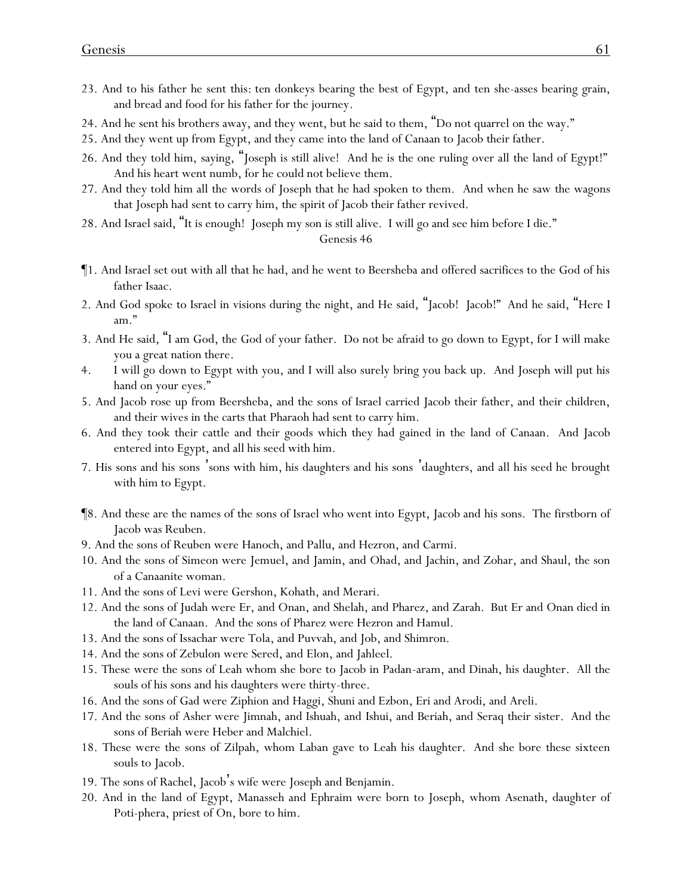23. And to his father he sent this: ten donkeys bearing the best of Egypt, and ten she-asses bearing grain, and bread and food for his father for the journey.

24. And he sent his brothers away, and they went, but he said to them, "Do not quarrel on the way."

25. And they went up from Egypt, and they came into the land of Canaan to Jacob their father.

26. And they told him, saying, "Joseph is still alive! And he is the one ruling over all the land of Egypt!" And his heart went numb, for he could not believe them.

27. And they told him all the words of Joseph that he had spoken to them. And when he saw the wagons that Joseph had sent to carry him, the spirit of Jacob their father revived.

28. And Israel said, "It is enough! Joseph my son is still alive. I will go and see him before I die."

Genesis 46

¶1. And Israel set out with all that he had, and he went to Beersheba and offered sacrifices to the God of his father Isaac.

2. And God spoke to Israel in visions during the night, and He said, "Jacob! Jacob!" And he said, "Here I am."

3. And He said, "I am God, the God of your father. Do not be afraid to go down to Egypt, for I will make you a great nation there.

4. I will go down to Egypt with you, and I will also surely bring you back up. And Joseph will put his hand on your eyes."

5. And Jacob rose up from Beersheba, and the sons of Israel carried Jacob their father, and their children, and their wives in the carts that Pharaoh had sent to carry him.

6. And they took their cattle and their goods which they had gained in the land of Canaan. And Jacob entered into Egypt, and all his seed with him.

7. His sons and his sons' sons with him, his daughters and his sons' daughters, and all his seed he brought with him to Egypt.

¶8. And these are the names of the sons of Israel who went into Egypt, Jacob and his sons. The firstborn of Jacob was Reuben.

9. And the sons of Reuben were Hanoch, and Pallu, and Hezron, and Carmi.

10. And the sons of Simeon were Jemuel, and Jamin, and Ohad, and Jachin, and Zohar, and Shaul, the son of a Canaanite woman.

11. And the sons of Levi were Gershon, Kohath, and Merari.

12. And the sons of Judah were Er, and Onan, and Shelah, and Pharez, and Zarah. But Er and Onan died in the land of Canaan. And the sons of Pharez were Hezron and Hamul.

13. And the sons of Issachar were Tola, and Puvvah, and Job, and Shimron.

14. And the sons of Zebulon were Sered, and Elon, and Jahleel.

15. These were the sons of Leah whom she bore to Jacob in Padan-aram, and Dinah, his daughter. All the souls of his sons and his daughters were thirty-three.

16. And the sons of Gad were Ziphion and Haggi, Shuni and Ezbon, Eri and Arodi, and Areli.

17. And the sons of Asher were Jimnah, and Ishuah, and Ishui, and Beriah, and Seraq their sister. And the sons of Beriah were Heber and Malchiel.

18. These were the sons of Zilpah, whom Laban gave to Leah his daughter. And she bore these sixteen souls to Jacob.

19. The sons of Rachel, Jacob's wife were Joseph and Benjamin.

20. And in the land of Egypt, Manasseh and Ephraim were born to Joseph, whom Asenath, daughter of Poti-phera, priest of On, bore to him.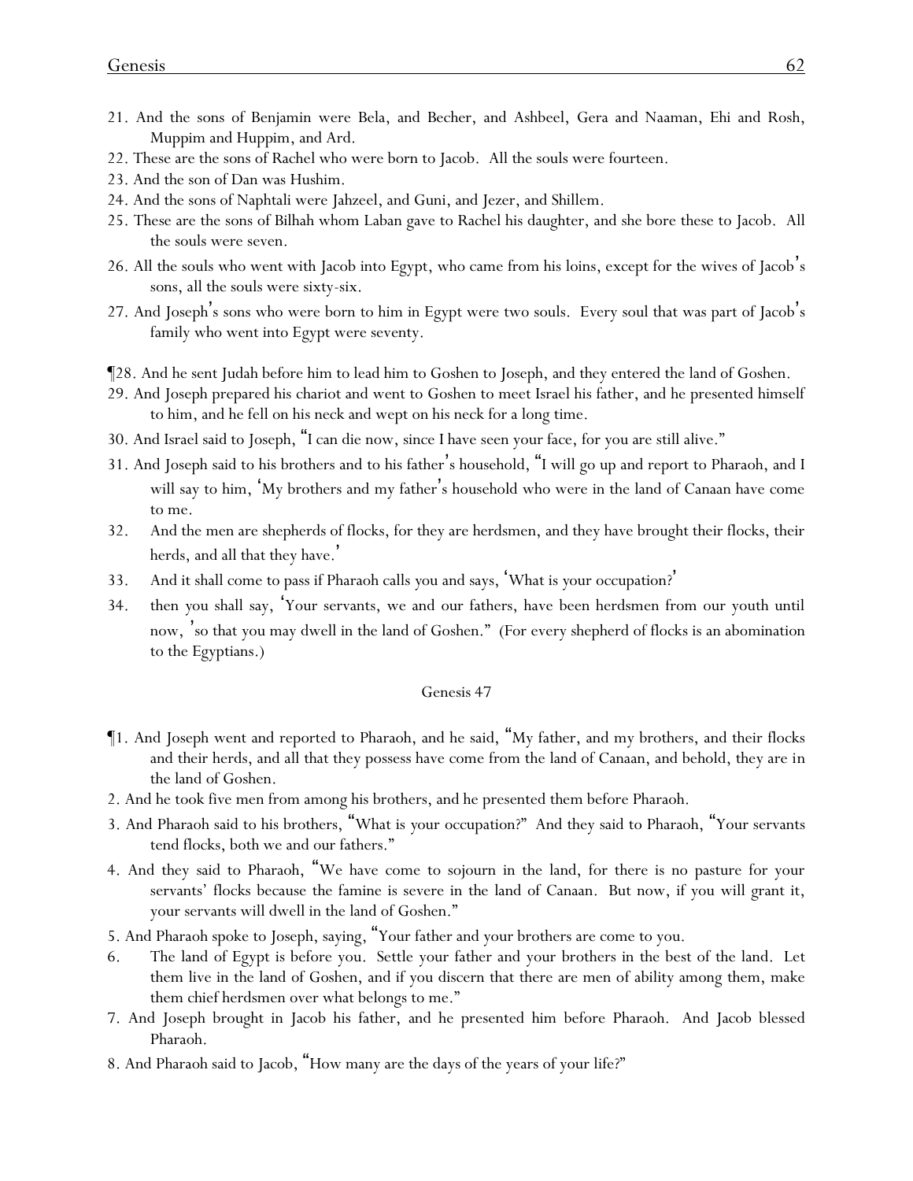21. And the sons of Benjamin were Bela, and Becher, and Ashbeel, Gera and Naaman, Ehi and Rosh, Muppim and Huppim, and Ard.
22. These are the sons of Rachel who were born to Jacob. All the souls were fourteen.
23. And the son of Dan was Hushim.
24. And the sons of Naphtali were Jahzeel, and Guni, and Jezer, and Shillem.
25. These are the sons of Bilhah whom Laban gave to Rachel his daughter, and she bore these to Jacob. All the souls were seven.
26. All the souls who went with Jacob into Egypt, who came from his loins, except for the wives of Jacob's sons, all the souls were sixty-six.
27. And Joseph's sons who were born to him in Egypt were two souls. Every soul that was part of Jacob's family who went into Egypt were seventy.

¶28. And he sent Judah before him to lead him to Goshen to Joseph, and they entered the land of Goshen.
29. And Joseph prepared his chariot and went to Goshen to meet Israel his father, and he presented himself to him, and he fell on his neck and wept on his neck for a long time.
30. And Israel said to Joseph, "I can die now, since I have seen your face, for you are still alive."
31. And Joseph said to his brothers and to his father's household, "I will go up and report to Pharaoh, and I will say to him, 'My brothers and my father's household who were in the land of Canaan have come to me.
32. And the men are shepherds of flocks, for they are herdsmen, and they have brought their flocks, their herds, and all that they have.'
33. And it shall come to pass if Pharaoh calls you and says, 'What is your occupation?'
34. then you shall say, 'Your servants, we and our fathers, have been herdsmen from our youth until now, 'so that you may dwell in the land of Goshen." (For every shepherd of flocks is an abomination to the Egyptians.)

Genesis 47

¶1. And Joseph went and reported to Pharaoh, and he said, "My father, and my brothers, and their flocks and their herds, and all that they possess have come from the land of Canaan, and behold, they are in the land of Goshen.
2. And he took five men from among his brothers, and he presented them before Pharaoh.
3. And Pharaoh said to his brothers, "What is your occupation?" And they said to Pharaoh, "Your servants tend flocks, both we and our fathers."
4. And they said to Pharaoh, "We have come to sojourn in the land, for there is no pasture for your servants' flocks because the famine is severe in the land of Canaan. But now, if you will grant it, your servants will dwell in the land of Goshen."
5. And Pharaoh spoke to Joseph, saying, "Your father and your brothers are come to you.
6. The land of Egypt is before you. Settle your father and your brothers in the best of the land. Let them live in the land of Goshen, and if you discern that there are men of ability among them, make them chief herdsmen over what belongs to me."
7. And Joseph brought in Jacob his father, and he presented him before Pharaoh. And Jacob blessed Pharaoh.
8. And Pharaoh said to Jacob, "How many are the days of the years of your life?"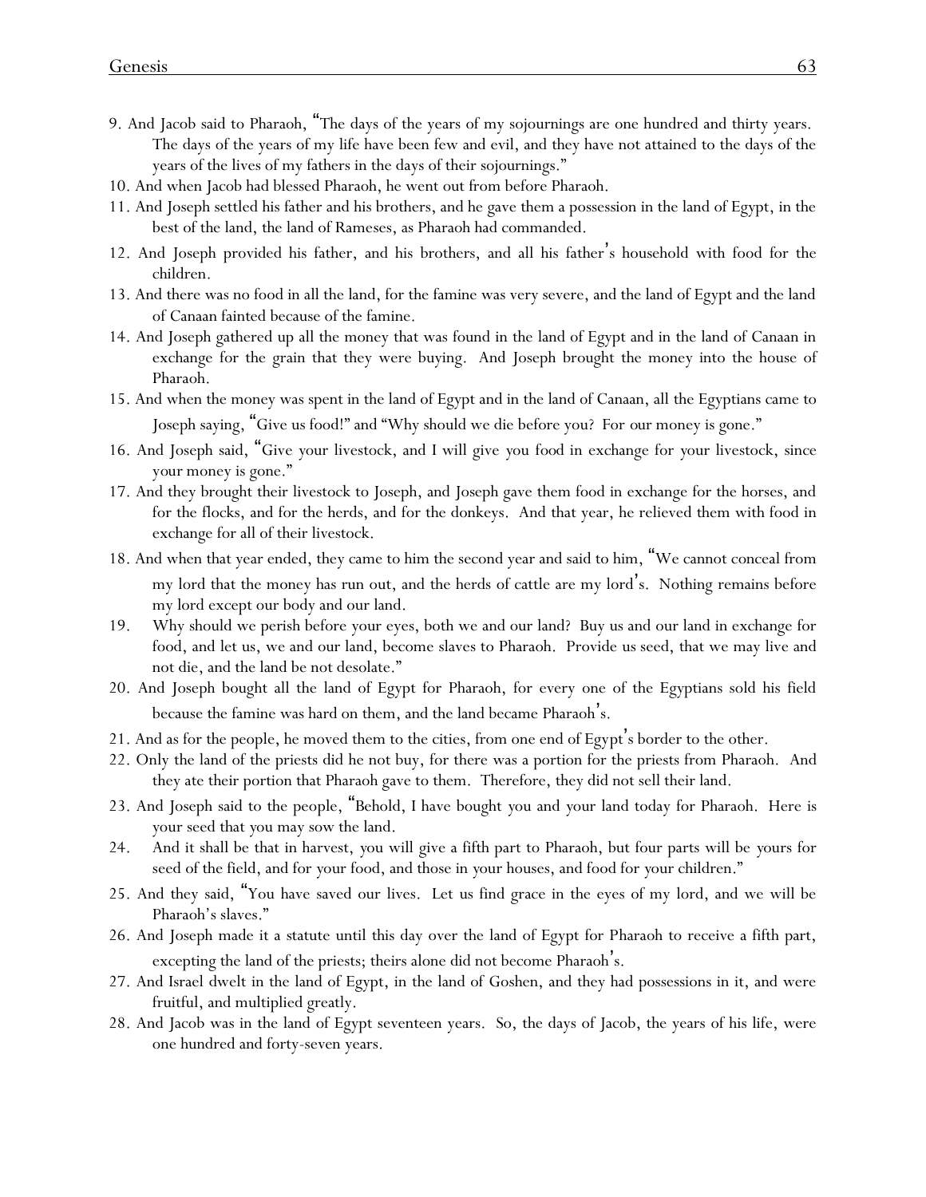9. And Jacob said to Pharaoh, "The days of the years of my sojournings are one hundred and thirty years. The days of the years of my life have been few and evil, and they have not attained to the days of the years of the lives of my fathers in the days of their sojournings."
10. And when Jacob had blessed Pharaoh, he went out from before Pharaoh.
11. And Joseph settled his father and his brothers, and he gave them a possession in the land of Egypt, in the best of the land, the land of Rameses, as Pharaoh had commanded.
12. And Joseph provided his father, and his brothers, and all his father's household with food for the children.
13. And there was no food in all the land, for the famine was very severe, and the land of Egypt and the land of Canaan fainted because of the famine.
14. And Joseph gathered up all the money that was found in the land of Egypt and in the land of Canaan in exchange for the grain that they were buying. And Joseph brought the money into the house of Pharaoh.
15. And when the money was spent in the land of Egypt and in the land of Canaan, all the Egyptians came to Joseph saying, "Give us food!" and "Why should we die before you? For our money is gone."
16. And Joseph said, "Give your livestock, and I will give you food in exchange for your livestock, since your money is gone."
17. And they brought their livestock to Joseph, and Joseph gave them food in exchange for the horses, and for the flocks, and for the herds, and for the donkeys. And that year, he relieved them with food in exchange for all of their livestock.
18. And when that year ended, they came to him the second year and said to him, "We cannot conceal from my lord that the money has run out, and the herds of cattle are my lord's. Nothing remains before my lord except our body and our land.
19. Why should we perish before your eyes, both we and our land? Buy us and our land in exchange for food, and let us, we and our land, become slaves to Pharaoh. Provide us seed, that we may live and not die, and the land be not desolate."
20. And Joseph bought all the land of Egypt for Pharaoh, for every one of the Egyptians sold his field because the famine was hard on them, and the land became Pharaoh's.
21. And as for the people, he moved them to the cities, from one end of Egypt's border to the other.
22. Only the land of the priests did he not buy, for there was a portion for the priests from Pharaoh. And they ate their portion that Pharaoh gave to them. Therefore, they did not sell their land.
23. And Joseph said to the people, "Behold, I have bought you and your land today for Pharaoh. Here is your seed that you may sow the land.
24. And it shall be that in harvest, you will give a fifth part to Pharaoh, but four parts will be yours for seed of the field, and for your food, and those in your houses, and food for your children."
25. And they said, "You have saved our lives. Let us find grace in the eyes of my lord, and we will be Pharaoh's slaves."
26. And Joseph made it a statute until this day over the land of Egypt for Pharaoh to receive a fifth part, excepting the land of the priests; theirs alone did not become Pharaoh's.
27. And Israel dwelt in the land of Egypt, in the land of Goshen, and they had possessions in it, and were fruitful, and multiplied greatly.
28. And Jacob was in the land of Egypt seventeen years. So, the days of Jacob, the years of his life, were one hundred and forty-seven years.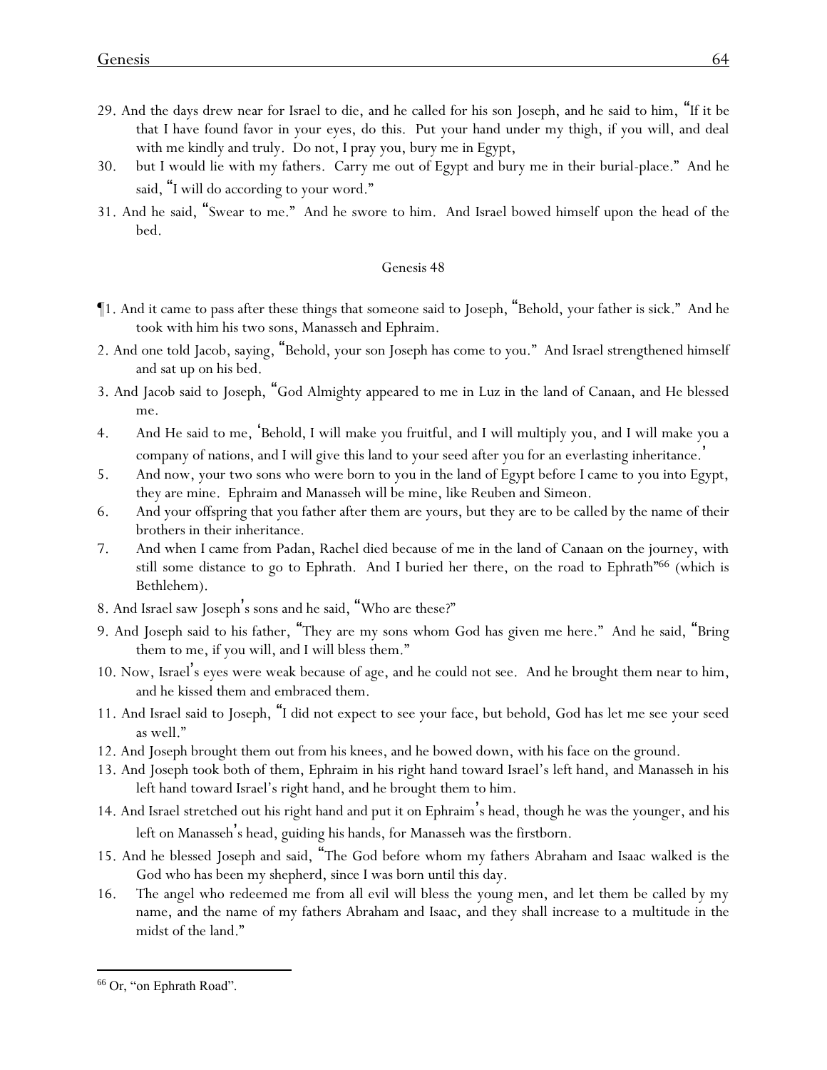29. And the days drew near for Israel to die, and he called for his son Joseph, and he said to him, "If it be that I have found favor in your eyes, do this. Put your hand under my thigh, if you will, and deal with me kindly and truly. Do not, I pray you, bury me in Egypt,

30. but I would lie with my fathers. Carry me out of Egypt and bury me in their burial-place." And he said, "I will do according to your word."

31. And he said, "Swear to me." And he swore to him. And Israel bowed himself upon the head of the bed.

## Genesis 48

¶1. And it came to pass after these things that someone said to Joseph, "Behold, your father is sick." And he took with him his two sons, Manasseh and Ephraim.

2. And one told Jacob, saying, "Behold, your son Joseph has come to you." And Israel strengthened himself and sat up on his bed.

3. And Jacob said to Joseph, "God Almighty appeared to me in Luz in the land of Canaan, and He blessed me.

4. And He said to me, 'Behold, I will make you fruitful, and I will multiply you, and I will make you a company of nations, and I will give this land to your seed after you for an everlasting inheritance.'

5. And now, your two sons who were born to you in the land of Egypt before I came to you into Egypt, they are mine. Ephraim and Manasseh will be mine, like Reuben and Simeon.

6. And your offspring that you father after them are yours, but they are to be called by the name of their brothers in their inheritance.

7. And when I came from Padan, Rachel died because of me in the land of Canaan on the journey, with still some distance to go to Ephrath. And I buried her there, on the road to Ephrath"[66] (which is Bethlehem).

8. And Israel saw Joseph's sons and he said, "Who are these?"

9. And Joseph said to his father, "They are my sons whom God has given me here." And he said, "Bring them to me, if you will, and I will bless them."

10. Now, Israel's eyes were weak because of age, and he could not see. And he brought them near to him, and he kissed them and embraced them.

11. And Israel said to Joseph, "I did not expect to see your face, but behold, God has let me see your seed as well."

12. And Joseph brought them out from his knees, and he bowed down, with his face on the ground.

13. And Joseph took both of them, Ephraim in his right hand toward Israel's left hand, and Manasseh in his left hand toward Israel's right hand, and he brought them to him.

14. And Israel stretched out his right hand and put it on Ephraim's head, though he was the younger, and his left on Manasseh's head, guiding his hands, for Manasseh was the firstborn.

15. And he blessed Joseph and said, "The God before whom my fathers Abraham and Isaac walked is the God who has been my shepherd, since I was born until this day.

16. The angel who redeemed me from all evil will bless the young men, and let them be called by my name, and the name of my fathers Abraham and Isaac, and they shall increase to a multitude in the midst of the land."

---

[66] Or, "on Ephrath Road".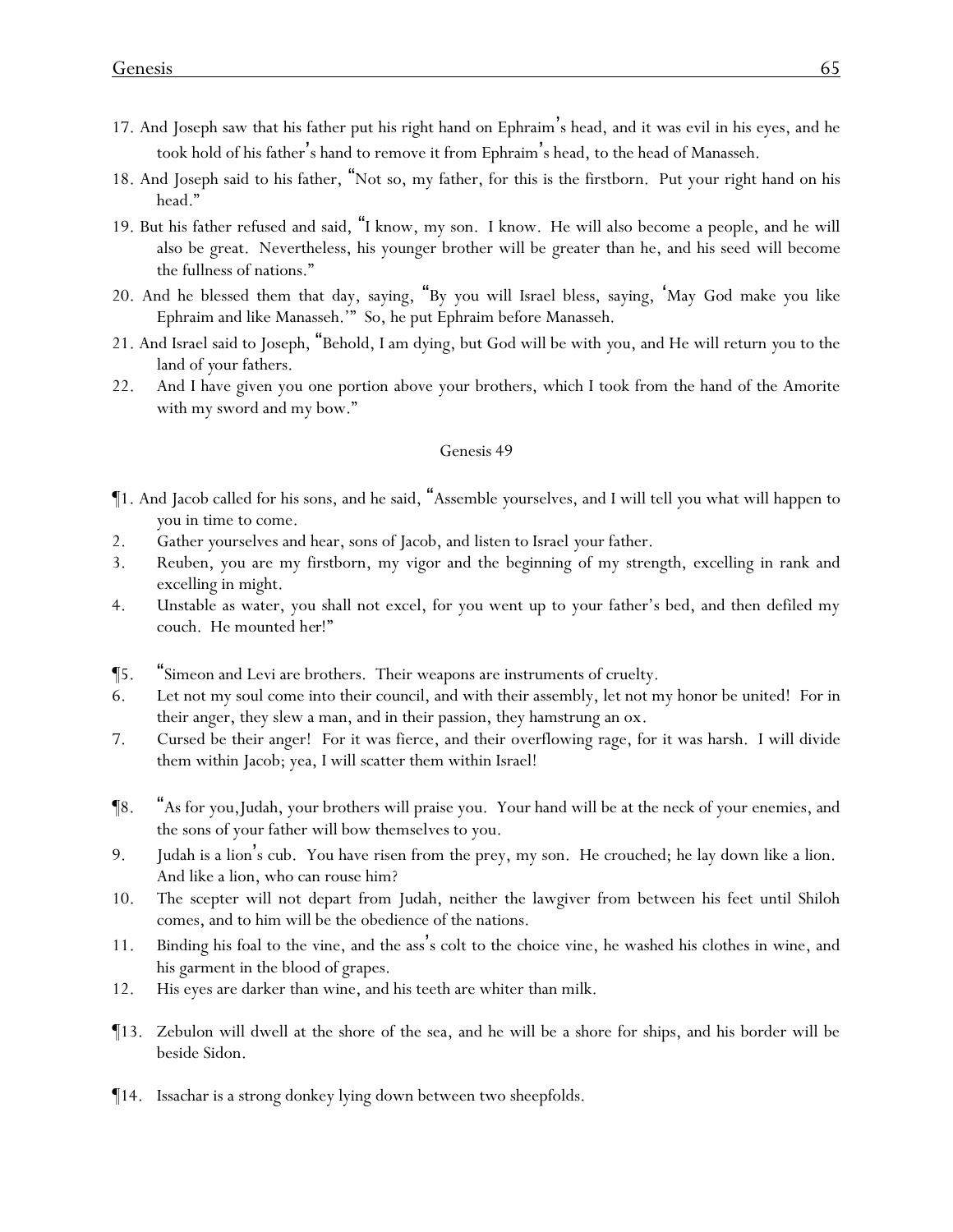17. And Joseph saw that his father put his right hand on Ephraim's head, and it was evil in his eyes, and he took hold of his father's hand to remove it from Ephraim's head, to the head of Manasseh.
18. And Joseph said to his father, "Not so, my father, for this is the firstborn. Put your right hand on his head."
19. But his father refused and said, "I know, my son. I know. He will also become a people, and he will also be great. Nevertheless, his younger brother will be greater than he, and his seed will become the fullness of nations."
20. And he blessed them that day, saying, "By you will Israel bless, saying, 'May God make you like Ephraim and like Manasseh.'" So, he put Ephraim before Manasseh.
21. And Israel said to Joseph, "Behold, I am dying, but God will be with you, and He will return you to the land of your fathers.
22. And I have given you one portion above your brothers, which I took from the hand of the Amorite with my sword and my bow."

## Genesis 49

¶1. And Jacob called for his sons, and he said, "Assemble yourselves, and I will tell you what will happen to you in time to come.
2. Gather yourselves and hear, sons of Jacob, and listen to Israel your father.
3. Reuben, you are my firstborn, my vigor and the beginning of my strength, excelling in rank and excelling in might.
4. Unstable as water, you shall not excel, for you went up to your father's bed, and then defiled my couch. He mounted her!"

¶5. "Simeon and Levi are brothers. Their weapons are instruments of cruelty.
6. Let not my soul come into their council, and with their assembly, let not my honor be united! For in their anger, they slew a man, and in their passion, they hamstrung an ox.
7. Cursed be their anger! For it was fierce, and their overflowing rage, for it was harsh. I will divide them within Jacob; yea, I will scatter them within Israel!

¶8. "As for you, Judah, your brothers will praise you. Your hand will be at the neck of your enemies, and the sons of your father will bow themselves to you.
9. Judah is a lion's cub. You have risen from the prey, my son. He crouched; he lay down like a lion. And like a lion, who can rouse him?
10. The scepter will not depart from Judah, neither the lawgiver from between his feet until Shiloh comes, and to him will be the obedience of the nations.
11. Binding his foal to the vine, and the ass's colt to the choice vine, he washed his clothes in wine, and his garment in the blood of grapes.
12. His eyes are darker than wine, and his teeth are whiter than milk.

¶13. Zebulon will dwell at the shore of the sea, and he will be a shore for ships, and his border will be beside Sidon.

¶14. Issachar is a strong donkey lying down between two sheepfolds.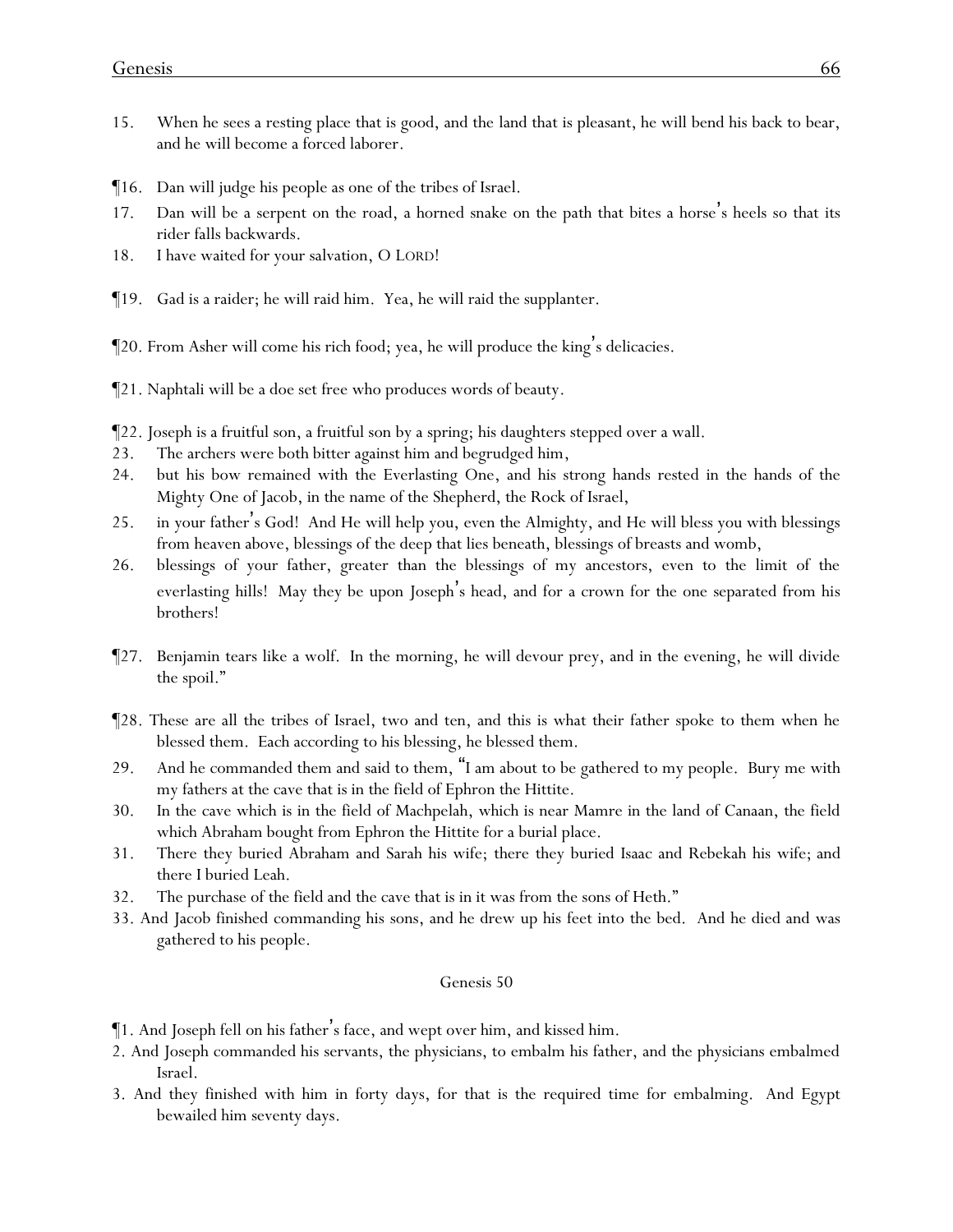15. When he sees a resting place that is good, and the land that is pleasant, he will bend his back to bear, and he will become a forced laborer.

¶16. Dan will judge his people as one of the tribes of Israel.
17. Dan will be a serpent on the road, a horned snake on the path that bites a horse's heels so that its rider falls backwards.
18. I have waited for your salvation, O LORD!

¶19. Gad is a raider; he will raid him. Yea, he will raid the supplanter.

¶20. From Asher will come his rich food; yea, he will produce the king's delicacies.

¶21. Naphtali will be a doe set free who produces words of beauty.

¶22. Joseph is a fruitful son, a fruitful son by a spring; his daughters stepped over a wall.
23. The archers were both bitter against him and begrudged him,
24. but his bow remained with the Everlasting One, and his strong hands rested in the hands of the Mighty One of Jacob, in the name of the Shepherd, the Rock of Israel,
25. in your father's God! And He will help you, even the Almighty, and He will bless you with blessings from heaven above, blessings of the deep that lies beneath, blessings of breasts and womb,
26. blessings of your father, greater than the blessings of my ancestors, even to the limit of the everlasting hills! May they be upon Joseph's head, and for a crown for the one separated from his brothers!

¶27. Benjamin tears like a wolf. In the morning, he will devour prey, and in the evening, he will divide the spoil."

¶28. These are all the tribes of Israel, two and ten, and this is what their father spoke to them when he blessed them. Each according to his blessing, he blessed them.
29. And he commanded them and said to them, "I am about to be gathered to my people. Bury me with my fathers at the cave that is in the field of Ephron the Hittite.
30. In the cave which is in the field of Machpelah, which is near Mamre in the land of Canaan, the field which Abraham bought from Ephron the Hittite for a burial place.
31. There they buried Abraham and Sarah his wife; there they buried Isaac and Rebekah his wife; and there I buried Leah.
32. The purchase of the field and the cave that is in it was from the sons of Heth."
33. And Jacob finished commanding his sons, and he drew up his feet into the bed. And he died and was gathered to his people.

## Genesis 50

¶1. And Joseph fell on his father's face, and wept over him, and kissed him.
2. And Joseph commanded his servants, the physicians, to embalm his father, and the physicians embalmed Israel.
3. And they finished with him in forty days, for that is the required time for embalming. And Egypt bewailed him seventy days.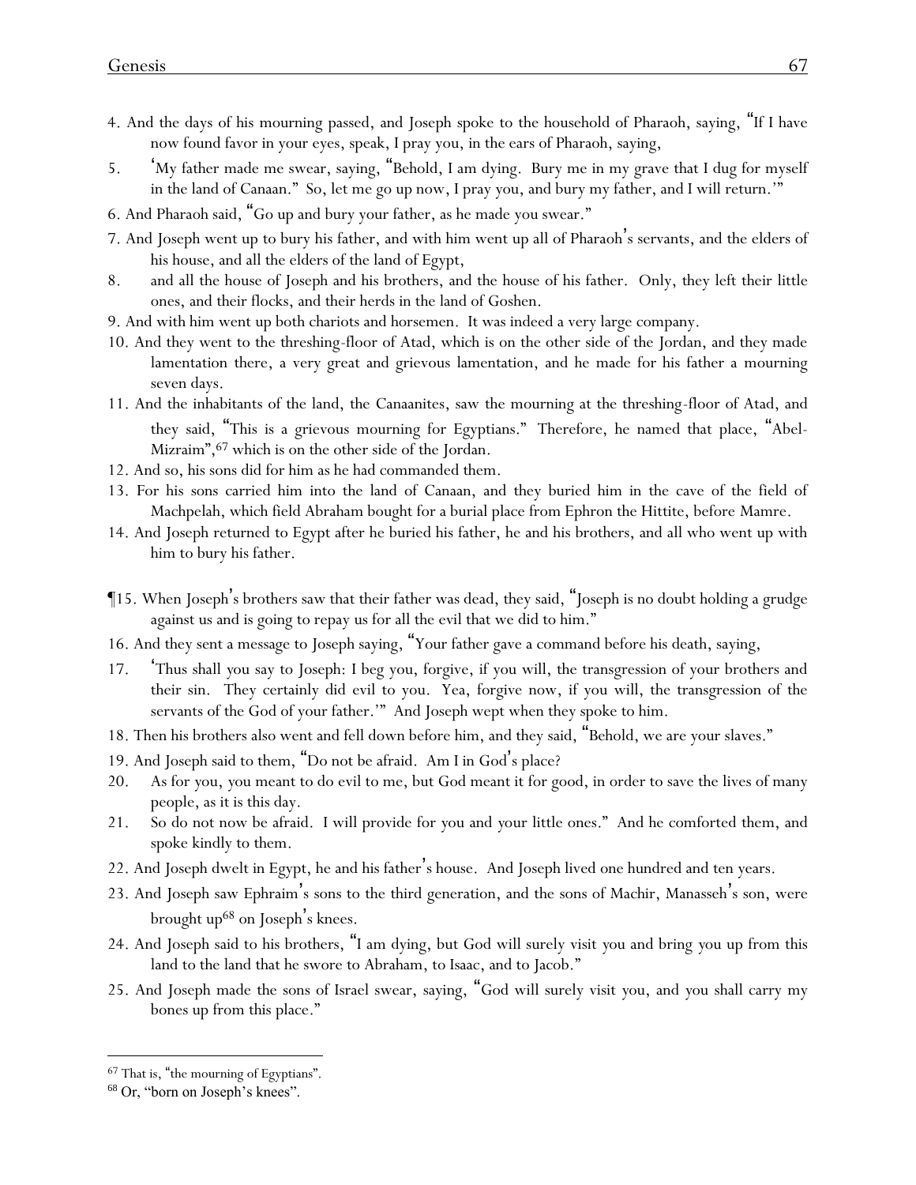4. And the days of his mourning passed, and Joseph spoke to the household of Pharaoh, saying, "If I have now found favor in your eyes, speak, I pray you, in the ears of Pharaoh, saying,

5. 'My father made me swear, saying, "Behold, I am dying. Bury me in my grave that I dug for myself in the land of Canaan." So, let me go up now, I pray you, and bury my father, and I will return.'"

6. And Pharaoh said, "Go up and bury your father, as he made you swear."

7. And Joseph went up to bury his father, and with him went up all of Pharaoh's servants, and the elders of his house, and all the elders of the land of Egypt,

8. and all the house of Joseph and his brothers, and the house of his father. Only, they left their little ones, and their flocks, and their herds in the land of Goshen.

9. And with him went up both chariots and horsemen. It was indeed a very large company.

10. And they went to the threshing-floor of Atad, which is on the other side of the Jordan, and they made lamentation there, a very great and grievous lamentation, and he made for his father a mourning seven days.

11. And the inhabitants of the land, the Canaanites, saw the mourning at the threshing-floor of Atad, and they said, "This is a grievous mourning for Egyptians." Therefore, he named that place, "Abel-Mizraim",[67] which is on the other side of the Jordan.

12. And so, his sons did for him as he had commanded them.

13. For his sons carried him into the land of Canaan, and they buried him in the cave of the field of Machpelah, which field Abraham bought for a burial place from Ephron the Hittite, before Mamre.

14. And Joseph returned to Egypt after he buried his father, he and his brothers, and all who went up with him to bury his father.

¶15. When Joseph's brothers saw that their father was dead, they said, "Joseph is no doubt holding a grudge against us and is going to repay us for all the evil that we did to him."

16. And they sent a message to Joseph saying, "Your father gave a command before his death, saying,

17. 'Thus shall you say to Joseph: I beg you, forgive, if you will, the transgression of your brothers and their sin. They certainly did evil to you. Yea, forgive now, if you will, the transgression of the servants of the God of your father.'" And Joseph wept when they spoke to him.

18. Then his brothers also went and fell down before him, and they said, "Behold, we are your slaves."

19. And Joseph said to them, "Do not be afraid. Am I in God's place?

20. As for you, you meant to do evil to me, but God meant it for good, in order to save the lives of many people, as it is this day.

21. So do not now be afraid. I will provide for you and your little ones." And he comforted them, and spoke kindly to them.

22. And Joseph dwelt in Egypt, he and his father's house. And Joseph lived one hundred and ten years.

23. And Joseph saw Ephraim's sons to the third generation, and the sons of Machir, Manasseh's son, were brought up[68] on Joseph's knees.

24. And Joseph said to his brothers, "I am dying, but God will surely visit you and bring you up from this land to the land that he swore to Abraham, to Isaac, and to Jacob."

25. And Joseph made the sons of Israel swear, saying, "God will surely visit you, and you shall carry my bones up from this place."

---

[67] That is, "the mourning of Egyptians".

[68] Or, "born on Joseph's knees".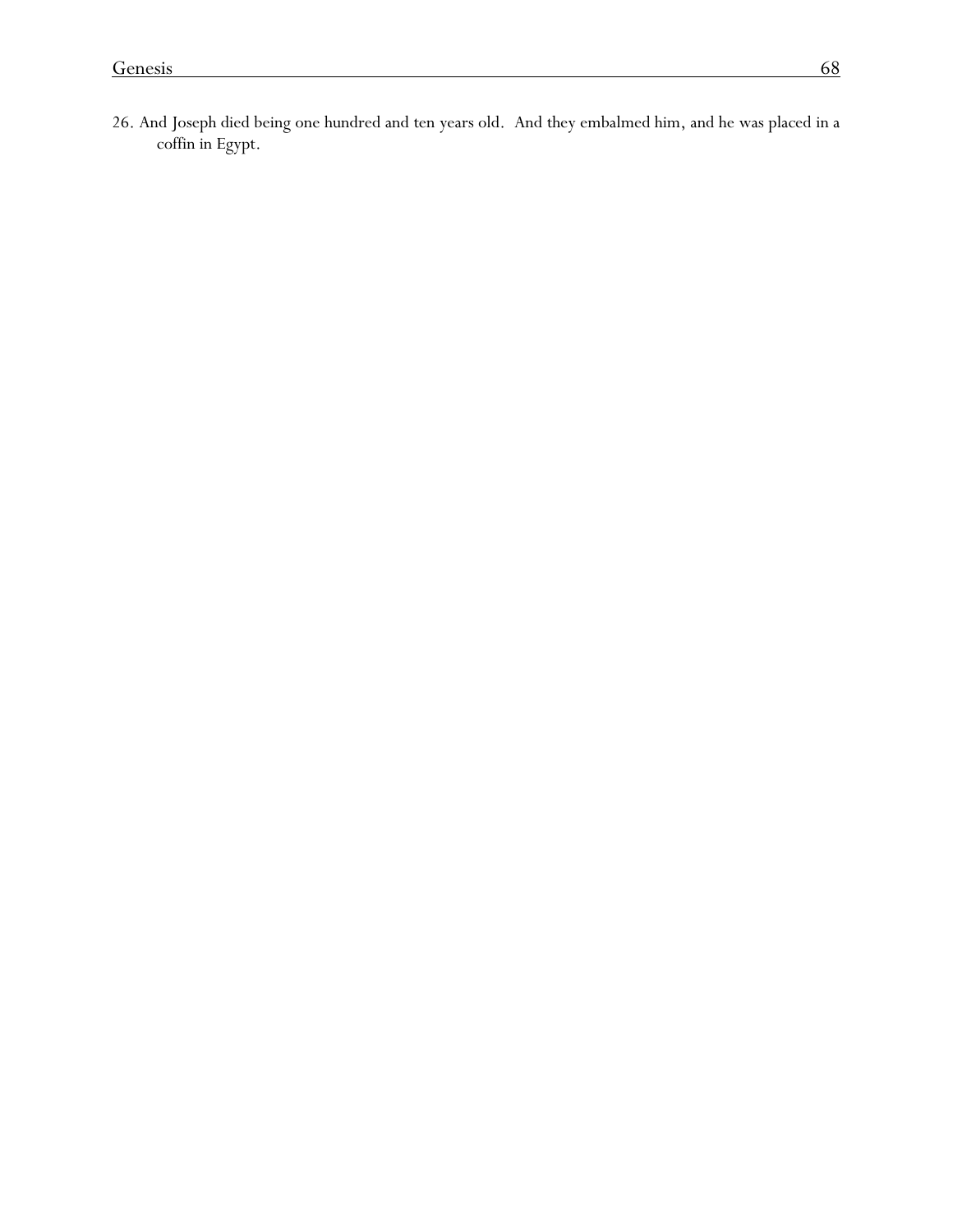26. And Joseph died being one hundred and ten years old. And they embalmed him, and he was placed in a coffin in Egypt.